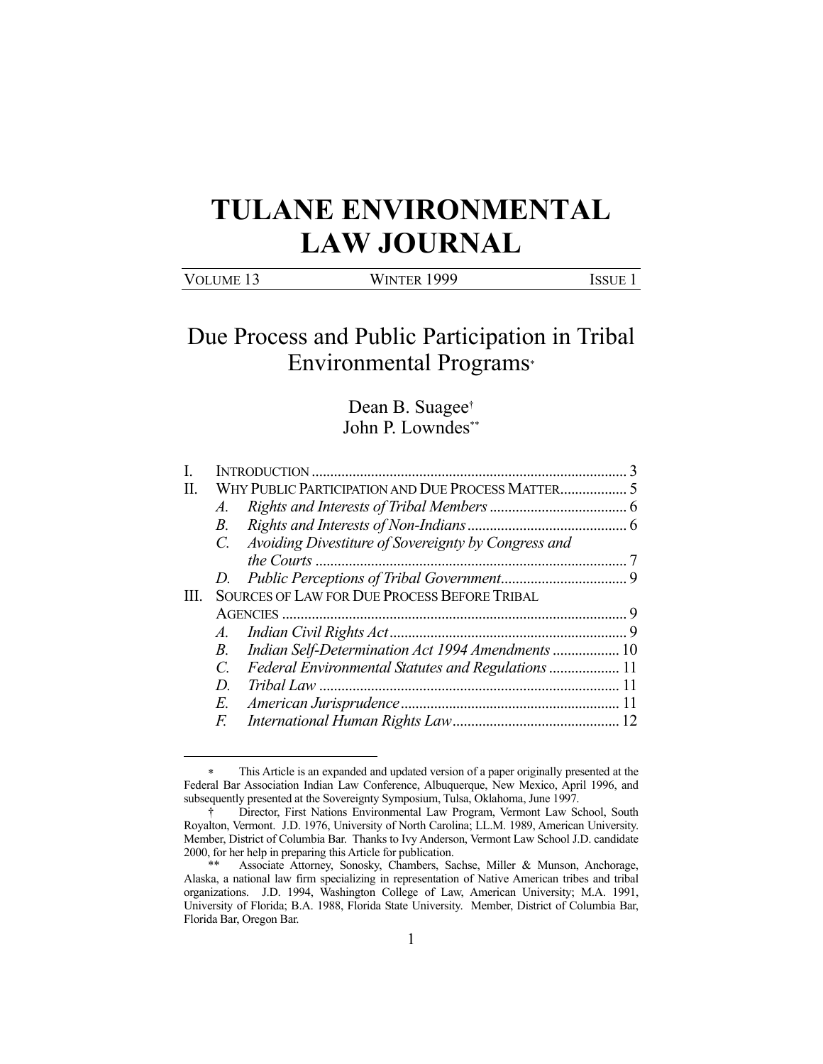# TULANE ENVIRONMENTAL LAW JOURNAL

| VOLUME 13 | WINTER 1999 | ISSUE 1 |
|---|---|---|

## Due Process and Public Participation in Tribal Environmental Programs*

Dean B. Suagee†
John P. Lowndes**

I. INTRODUCTION .......... 3
II. WHY PUBLIC PARTICIPATION AND DUE PROCESS MATTER .......... 5
  A. *Rights and Interests of Tribal Members* .......... 6
  B. *Rights and Interests of Non-Indians* .......... 6
  C. *Avoiding Divestiture of Sovereignty by Congress and the Courts* .......... 7
  D. *Public Perceptions of Tribal Government* .......... 9
III. SOURCES OF LAW FOR DUE PROCESS BEFORE TRIBAL AGENCIES .......... 9
  A. *Indian Civil Rights Act* .......... 9
  B. *Indian Self-Determination Act 1994 Amendments* .......... 10
  C. *Federal Environmental Statutes and Regulations* .......... 11
  D. *Tribal Law* .......... 11
  E. *American Jurisprudence* .......... 11
  F. *International Human Rights Law* .......... 12

---

\* This Article is an expanded and updated version of a paper originally presented at the Federal Bar Association Indian Law Conference, Albuquerque, New Mexico, April 1996, and subsequently presented at the Sovereignty Symposium, Tulsa, Oklahoma, June 1997.

† Director, First Nations Environmental Law Program, Vermont Law School, South Royalton, Vermont. J.D. 1976, University of North Carolina; LL.M. 1989, American University. Member, District of Columbia Bar. Thanks to Ivy Anderson, Vermont Law School J.D. candidate 2000, for her help in preparing this Article for publication.

\*\* Associate Attorney, Sonosky, Chambers, Sachse, Miller & Munson, Anchorage, Alaska, a national law firm specializing in representation of Native American tribes and tribal organizations. J.D. 1994, Washington College of Law, American University; M.A. 1991, University of Florida; B.A. 1988, Florida State University. Member, District of Columbia Bar, Florida Bar, Oregon Bar.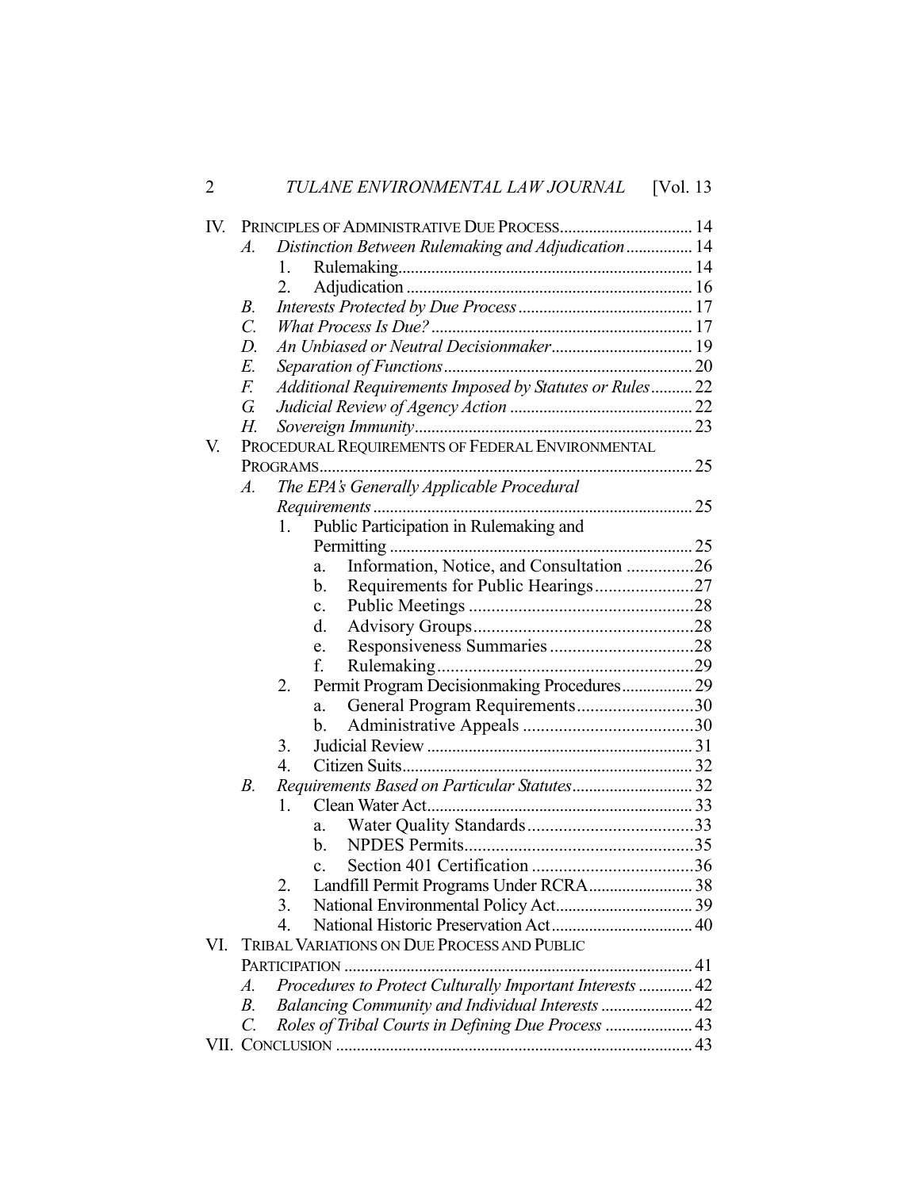IV. PRINCIPLES OF ADMINISTRATIVE DUE PROCESS ........ 14
  - *A. Distinction Between Rulemaking and Adjudication* ........ 14
    1. Rulemaking ........ 14
    2. Adjudication ........ 16
  - *B. Interests Protected by Due Process* ........ 17
  - *C. What Process Is Due?* ........ 17
  - *D. An Unbiased or Neutral Decisionmaker* ........ 19
  - *E. Separation of Functions* ........ 20
  - *F. Additional Requirements Imposed by Statutes or Rules* ........ 22
  - *G. Judicial Review of Agency Action* ........ 22
  - *H. Sovereign Immunity* ........ 23

V. PROCEDURAL REQUIREMENTS OF FEDERAL ENVIRONMENTAL PROGRAMS ........ 25
  - *A. The EPA's Generally Applicable Procedural Requirements* ........ 25
    1. Public Participation in Rulemaking and Permitting ........ 25
       a. Information, Notice, and Consultation ........ 26
       b. Requirements for Public Hearings ........ 27
       c. Public Meetings ........ 28
       d. Advisory Groups ........ 28
       e. Responsiveness Summaries ........ 28
       f. Rulemaking ........ 29
    2. Permit Program Decisionmaking Procedures ........ 29
       a. General Program Requirements ........ 30
       b. Administrative Appeals ........ 30
    3. Judicial Review ........ 31
    4. Citizen Suits ........ 32
  - *B. Requirements Based on Particular Statutes* ........ 32
    1. Clean Water Act ........ 33
       a. Water Quality Standards ........ 33
       b. NPDES Permits ........ 35
       c. Section 401 Certification ........ 36
    2. Landfill Permit Programs Under RCRA ........ 38
    3. National Environmental Policy Act ........ 39
    4. National Historic Preservation Act ........ 40

VI. TRIBAL VARIATIONS ON DUE PROCESS AND PUBLIC PARTICIPATION ........ 41
  - *A. Procedures to Protect Culturally Important Interests* ........ 42
  - *B. Balancing Community and Individual Interests* ........ 42
  - *C. Roles of Tribal Courts in Defining Due Process* ........ 43

VII. CONCLUSION ........ 43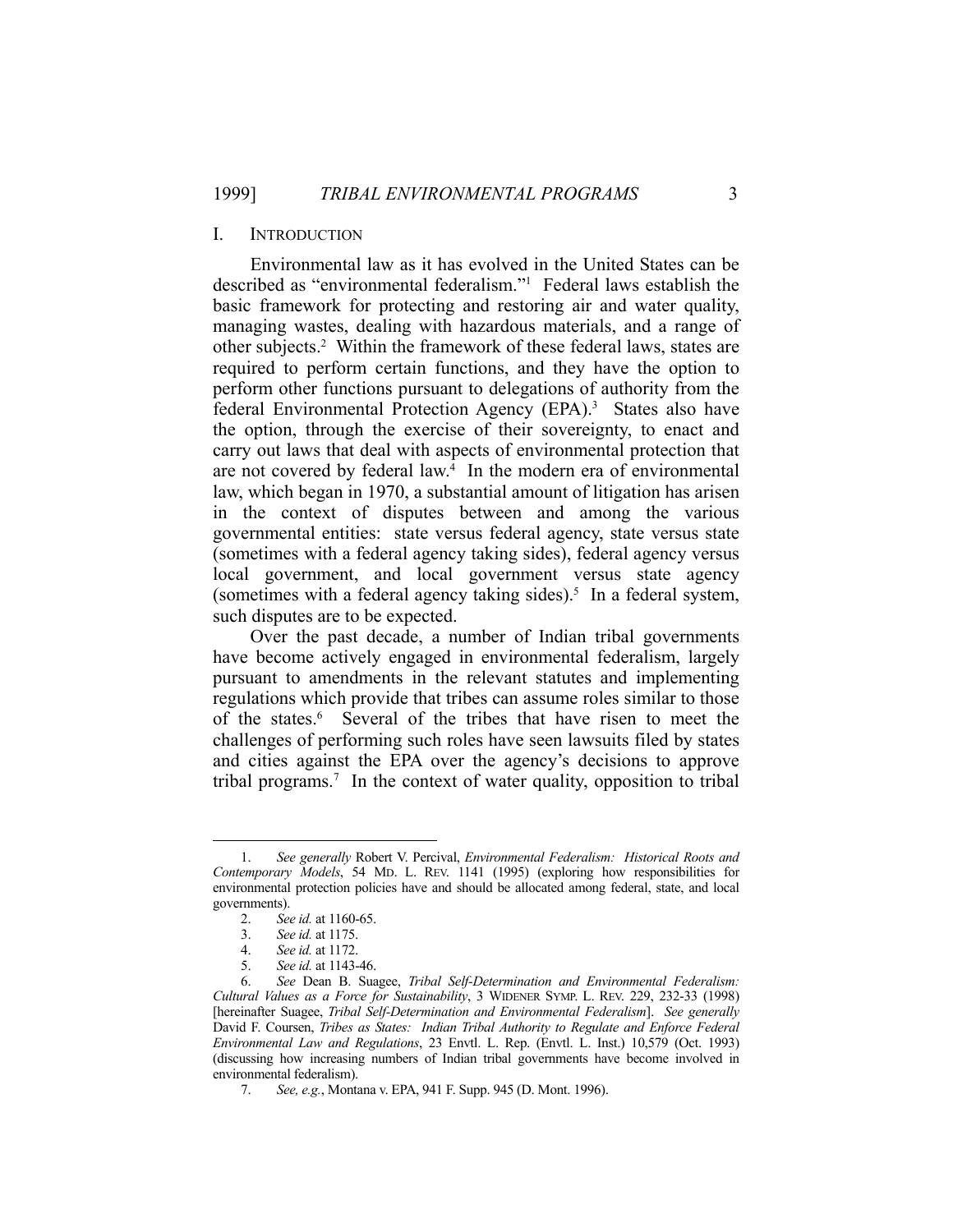## I. INTRODUCTION

Environmental law as it has evolved in the United States can be described as "environmental federalism."[1] Federal laws establish the basic framework for protecting and restoring air and water quality, managing wastes, dealing with hazardous materials, and a range of other subjects.[2] Within the framework of these federal laws, states are required to perform certain functions, and they have the option to perform other functions pursuant to delegations of authority from the federal Environmental Protection Agency (EPA).[3] States also have the option, through the exercise of their sovereignty, to enact and carry out laws that deal with aspects of environmental protection that are not covered by federal law.[4] In the modern era of environmental law, which began in 1970, a substantial amount of litigation has arisen in the context of disputes between and among the various governmental entities: state versus federal agency, state versus state (sometimes with a federal agency taking sides), federal agency versus local government, and local government versus state agency (sometimes with a federal agency taking sides).[5] In a federal system, such disputes are to be expected.

Over the past decade, a number of Indian tribal governments have become actively engaged in environmental federalism, largely pursuant to amendments in the relevant statutes and implementing regulations which provide that tribes can assume roles similar to those of the states.[6] Several of the tribes that have risen to meet the challenges of performing such roles have seen lawsuits filed by states and cities against the EPA over the agency's decisions to approve tribal programs.[7] In the context of water quality, opposition to tribal

---

1. *See generally* Robert V. Percival, *Environmental Federalism: Historical Roots and Contemporary Models*, 54 MD. L. REV. 1141 (1995) (exploring how responsibilities for environmental protection policies have and should be allocated among federal, state, and local governments).

2. *See id.* at 1160-65.

3. *See id.* at 1175.

4. *See id.* at 1172.

5. *See id.* at 1143-46.

6. *See* Dean B. Suagee, *Tribal Self-Determination and Environmental Federalism: Cultural Values as a Force for Sustainability*, 3 WIDENER SYMP. L. REV. 229, 232-33 (1998) [hereinafter Suagee, *Tribal Self-Determination and Environmental Federalism*]. *See generally* David F. Coursen, *Tribes as States: Indian Tribal Authority to Regulate and Enforce Federal Environmental Law and Regulations*, 23 Envtl. L. Rep. (Envtl. L. Inst.) 10,579 (Oct. 1993) (discussing how increasing numbers of Indian tribal governments have become involved in environmental federalism).

7. *See, e.g.*, Montana v. EPA, 941 F. Supp. 945 (D. Mont. 1996).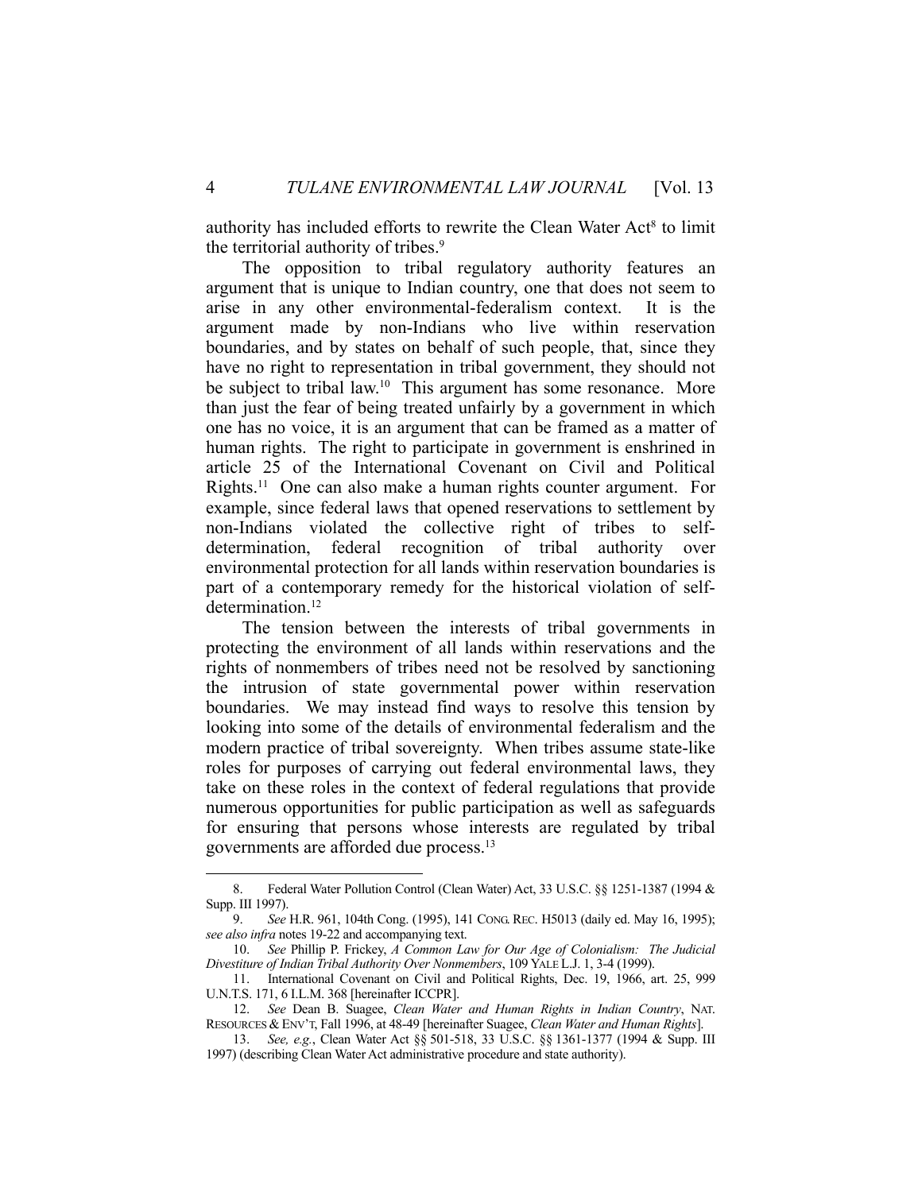authority has included efforts to rewrite the Clean Water Act[8] to limit the territorial authority of tribes.[9]

The opposition to tribal regulatory authority features an argument that is unique to Indian country, one that does not seem to arise in any other environmental-federalism context. It is the argument made by non-Indians who live within reservation boundaries, and by states on behalf of such people, that, since they have no right to representation in tribal government, they should not be subject to tribal law.[10] This argument has some resonance. More than just the fear of being treated unfairly by a government in which one has no voice, it is an argument that can be framed as a matter of human rights. The right to participate in government is enshrined in article 25 of the International Covenant on Civil and Political Rights.[11] One can also make a human rights counter argument. For example, since federal laws that opened reservations to settlement by non-Indians violated the collective right of tribes to self-determination, federal recognition of tribal authority over environmental protection for all lands within reservation boundaries is part of a contemporary remedy for the historical violation of self-determination.[12]

The tension between the interests of tribal governments in protecting the environment of all lands within reservations and the rights of nonmembers of tribes need not be resolved by sanctioning the intrusion of state governmental power within reservation boundaries. We may instead find ways to resolve this tension by looking into some of the details of environmental federalism and the modern practice of tribal sovereignty. When tribes assume state-like roles for purposes of carrying out federal environmental laws, they take on these roles in the context of federal regulations that provide numerous opportunities for public participation as well as safeguards for ensuring that persons whose interests are regulated by tribal governments are afforded due process.[13]

---

8. Federal Water Pollution Control (Clean Water) Act, 33 U.S.C. §§ 1251-1387 (1994 & Supp. III 1997).

9. *See* H.R. 961, 104th Cong. (1995), 141 CONG. REC. H5013 (daily ed. May 16, 1995); *see also infra* notes 19-22 and accompanying text.

10. *See* Phillip P. Frickey, *A Common Law for Our Age of Colonialism: The Judicial Divestiture of Indian Tribal Authority Over Nonmembers*, 109 YALE L.J. 1, 3-4 (1999).

11. International Covenant on Civil and Political Rights, Dec. 19, 1966, art. 25, 999 U.N.T.S. 171, 6 I.L.M. 368 [hereinafter ICCPR].

12. *See* Dean B. Suagee, *Clean Water and Human Rights in Indian Country*, NAT. RESOURCES & ENV'T, Fall 1996, at 48-49 [hereinafter Suagee, *Clean Water and Human Rights*].

13. *See, e.g.*, Clean Water Act §§ 501-518, 33 U.S.C. §§ 1361-1377 (1994 & Supp. III 1997) (describing Clean Water Act administrative procedure and state authority).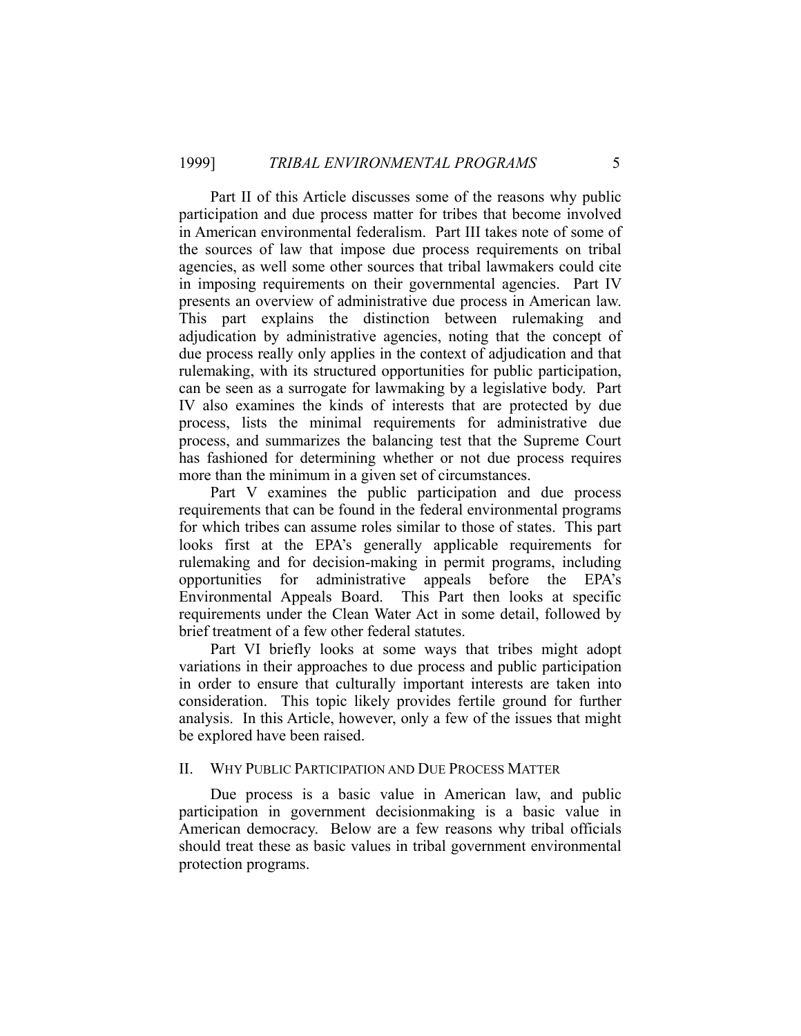Part II of this Article discusses some of the reasons why public participation and due process matter for tribes that become involved in American environmental federalism. Part III takes note of some of the sources of law that impose due process requirements on tribal agencies, as well some other sources that tribal lawmakers could cite in imposing requirements on their governmental agencies. Part IV presents an overview of administrative due process in American law. This part explains the distinction between rulemaking and adjudication by administrative agencies, noting that the concept of due process really only applies in the context of adjudication and that rulemaking, with its structured opportunities for public participation, can be seen as a surrogate for lawmaking by a legislative body. Part IV also examines the kinds of interests that are protected by due process, lists the minimal requirements for administrative due process, and summarizes the balancing test that the Supreme Court has fashioned for determining whether or not due process requires more than the minimum in a given set of circumstances.

Part V examines the public participation and due process requirements that can be found in the federal environmental programs for which tribes can assume roles similar to those of states. This part looks first at the EPA's generally applicable requirements for rulemaking and for decision-making in permit programs, including opportunities for administrative appeals before the EPA's Environmental Appeals Board. This Part then looks at specific requirements under the Clean Water Act in some detail, followed by brief treatment of a few other federal statutes.

Part VI briefly looks at some ways that tribes might adopt variations in their approaches to due process and public participation in order to ensure that culturally important interests are taken into consideration. This topic likely provides fertile ground for further analysis. In this Article, however, only a few of the issues that might be explored have been raised.

## II. WHY PUBLIC PARTICIPATION AND DUE PROCESS MATTER

Due process is a basic value in American law, and public participation in government decisionmaking is a basic value in American democracy. Below are a few reasons why tribal officials should treat these as basic values in tribal government environmental protection programs.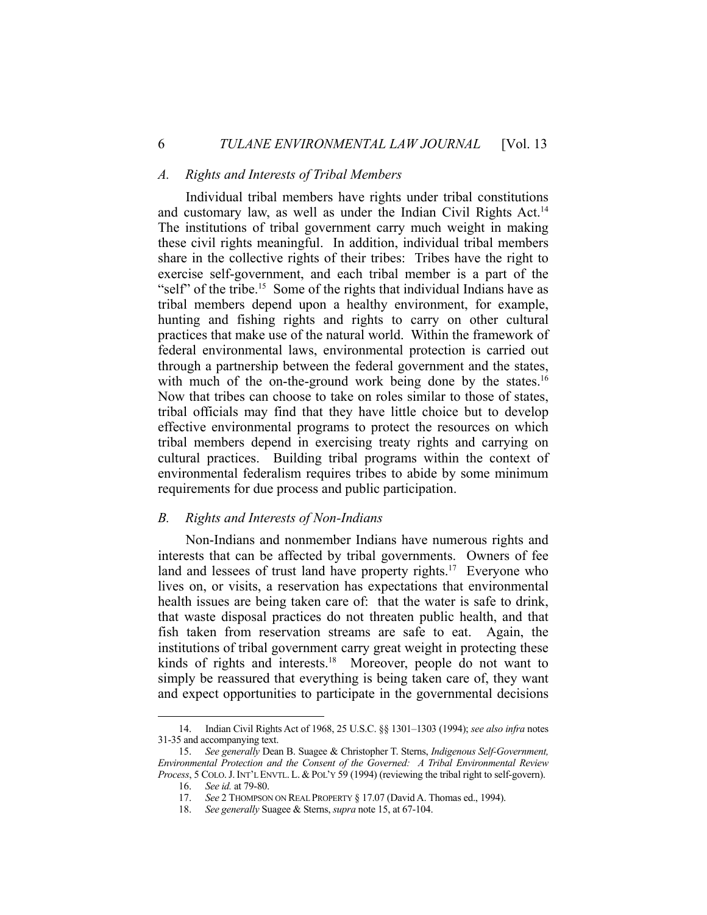### *A. Rights and Interests of Tribal Members*

Individual tribal members have rights under tribal constitutions and customary law, as well as under the Indian Civil Rights Act.[14] The institutions of tribal government carry much weight in making these civil rights meaningful. In addition, individual tribal members share in the collective rights of their tribes: Tribes have the right to exercise self-government, and each tribal member is a part of the "self" of the tribe.[15] Some of the rights that individual Indians have as tribal members depend upon a healthy environment, for example, hunting and fishing rights and rights to carry on other cultural practices that make use of the natural world. Within the framework of federal environmental laws, environmental protection is carried out through a partnership between the federal government and the states, with much of the on-the-ground work being done by the states.[16] Now that tribes can choose to take on roles similar to those of states, tribal officials may find that they have little choice but to develop effective environmental programs to protect the resources on which tribal members depend in exercising treaty rights and carrying on cultural practices. Building tribal programs within the context of environmental federalism requires tribes to abide by some minimum requirements for due process and public participation.

### *B. Rights and Interests of Non-Indians*

Non-Indians and nonmember Indians have numerous rights and interests that can be affected by tribal governments. Owners of fee land and lessees of trust land have property rights.[17] Everyone who lives on, or visits, a reservation has expectations that environmental health issues are being taken care of: that the water is safe to drink, that waste disposal practices do not threaten public health, and that fish taken from reservation streams are safe to eat. Again, the institutions of tribal government carry great weight in protecting these kinds of rights and interests.[18] Moreover, people do not want to simply be reassured that everything is being taken care of, they want and expect opportunities to participate in the governmental decisions

---

14. Indian Civil Rights Act of 1968, 25 U.S.C. §§ 1301–1303 (1994); *see also infra* notes 31-35 and accompanying text.

15. *See generally* Dean B. Suagee & Christopher T. Sterns, *Indigenous Self-Government, Environmental Protection and the Consent of the Governed: A Tribal Environmental Review Process*, 5 COLO. J. INT'L ENVTL. L. & POL'Y 59 (1994) (reviewing the tribal right to self-govern).

16. *See id.* at 79-80.

17. *See* 2 THOMPSON ON REAL PROPERTY § 17.07 (David A. Thomas ed., 1994).

18. *See generally* Suagee & Sterns, *supra* note 15, at 67-104.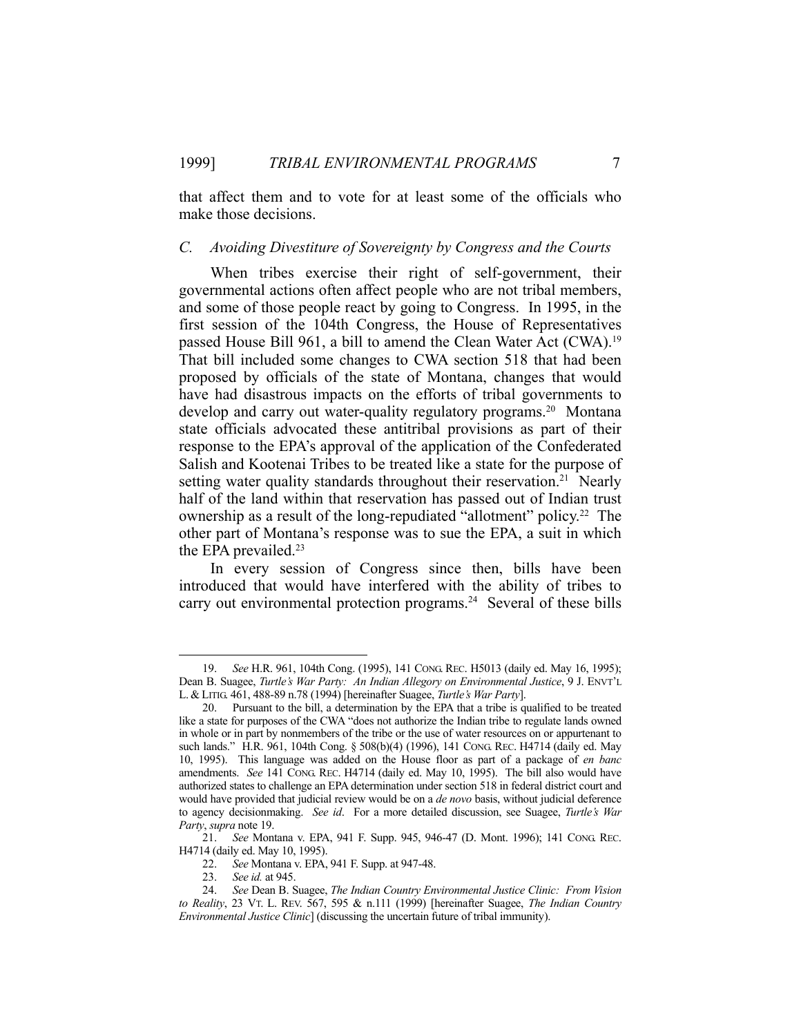that affect them and to vote for at least some of the officials who make those decisions.

### *C. Avoiding Divestiture of Sovereignty by Congress and the Courts*

When tribes exercise their right of self-government, their governmental actions often affect people who are not tribal members, and some of those people react by going to Congress. In 1995, in the first session of the 104th Congress, the House of Representatives passed House Bill 961, a bill to amend the Clean Water Act (CWA).[19] That bill included some changes to CWA section 518 that had been proposed by officials of the state of Montana, changes that would have had disastrous impacts on the efforts of tribal governments to develop and carry out water-quality regulatory programs.[20] Montana state officials advocated these antitribal provisions as part of their response to the EPA's approval of the application of the Confederated Salish and Kootenai Tribes to be treated like a state for the purpose of setting water quality standards throughout their reservation.[21] Nearly half of the land within that reservation has passed out of Indian trust ownership as a result of the long-repudiated "allotment" policy.[22] The other part of Montana's response was to sue the EPA, a suit in which the EPA prevailed.[23]

In every session of Congress since then, bills have been introduced that would have interfered with the ability of tribes to carry out environmental protection programs.[24] Several of these bills

---

19. *See* H.R. 961, 104th Cong. (1995), 141 CONG. REC. H5013 (daily ed. May 16, 1995); Dean B. Suagee, *Turtle's War Party: An Indian Allegory on Environmental Justice*, 9 J. ENVT'L L. & LITIG. 461, 488-89 n.78 (1994) [hereinafter Suagee, *Turtle's War Party*].

20. Pursuant to the bill, a determination by the EPA that a tribe is qualified to be treated like a state for purposes of the CWA "does not authorize the Indian tribe to regulate lands owned in whole or in part by nonmembers of the tribe or the use of water resources on or appurtenant to such lands." H.R. 961, 104th Cong. § 508(b)(4) (1996), 141 CONG. REC. H4714 (daily ed. May 10, 1995). This language was added on the House floor as part of a package of *en banc* amendments. *See* 141 CONG. REC. H4714 (daily ed. May 10, 1995). The bill also would have authorized states to challenge an EPA determination under section 518 in federal district court and would have provided that judicial review would be on a *de novo* basis, without judicial deference to agency decisionmaking. *See id*. For a more detailed discussion, see Suagee, *Turtle's War Party*, *supra* note 19.

21. *See* Montana v. EPA, 941 F. Supp. 945, 946-47 (D. Mont. 1996); 141 CONG. REC. H4714 (daily ed. May 10, 1995).

22. *See* Montana v. EPA, 941 F. Supp. at 947-48.

23. *See id.* at 945.

24. *See* Dean B. Suagee, *The Indian Country Environmental Justice Clinic: From Vision to Reality*, 23 VT. L. REV. 567, 595 & n.111 (1999) [hereinafter Suagee, *The Indian Country Environmental Justice Clinic*] (discussing the uncertain future of tribal immunity).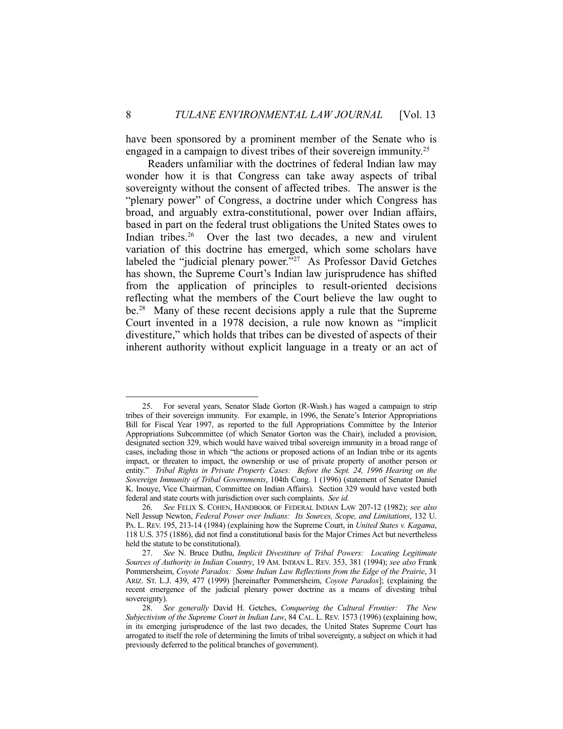have been sponsored by a prominent member of the Senate who is engaged in a campaign to divest tribes of their sovereign immunity.[25]

Readers unfamiliar with the doctrines of federal Indian law may wonder how it is that Congress can take away aspects of tribal sovereignty without the consent of affected tribes. The answer is the "plenary power" of Congress, a doctrine under which Congress has broad, and arguably extra-constitutional, power over Indian affairs, based in part on the federal trust obligations the United States owes to Indian tribes.[26] Over the last two decades, a new and virulent variation of this doctrine has emerged, which some scholars have labeled the "judicial plenary power."[27] As Professor David Getches has shown, the Supreme Court's Indian law jurisprudence has shifted from the application of principles to result-oriented decisions reflecting what the members of the Court believe the law ought to be.[28] Many of these recent decisions apply a rule that the Supreme Court invented in a 1978 decision, a rule now known as "implicit divestiture," which holds that tribes can be divested of aspects of their inherent authority without explicit language in a treaty or an act of

---

25. For several years, Senator Slade Gorton (R-Wash.) has waged a campaign to strip tribes of their sovereign immunity. For example, in 1996, the Senate's Interior Appropriations Bill for Fiscal Year 1997, as reported to the full Appropriations Committee by the Interior Appropriations Subcommittee (of which Senator Gorton was the Chair), included a provision, designated section 329, which would have waived tribal sovereign immunity in a broad range of cases, including those in which "the actions or proposed actions of an Indian tribe or its agents impact, or threaten to impact, the ownership or use of private property of another person or entity." *Tribal Rights in Private Property Cases: Before the Sept. 24, 1996 Hearing on the Sovereign Immunity of Tribal Governments*, 104th Cong. 1 (1996) (statement of Senator Daniel K. Inouye, Vice Chairman, Committee on Indian Affairs). Section 329 would have vested both federal and state courts with jurisdiction over such complaints. *See id.*

26. *See* FELIX S. COHEN, HANDBOOK OF FEDERAL INDIAN LAW 207-12 (1982); *see also* Nell Jessup Newton, *Federal Power over Indians: Its Sources, Scope, and Limitations*, 132 U. PA. L. REV. 195, 213-14 (1984) (explaining how the Supreme Court, in *United States v. Kagama*, 118 U.S. 375 (1886), did not find a constitutional basis for the Major Crimes Act but nevertheless held the statute to be constitutional).

27. *See* N. Bruce Duthu, *Implicit Divestiture of Tribal Powers: Locating Legitimate Sources of Authority in Indian Country*, 19 AM. INDIAN L. REV. 353, 381 (1994); *see also* Frank Pommersheim, *Coyote Paradox: Some Indian Law Reflections from the Edge of the Prairie*, 31 ARIZ. ST. L.J. 439, 477 (1999) [hereinafter Pommersheim, *Coyote Paradox*]; (explaining the recent emergence of the judicial plenary power doctrine as a means of divesting tribal sovereignty).

28. *See generally* David H. Getches, *Conquering the Cultural Frontier: The New Subjectivism of the Supreme Court in Indian Law*, 84 CAL. L. REV. 1573 (1996) (explaining how, in its emerging jurisprudence of the last two decades, the United States Supreme Court has arrogated to itself the role of determining the limits of tribal sovereignty, a subject on which it had previously deferred to the political branches of government).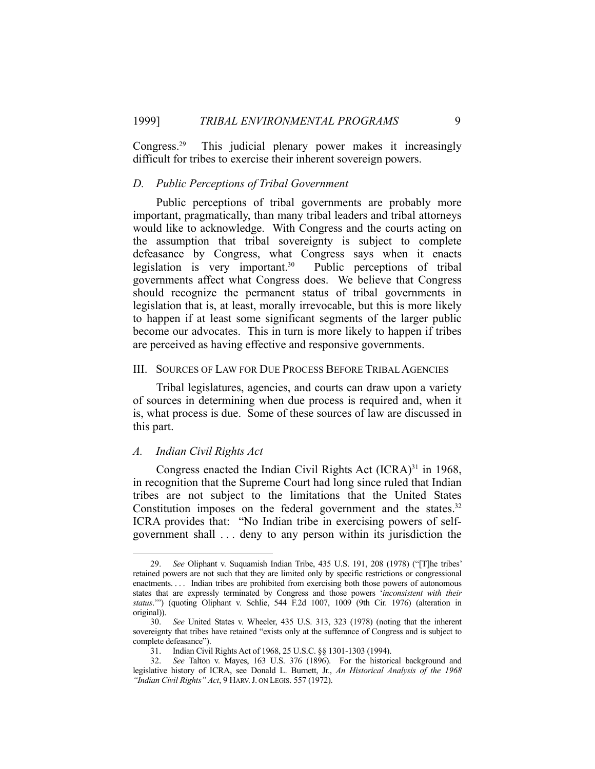Congress.[29] This judicial plenary power makes it increasingly difficult for tribes to exercise their inherent sovereign powers.

### *D. Public Perceptions of Tribal Government*

Public perceptions of tribal governments are probably more important, pragmatically, than many tribal leaders and tribal attorneys would like to acknowledge. With Congress and the courts acting on the assumption that tribal sovereignty is subject to complete defeasance by Congress, what Congress says when it enacts legislation is very important.[30] Public perceptions of tribal governments affect what Congress does. We believe that Congress should recognize the permanent status of tribal governments in legislation that is, at least, morally irrevocable, but this is more likely to happen if at least some significant segments of the larger public become our advocates. This in turn is more likely to happen if tribes are perceived as having effective and responsive governments.

## III. SOURCES OF LAW FOR DUE PROCESS BEFORE TRIBAL AGENCIES

Tribal legislatures, agencies, and courts can draw upon a variety of sources in determining when due process is required and, when it is, what process is due. Some of these sources of law are discussed in this part.

### *A. Indian Civil Rights Act*

Congress enacted the Indian Civil Rights Act (ICRA)[31] in 1968, in recognition that the Supreme Court had long since ruled that Indian tribes are not subject to the limitations that the United States Constitution imposes on the federal government and the states.[32] ICRA provides that: "No Indian tribe in exercising powers of self-government shall . . . deny to any person within its jurisdiction the

---

29. *See* Oliphant v. Suquamish Indian Tribe, 435 U.S. 191, 208 (1978) ("[T]he tribes' retained powers are not such that they are limited only by specific restrictions or congressional enactments. . . . Indian tribes are prohibited from exercising both those powers of autonomous states that are expressly terminated by Congress and those powers '*inconsistent with their status*.'") (quoting Oliphant v. Schlie, 544 F.2d 1007, 1009 (9th Cir. 1976) (alteration in original)).

30. *See* United States v. Wheeler, 435 U.S. 313, 323 (1978) (noting that the inherent sovereignty that tribes have retained "exists only at the sufferance of Congress and is subject to complete defeasance").

31. Indian Civil Rights Act of 1968, 25 U.S.C. §§ 1301-1303 (1994).

32. *See* Talton v. Mayes, 163 U.S. 376 (1896). For the historical background and legislative history of ICRA, see Donald L. Burnett, Jr., *An Historical Analysis of the 1968 "Indian Civil Rights" Act*, 9 HARV. J. ON LEGIS. 557 (1972).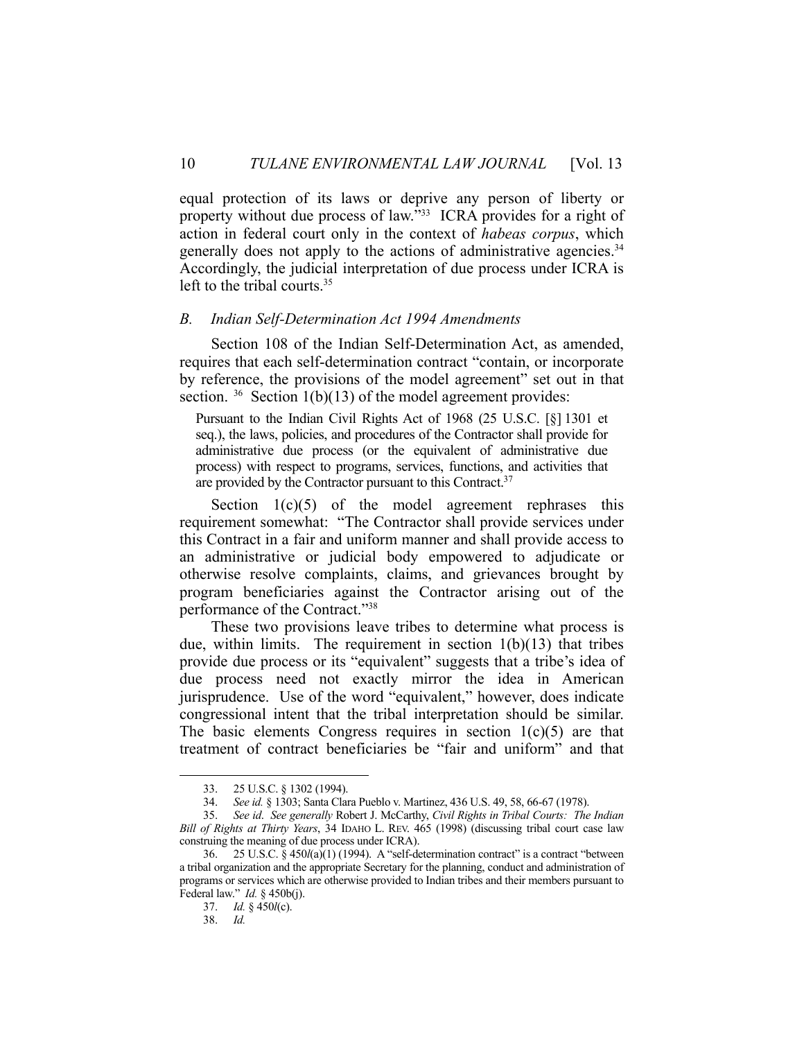equal protection of its laws or deprive any person of liberty or property without due process of law."[33] ICRA provides for a right of action in federal court only in the context of *habeas corpus*, which generally does not apply to the actions of administrative agencies.[34] Accordingly, the judicial interpretation of due process under ICRA is left to the tribal courts.[35]

### B. Indian Self-Determination Act 1994 Amendments

Section 108 of the Indian Self-Determination Act, as amended, requires that each self-determination contract "contain, or incorporate by reference, the provisions of the model agreement" set out in that section. [36] Section 1(b)(13) of the model agreement provides:

> Pursuant to the Indian Civil Rights Act of 1968 (25 U.S.C. [§] 1301 et seq.), the laws, policies, and procedures of the Contractor shall provide for administrative due process (or the equivalent of administrative due process) with respect to programs, services, functions, and activities that are provided by the Contractor pursuant to this Contract.[37]

Section 1(c)(5) of the model agreement rephrases this requirement somewhat: "The Contractor shall provide services under this Contract in a fair and uniform manner and shall provide access to an administrative or judicial body empowered to adjudicate or otherwise resolve complaints, claims, and grievances brought by program beneficiaries against the Contractor arising out of the performance of the Contract."[38]

These two provisions leave tribes to determine what process is due, within limits. The requirement in section 1(b)(13) that tribes provide due process or its "equivalent" suggests that a tribe's idea of due process need not exactly mirror the idea in American jurisprudence. Use of the word "equivalent," however, does indicate congressional intent that the tribal interpretation should be similar. The basic elements Congress requires in section 1(c)(5) are that treatment of contract beneficiaries be "fair and uniform" and that

---

33. 25 U.S.C. § 1302 (1994).

34. *See id.* § 1303; Santa Clara Pueblo v. Martinez, 436 U.S. 49, 58, 66-67 (1978).

35. *See id*. *See generally* Robert J. McCarthy, *Civil Rights in Tribal Courts: The Indian Bill of Rights at Thirty Years*, 34 IDAHO L. REV. 465 (1998) (discussing tribal court case law construing the meaning of due process under ICRA).

36. 25 U.S.C. § 450*l*(a)(1) (1994). A "self-determination contract" is a contract "between a tribal organization and the appropriate Secretary for the planning, conduct and administration of programs or services which are otherwise provided to Indian tribes and their members pursuant to Federal law." *Id.* § 450b(j).

37. *Id.* § 450*l*(c).

38. *Id.*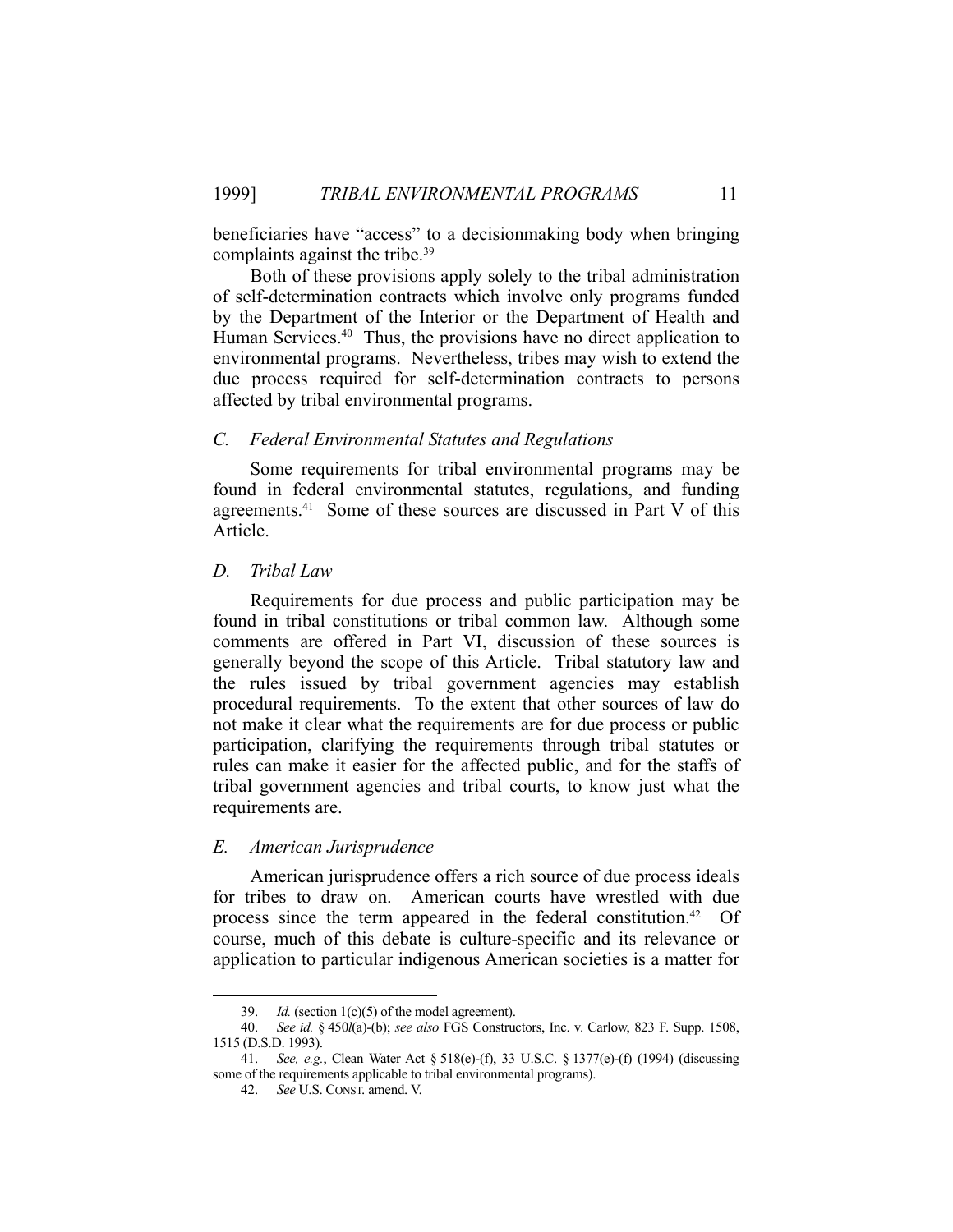beneficiaries have "access" to a decisionmaking body when bringing complaints against the tribe.[39]

Both of these provisions apply solely to the tribal administration of self-determination contracts which involve only programs funded by the Department of the Interior or the Department of Health and Human Services.[40] Thus, the provisions have no direct application to environmental programs. Nevertheless, tribes may wish to extend the due process required for self-determination contracts to persons affected by tribal environmental programs.

### *C. Federal Environmental Statutes and Regulations*

Some requirements for tribal environmental programs may be found in federal environmental statutes, regulations, and funding agreements.[41] Some of these sources are discussed in Part V of this Article.

### *D. Tribal Law*

Requirements for due process and public participation may be found in tribal constitutions or tribal common law. Although some comments are offered in Part VI, discussion of these sources is generally beyond the scope of this Article. Tribal statutory law and the rules issued by tribal government agencies may establish procedural requirements. To the extent that other sources of law do not make it clear what the requirements are for due process or public participation, clarifying the requirements through tribal statutes or rules can make it easier for the affected public, and for the staffs of tribal government agencies and tribal courts, to know just what the requirements are.

### *E. American Jurisprudence*

American jurisprudence offers a rich source of due process ideals for tribes to draw on. American courts have wrestled with due process since the term appeared in the federal constitution.[42] Of course, much of this debate is culture-specific and its relevance or application to particular indigenous American societies is a matter for

---

39. *Id.* (section 1(c)(5) of the model agreement).

40. *See id.* § 450*l*(a)-(b); *see also* FGS Constructors, Inc. v. Carlow, 823 F. Supp. 1508, 1515 (D.S.D. 1993).

41. *See, e.g.*, Clean Water Act § 518(e)-(f), 33 U.S.C. § 1377(e)-(f) (1994) (discussing some of the requirements applicable to tribal environmental programs).

42. *See* U.S. CONST. amend. V.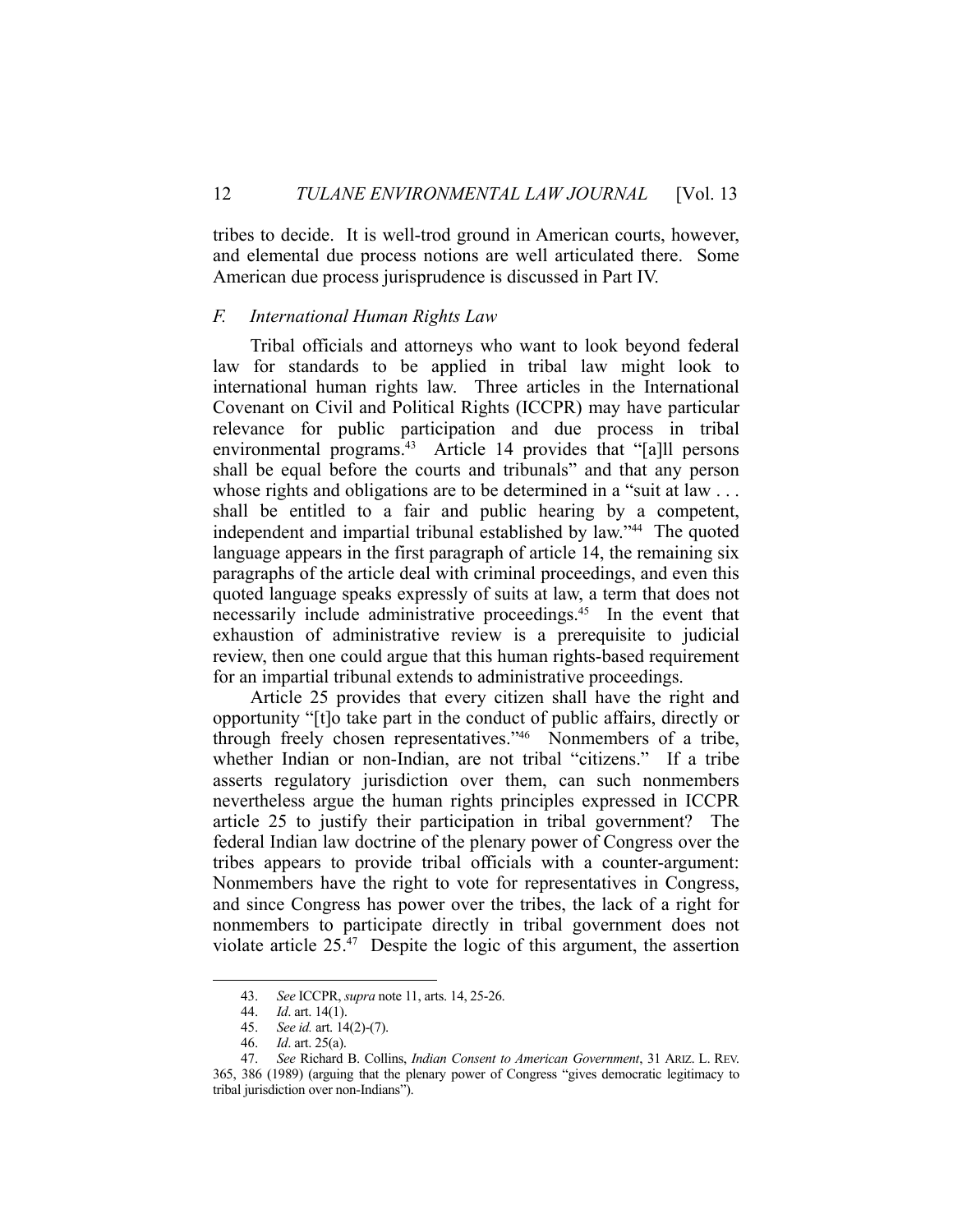tribes to decide. It is well-trod ground in American courts, however, and elemental due process notions are well articulated there. Some American due process jurisprudence is discussed in Part IV.

### *F. International Human Rights Law*

Tribal officials and attorneys who want to look beyond federal law for standards to be applied in tribal law might look to international human rights law. Three articles in the International Covenant on Civil and Political Rights (ICCPR) may have particular relevance for public participation and due process in tribal environmental programs.[43] Article 14 provides that "[a]ll persons shall be equal before the courts and tribunals" and that any person whose rights and obligations are to be determined in a "suit at law . . . shall be entitled to a fair and public hearing by a competent, independent and impartial tribunal established by law."[44] The quoted language appears in the first paragraph of article 14, the remaining six paragraphs of the article deal with criminal proceedings, and even this quoted language speaks expressly of suits at law, a term that does not necessarily include administrative proceedings.[45] In the event that exhaustion of administrative review is a prerequisite to judicial review, then one could argue that this human rights-based requirement for an impartial tribunal extends to administrative proceedings.

Article 25 provides that every citizen shall have the right and opportunity "[t]o take part in the conduct of public affairs, directly or through freely chosen representatives."[46] Nonmembers of a tribe, whether Indian or non-Indian, are not tribal "citizens." If a tribe asserts regulatory jurisdiction over them, can such nonmembers nevertheless argue the human rights principles expressed in ICCPR article 25 to justify their participation in tribal government? The federal Indian law doctrine of the plenary power of Congress over the tribes appears to provide tribal officials with a counter-argument: Nonmembers have the right to vote for representatives in Congress, and since Congress has power over the tribes, the lack of a right for nonmembers to participate directly in tribal government does not violate article 25.[47] Despite the logic of this argument, the assertion

---

43. *See* ICCPR, *supra* note 11, arts. 14, 25-26.

44. *Id*. art. 14(1).

45. *See id.* art. 14(2)-(7).

46. *Id*. art. 25(a).

47. *See* Richard B. Collins, *Indian Consent to American Government*, 31 ARIZ. L. REV. 365, 386 (1989) (arguing that the plenary power of Congress "gives democratic legitimacy to tribal jurisdiction over non-Indians").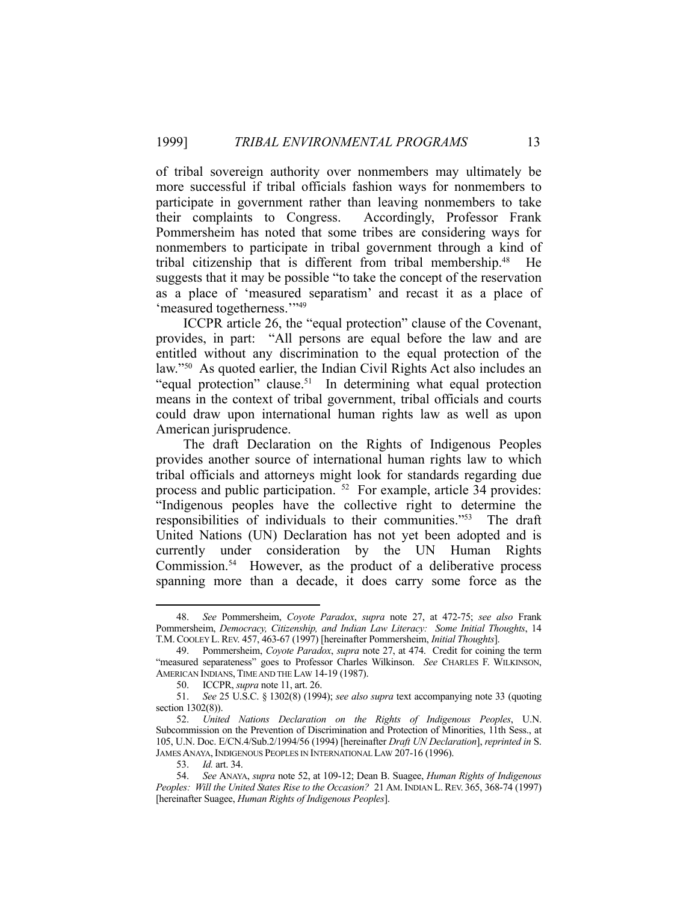of tribal sovereign authority over nonmembers may ultimately be more successful if tribal officials fashion ways for nonmembers to participate in government rather than leaving nonmembers to take their complaints to Congress. Accordingly, Professor Frank Pommersheim has noted that some tribes are considering ways for nonmembers to participate in tribal government through a kind of tribal citizenship that is different from tribal membership.[48] He suggests that it may be possible "to take the concept of the reservation as a place of 'measured separatism' and recast it as a place of 'measured togetherness.'"[49]

ICCPR article 26, the "equal protection" clause of the Covenant, provides, in part: "All persons are equal before the law and are entitled without any discrimination to the equal protection of the law."[50] As quoted earlier, the Indian Civil Rights Act also includes an "equal protection" clause.[51] In determining what equal protection means in the context of tribal government, tribal officials and courts could draw upon international human rights law as well as upon American jurisprudence.

The draft Declaration on the Rights of Indigenous Peoples provides another source of international human rights law to which tribal officials and attorneys might look for standards regarding due process and public participation. [52] For example, article 34 provides: "Indigenous peoples have the collective right to determine the responsibilities of individuals to their communities."[53] The draft United Nations (UN) Declaration has not yet been adopted and is currently under consideration by the UN Human Rights Commission.[54] However, as the product of a deliberative process spanning more than a decade, it does carry some force as the

---

48. *See* Pommersheim, *Coyote Paradox*, *supra* note 27, at 472-75; *see also* Frank Pommersheim, *Democracy, Citizenship, and Indian Law Literacy: Some Initial Thoughts*, 14 T.M. COOLEY L. REV. 457, 463-67 (1997) [hereinafter Pommersheim, *Initial Thoughts*].

49. Pommersheim, *Coyote Paradox*, *supra* note 27, at 474. Credit for coining the term "measured separateness" goes to Professor Charles Wilkinson. *See* CHARLES F. WILKINSON, AMERICAN INDIANS, TIME AND THE LAW 14-19 (1987).

50. ICCPR, *supra* note 11, art. 26.

51. *See* 25 U.S.C. § 1302(8) (1994); *see also supra* text accompanying note 33 (quoting section 1302(8)).

52. *United Nations Declaration on the Rights of Indigenous Peoples*, U.N. Subcommission on the Prevention of Discrimination and Protection of Minorities, 11th Sess., at 105, U.N. Doc. E/CN.4/Sub.2/1994/56 (1994) [hereinafter *Draft UN Declaration*], *reprinted in* S. JAMES ANAYA, INDIGENOUS PEOPLES IN INTERNATIONAL LAW 207-16 (1996).

53. *Id.* art. 34.

54. *See* ANAYA, *supra* note 52, at 109-12; Dean B. Suagee, *Human Rights of Indigenous Peoples: Will the United States Rise to the Occasion?* 21 AM. INDIAN L. REV. 365, 368-74 (1997) [hereinafter Suagee, *Human Rights of Indigenous Peoples*].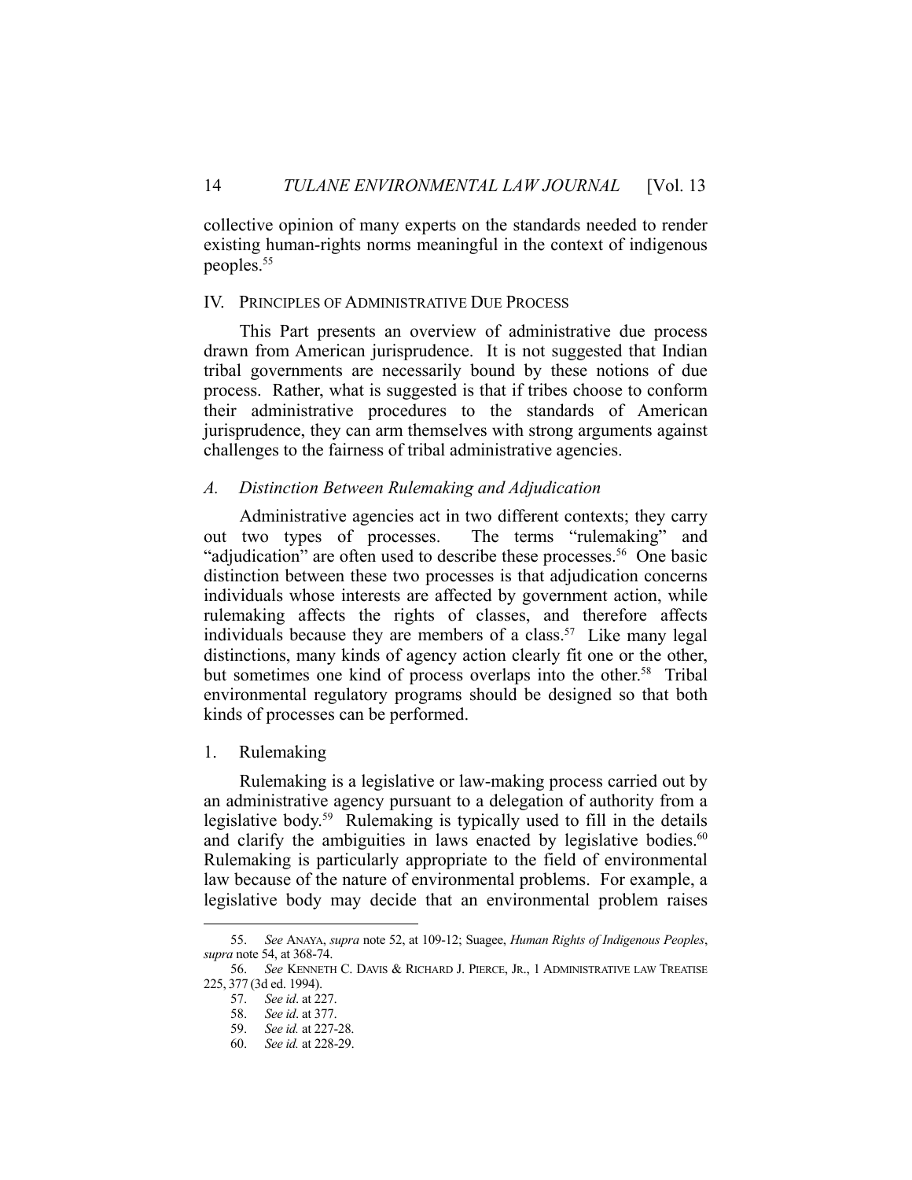collective opinion of many experts on the standards needed to render existing human-rights norms meaningful in the context of indigenous peoples.[55]

## IV. Principles of Administrative Due Process

This Part presents an overview of administrative due process drawn from American jurisprudence. It is not suggested that Indian tribal governments are necessarily bound by these notions of due process. Rather, what is suggested is that if tribes choose to conform their administrative procedures to the standards of American jurisprudence, they can arm themselves with strong arguments against challenges to the fairness of tribal administrative agencies.

### *A. Distinction Between Rulemaking and Adjudication*

Administrative agencies act in two different contexts; they carry out two types of processes. The terms "rulemaking" and "adjudication" are often used to describe these processes.[56] One basic distinction between these two processes is that adjudication concerns individuals whose interests are affected by government action, while rulemaking affects the rights of classes, and therefore affects individuals because they are members of a class.[57] Like many legal distinctions, many kinds of agency action clearly fit one or the other, but sometimes one kind of process overlaps into the other.[58] Tribal environmental regulatory programs should be designed so that both kinds of processes can be performed.

#### 1. Rulemaking

Rulemaking is a legislative or law-making process carried out by an administrative agency pursuant to a delegation of authority from a legislative body.[59] Rulemaking is typically used to fill in the details and clarify the ambiguities in laws enacted by legislative bodies.[60] Rulemaking is particularly appropriate to the field of environmental law because of the nature of environmental problems. For example, a legislative body may decide that an environmental problem raises

---

55. *See* ANAYA, *supra* note 52, at 109-12; Suagee, *Human Rights of Indigenous Peoples*, *supra* note 54, at 368-74.

56. *See* KENNETH C. DAVIS & RICHARD J. PIERCE, JR., 1 ADMINISTRATIVE LAW TREATISE 225, 377 (3d ed. 1994).

57. *See id*. at 227.

58. *See id*. at 377.

59. *See id.* at 227-28.

60. *See id.* at 228-29.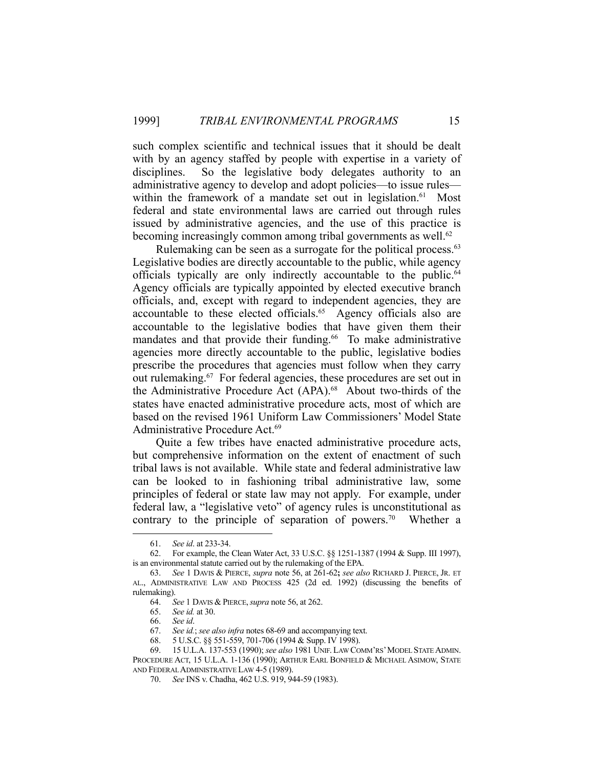such complex scientific and technical issues that it should be dealt with by an agency staffed by people with expertise in a variety of disciplines. So the legislative body delegates authority to an administrative agency to develop and adopt policies—to issue rules—within the framework of a mandate set out in legislation.[61] Most federal and state environmental laws are carried out through rules issued by administrative agencies, and the use of this practice is becoming increasingly common among tribal governments as well.[62]

Rulemaking can be seen as a surrogate for the political process.[63] Legislative bodies are directly accountable to the public, while agency officials typically are only indirectly accountable to the public.[64] Agency officials are typically appointed by elected executive branch officials, and, except with regard to independent agencies, they are accountable to these elected officials.[65] Agency officials also are accountable to the legislative bodies that have given them their mandates and that provide their funding.[66] To make administrative agencies more directly accountable to the public, legislative bodies prescribe the procedures that agencies must follow when they carry out rulemaking.[67] For federal agencies, these procedures are set out in the Administrative Procedure Act (APA).[68] About two-thirds of the states have enacted administrative procedure acts, most of which are based on the revised 1961 Uniform Law Commissioners' Model State Administrative Procedure Act.[69]

Quite a few tribes have enacted administrative procedure acts, but comprehensive information on the extent of enactment of such tribal laws is not available. While state and federal administrative law can be looked to in fashioning tribal administrative law, some principles of federal or state law may not apply. For example, under federal law, a "legislative veto" of agency rules is unconstitutional as contrary to the principle of separation of powers.[70] Whether a

---

61. *See id*. at 233-34.

62. For example, the Clean Water Act, 33 U.S.C. §§ 1251-1387 (1994 & Supp. III 1997), is an environmental statute carried out by the rulemaking of the EPA.

63. *See* 1 DAVIS & PIERCE, *supra* note 56, at 261-62**;** *see also* RICHARD J. PIERCE, JR. ET AL., ADMINISTRATIVE LAW AND PROCESS 425 (2d ed. 1992) (discussing the benefits of rulemaking).

64. *See* 1 DAVIS & PIERCE, *supra* note 56, at 262.

65. *See id.* at 30.

66. *See id*.

67. *See id.*; *see also infra* notes 68-69 and accompanying text.

68. 5 U.S.C. §§ 551-559, 701-706 (1994 & Supp. IV 1998).

69. 15 U.L.A. 137-553 (1990); *see also* 1981 UNIF. LAW COMM'RS' MODEL STATE ADMIN. PROCEDURE ACT, 15 U.L.A. 1-136 (1990); ARTHUR EARL BONFIELD & MICHAEL ASIMOW, STATE AND FEDERAL ADMINISTRATIVE LAW 4-5 (1989).

70. *See* INS v. Chadha, 462 U.S. 919, 944-59 (1983).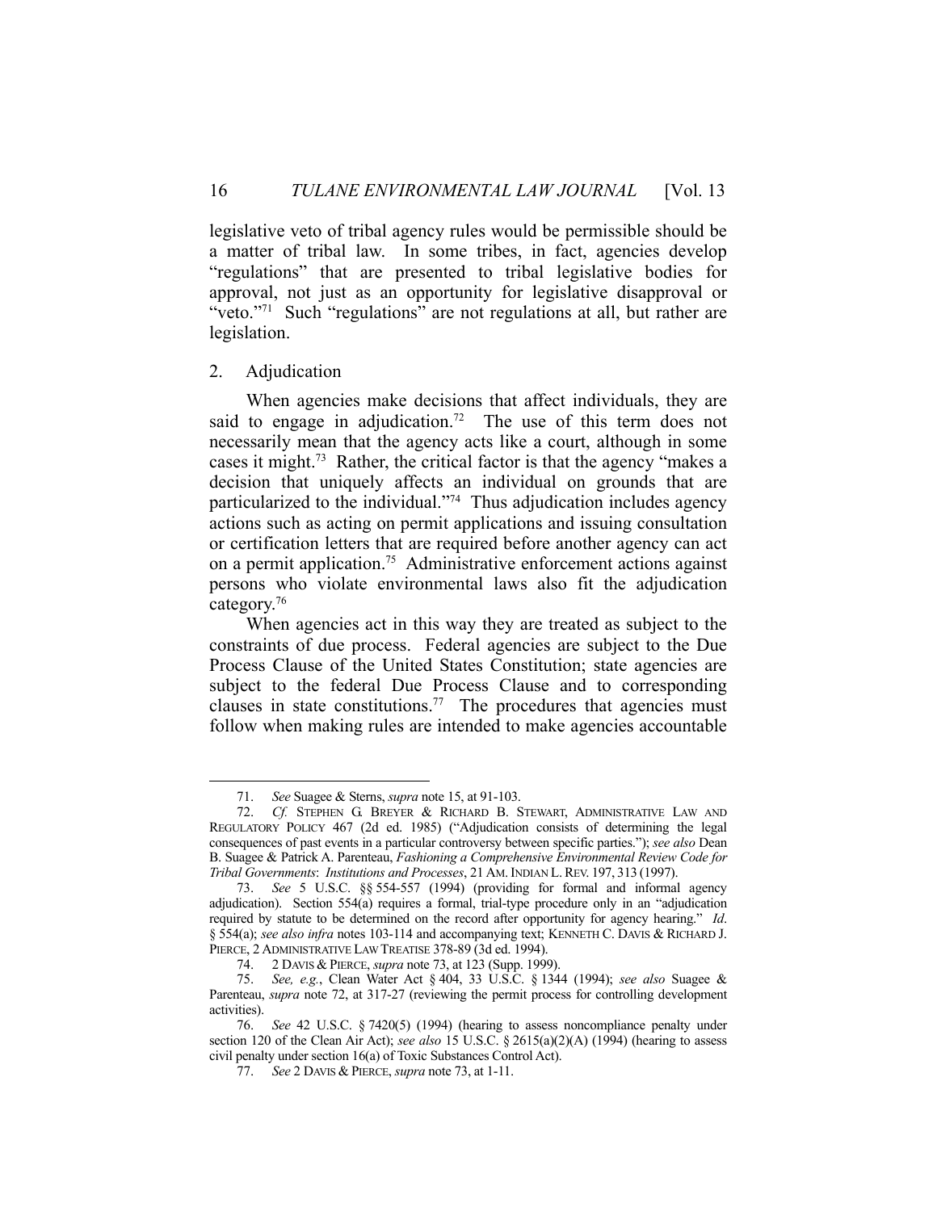legislative veto of tribal agency rules would be permissible should be a matter of tribal law. In some tribes, in fact, agencies develop "regulations" that are presented to tribal legislative bodies for approval, not just as an opportunity for legislative disapproval or "veto."[71] Such "regulations" are not regulations at all, but rather are legislation.

### 2. Adjudication

When agencies make decisions that affect individuals, they are said to engage in adjudication.[72] The use of this term does not necessarily mean that the agency acts like a court, although in some cases it might.[73] Rather, the critical factor is that the agency "makes a decision that uniquely affects an individual on grounds that are particularized to the individual."[74] Thus adjudication includes agency actions such as acting on permit applications and issuing consultation or certification letters that are required before another agency can act on a permit application.[75] Administrative enforcement actions against persons who violate environmental laws also fit the adjudication category.[76]

When agencies act in this way they are treated as subject to the constraints of due process. Federal agencies are subject to the Due Process Clause of the United States Constitution; state agencies are subject to the federal Due Process Clause and to corresponding clauses in state constitutions.[77] The procedures that agencies must follow when making rules are intended to make agencies accountable

---

71. *See* Suagee & Sterns, *supra* note 15, at 91-103.

72. *Cf.* STEPHEN G. BREYER & RICHARD B. STEWART, ADMINISTRATIVE LAW AND REGULATORY POLICY 467 (2d ed. 1985) ("Adjudication consists of determining the legal consequences of past events in a particular controversy between specific parties."); *see also* Dean B. Suagee & Patrick A. Parenteau, *Fashioning a Comprehensive Environmental Review Code for Tribal Governments*: *Institutions and Processes*, 21 AM. INDIAN L. REV. 197, 313 (1997).

73. *See* 5 U.S.C. §§ 554-557 (1994) (providing for formal and informal agency adjudication). Section 554(a) requires a formal, trial-type procedure only in an "adjudication required by statute to be determined on the record after opportunity for agency hearing." *Id*. § 554(a); *see also infra* notes 103-114 and accompanying text; KENNETH C. DAVIS & RICHARD J. PIERCE, 2 ADMINISTRATIVE LAW TREATISE 378-89 (3d ed. 1994).

74. 2 DAVIS & PIERCE, *supra* note 73, at 123 (Supp. 1999).

75. *See, e.g.*, Clean Water Act § 404, 33 U.S.C. § 1344 (1994); *see also* Suagee & Parenteau, *supra* note 72, at 317-27 (reviewing the permit process for controlling development activities).

76. *See* 42 U.S.C. § 7420(5) (1994) (hearing to assess noncompliance penalty under section 120 of the Clean Air Act); *see also* 15 U.S.C. § 2615(a)(2)(A) (1994) (hearing to assess civil penalty under section 16(a) of Toxic Substances Control Act).

77. *See* 2 DAVIS & PIERCE, *supra* note 73, at 1-11.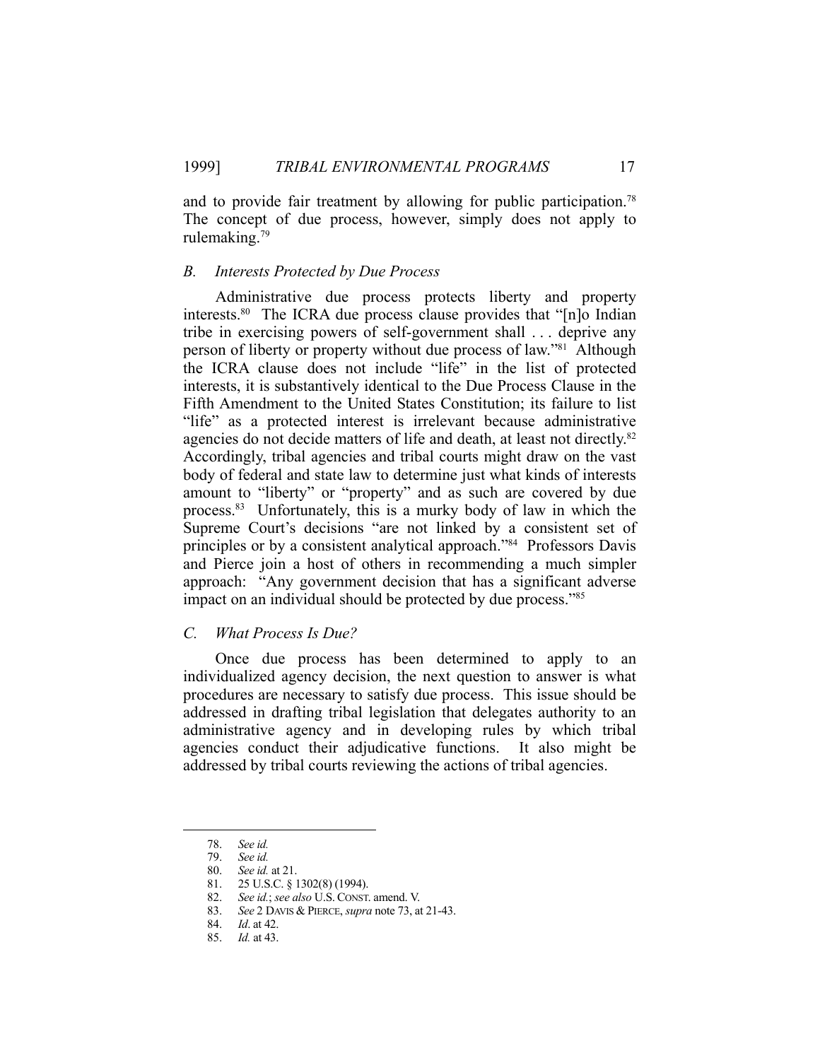and to provide fair treatment by allowing for public participation.[78] The concept of due process, however, simply does not apply to rulemaking.[79]

### *B. Interests Protected by Due Process*

Administrative due process protects liberty and property interests.[80] The ICRA due process clause provides that "[n]o Indian tribe in exercising powers of self-government shall . . . deprive any person of liberty or property without due process of law."[81] Although the ICRA clause does not include "life" in the list of protected interests, it is substantively identical to the Due Process Clause in the Fifth Amendment to the United States Constitution; its failure to list "life" as a protected interest is irrelevant because administrative agencies do not decide matters of life and death, at least not directly.[82] Accordingly, tribal agencies and tribal courts might draw on the vast body of federal and state law to determine just what kinds of interests amount to "liberty" or "property" and as such are covered by due process.[83] Unfortunately, this is a murky body of law in which the Supreme Court's decisions "are not linked by a consistent set of principles or by a consistent analytical approach."[84] Professors Davis and Pierce join a host of others in recommending a much simpler approach: "Any government decision that has a significant adverse impact on an individual should be protected by due process."[85]

### *C. What Process Is Due?*

Once due process has been determined to apply to an individualized agency decision, the next question to answer is what procedures are necessary to satisfy due process. This issue should be addressed in drafting tribal legislation that delegates authority to an administrative agency and in developing rules by which tribal agencies conduct their adjudicative functions. It also might be addressed by tribal courts reviewing the actions of tribal agencies.

---

78. *See id.*

79. *See id.*

80. *See id.* at 21.

81. 25 U.S.C. § 1302(8) (1994).

82. *See id.*; *see also* U.S. CONST. amend. V.

83. *See* 2 DAVIS & PIERCE, *supra* note 73, at 21-43.

84. *Id*. at 42.

85. *Id.* at 43.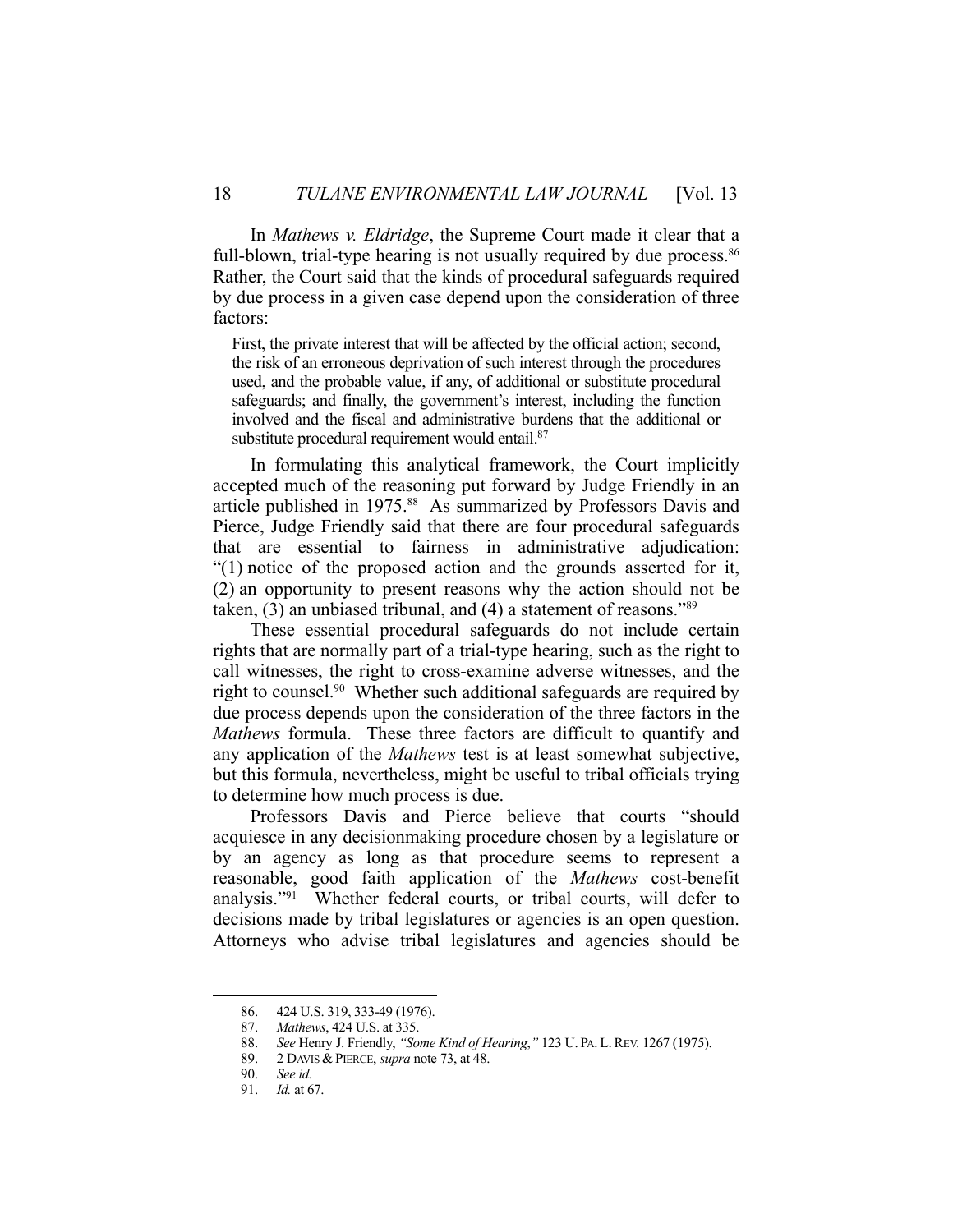In *Mathews v. Eldridge*, the Supreme Court made it clear that a full-blown, trial-type hearing is not usually required by due process.[86] Rather, the Court said that the kinds of procedural safeguards required by due process in a given case depend upon the consideration of three factors:

> First, the private interest that will be affected by the official action; second, the risk of an erroneous deprivation of such interest through the procedures used, and the probable value, if any, of additional or substitute procedural safeguards; and finally, the government's interest, including the function involved and the fiscal and administrative burdens that the additional or substitute procedural requirement would entail.[87]

In formulating this analytical framework, the Court implicitly accepted much of the reasoning put forward by Judge Friendly in an article published in 1975.[88] As summarized by Professors Davis and Pierce, Judge Friendly said that there are four procedural safeguards that are essential to fairness in administrative adjudication: "(1) notice of the proposed action and the grounds asserted for it, (2) an opportunity to present reasons why the action should not be taken, (3) an unbiased tribunal, and (4) a statement of reasons."[89]

These essential procedural safeguards do not include certain rights that are normally part of a trial-type hearing, such as the right to call witnesses, the right to cross-examine adverse witnesses, and the right to counsel.[90] Whether such additional safeguards are required by due process depends upon the consideration of the three factors in the *Mathews* formula. These three factors are difficult to quantify and any application of the *Mathews* test is at least somewhat subjective, but this formula, nevertheless, might be useful to tribal officials trying to determine how much process is due.

Professors Davis and Pierce believe that courts "should acquiesce in any decisionmaking procedure chosen by a legislature or by an agency as long as that procedure seems to represent a reasonable, good faith application of the *Mathews* cost-benefit analysis."[91] Whether federal courts, or tribal courts, will defer to decisions made by tribal legislatures or agencies is an open question. Attorneys who advise tribal legislatures and agencies should be

---

86. 424 U.S. 319, 333-49 (1976).

87. *Mathews*, 424 U.S. at 335.

88. *See* Henry J. Friendly, *"Some Kind of Hearing*,*"* 123 U. PA. L. REV. 1267 (1975).

89. 2 DAVIS & PIERCE, *supra* note 73, at 48.

90. *See id.*

91. *Id.* at 67.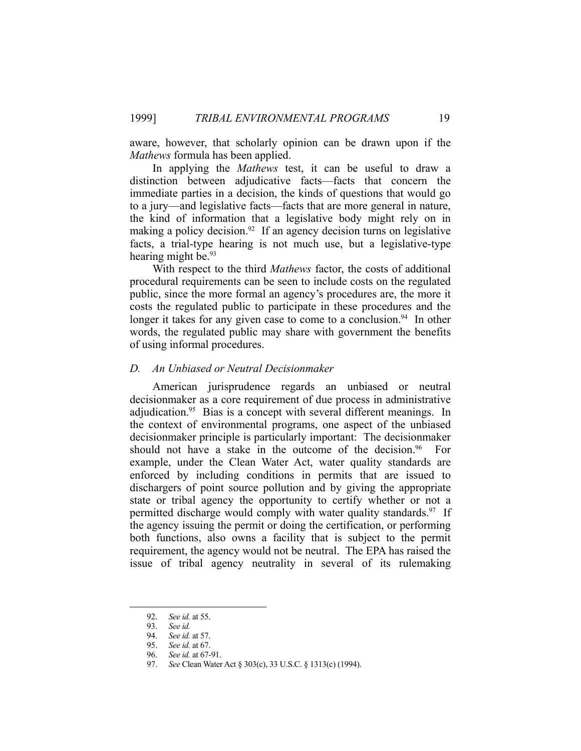aware, however, that scholarly opinion can be drawn upon if the *Mathews* formula has been applied.

In applying the *Mathews* test, it can be useful to draw a distinction between adjudicative facts—facts that concern the immediate parties in a decision, the kinds of questions that would go to a jury—and legislative facts—facts that are more general in nature, the kind of information that a legislative body might rely on in making a policy decision.[92] If an agency decision turns on legislative facts, a trial-type hearing is not much use, but a legislative-type hearing might be.[93]

With respect to the third *Mathews* factor, the costs of additional procedural requirements can be seen to include costs on the regulated public, since the more formal an agency's procedures are, the more it costs the regulated public to participate in these procedures and the longer it takes for any given case to come to a conclusion.[94] In other words, the regulated public may share with government the benefits of using informal procedures.

### *D. An Unbiased or Neutral Decisionmaker*

American jurisprudence regards an unbiased or neutral decisionmaker as a core requirement of due process in administrative adjudication.[95] Bias is a concept with several different meanings. In the context of environmental programs, one aspect of the unbiased decisionmaker principle is particularly important: The decisionmaker should not have a stake in the outcome of the decision.[96] For example, under the Clean Water Act, water quality standards are enforced by including conditions in permits that are issued to dischargers of point source pollution and by giving the appropriate state or tribal agency the opportunity to certify whether or not a permitted discharge would comply with water quality standards.[97] If the agency issuing the permit or doing the certification, or performing both functions, also owns a facility that is subject to the permit requirement, the agency would not be neutral. The EPA has raised the issue of tribal agency neutrality in several of its rulemaking

---

92. *See id.* at 55.
93. *See id.*
94. *See id.* at 57.
95. *See id.* at 67.
96. *See id.* at 67-91.
97. *See* Clean Water Act § 303(c), 33 U.S.C. § 1313(c) (1994).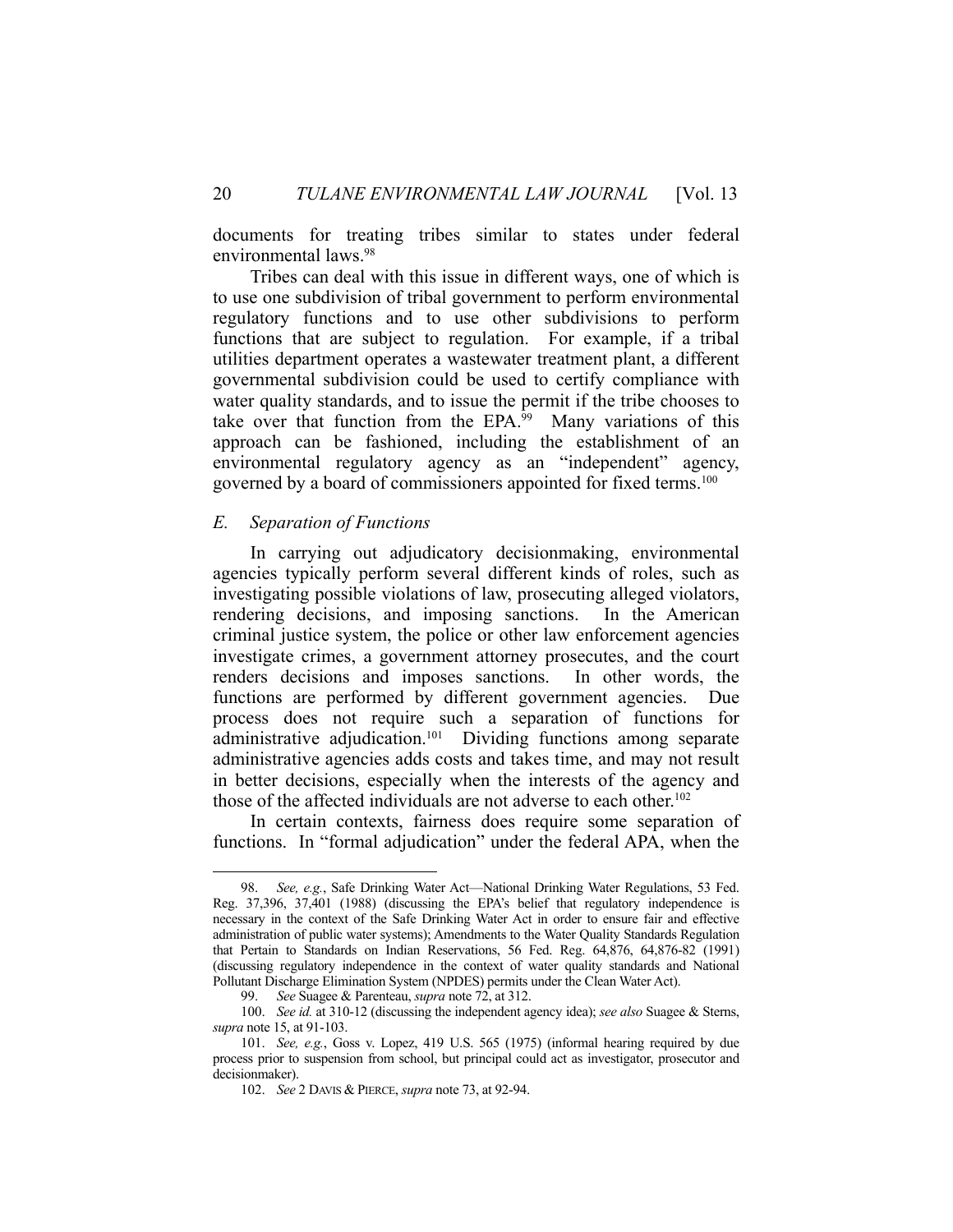documents for treating tribes similar to states under federal environmental laws.[98]

Tribes can deal with this issue in different ways, one of which is to use one subdivision of tribal government to perform environmental regulatory functions and to use other subdivisions to perform functions that are subject to regulation. For example, if a tribal utilities department operates a wastewater treatment plant, a different governmental subdivision could be used to certify compliance with water quality standards, and to issue the permit if the tribe chooses to take over that function from the EPA.[99] Many variations of this approach can be fashioned, including the establishment of an environmental regulatory agency as an "independent" agency, governed by a board of commissioners appointed for fixed terms.[100]

### *E. Separation of Functions*

In carrying out adjudicatory decisionmaking, environmental agencies typically perform several different kinds of roles, such as investigating possible violations of law, prosecuting alleged violators, rendering decisions, and imposing sanctions. In the American criminal justice system, the police or other law enforcement agencies investigate crimes, a government attorney prosecutes, and the court renders decisions and imposes sanctions. In other words, the functions are performed by different government agencies. Due process does not require such a separation of functions for administrative adjudication.[101] Dividing functions among separate administrative agencies adds costs and takes time, and may not result in better decisions, especially when the interests of the agency and those of the affected individuals are not adverse to each other.[102]

In certain contexts, fairness does require some separation of functions. In "formal adjudication" under the federal APA, when the

---

98. *See, e.g.*, Safe Drinking Water Act—National Drinking Water Regulations, 53 Fed. Reg. 37,396, 37,401 (1988) (discussing the EPA's belief that regulatory independence is necessary in the context of the Safe Drinking Water Act in order to ensure fair and effective administration of public water systems); Amendments to the Water Quality Standards Regulation that Pertain to Standards on Indian Reservations, 56 Fed. Reg. 64,876, 64,876-82 (1991) (discussing regulatory independence in the context of water quality standards and National Pollutant Discharge Elimination System (NPDES) permits under the Clean Water Act).

99. *See* Suagee & Parenteau, *supra* note 72, at 312.

100. *See id.* at 310-12 (discussing the independent agency idea); *see also* Suagee & Sterns, *supra* note 15, at 91-103.

101. *See, e.g.*, Goss v. Lopez, 419 U.S. 565 (1975) (informal hearing required by due process prior to suspension from school, but principal could act as investigator, prosecutor and decisionmaker).

102. *See* 2 DAVIS & PIERCE, *supra* note 73, at 92-94.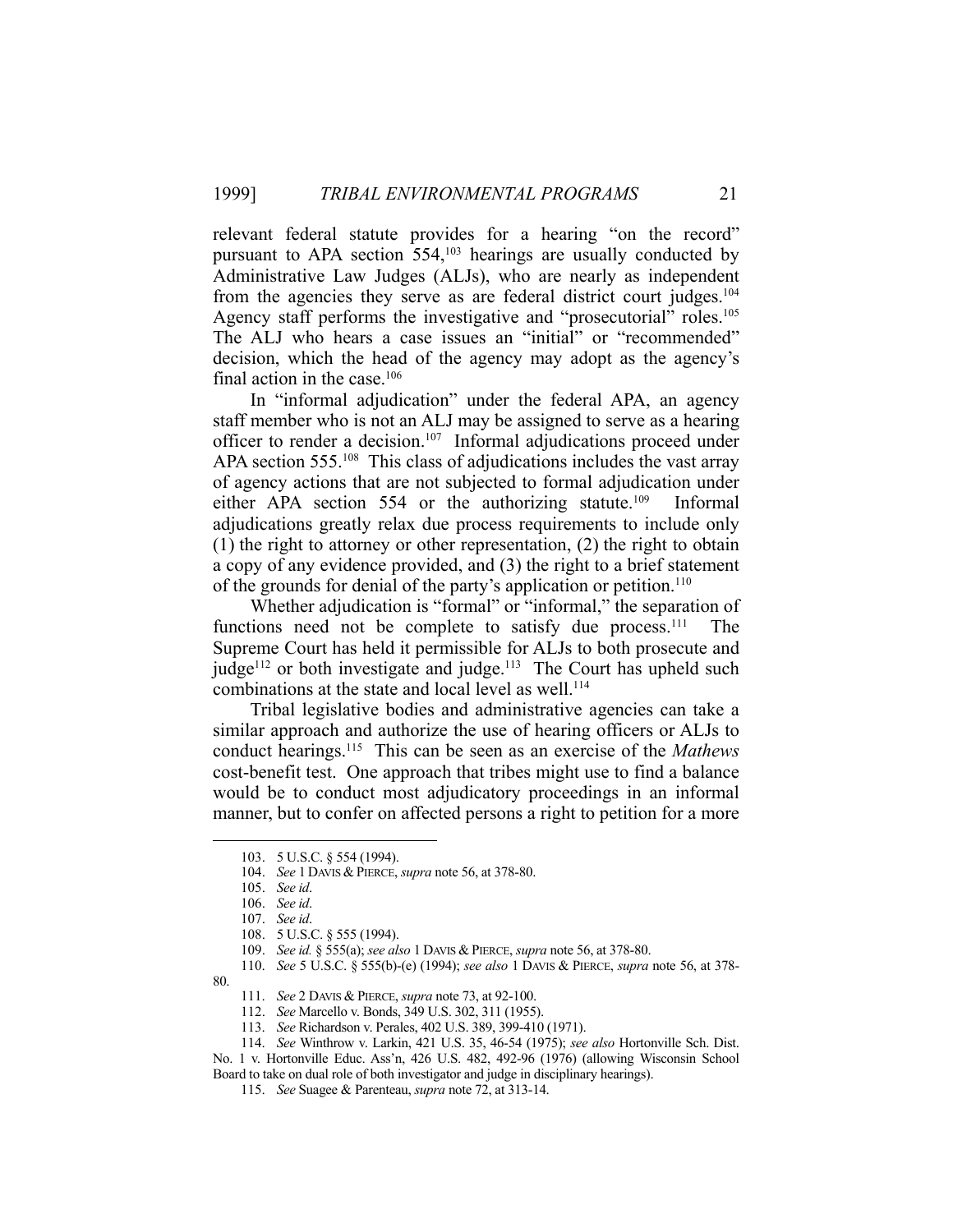relevant federal statute provides for a hearing "on the record" pursuant to APA section 554,[103] hearings are usually conducted by Administrative Law Judges (ALJs), who are nearly as independent from the agencies they serve as are federal district court judges.[104] Agency staff performs the investigative and "prosecutorial" roles.[105] The ALJ who hears a case issues an "initial" or "recommended" decision, which the head of the agency may adopt as the agency's final action in the case.[106]

In "informal adjudication" under the federal APA, an agency staff member who is not an ALJ may be assigned to serve as a hearing officer to render a decision.[107] Informal adjudications proceed under APA section 555.[108] This class of adjudications includes the vast array of agency actions that are not subjected to formal adjudication under either APA section 554 or the authorizing statute.[109] Informal adjudications greatly relax due process requirements to include only (1) the right to attorney or other representation, (2) the right to obtain a copy of any evidence provided, and (3) the right to a brief statement of the grounds for denial of the party's application or petition.[110]

Whether adjudication is "formal" or "informal," the separation of functions need not be complete to satisfy due process.[111] The Supreme Court has held it permissible for ALJs to both prosecute and judge[112] or both investigate and judge.[113] The Court has upheld such combinations at the state and local level as well.[114]

Tribal legislative bodies and administrative agencies can take a similar approach and authorize the use of hearing officers or ALJs to conduct hearings.[115] This can be seen as an exercise of the *Mathews* cost-benefit test. One approach that tribes might use to find a balance would be to conduct most adjudicatory proceedings in an informal manner, but to confer on affected persons a right to petition for a more

---

103. 5 U.S.C. § 554 (1994).

104. *See* 1 DAVIS & PIERCE, *supra* note 56, at 378-80.

105. *See id*.

106. *See id*.

107. *See id*.

108. 5 U.S.C. § 555 (1994).

109. *See id.* § 555(a); *see also* 1 DAVIS & PIERCE, *supra* note 56, at 378-80.

110. *See* 5 U.S.C. § 555(b)-(e) (1994); *see also* 1 DAVIS & PIERCE, *supra* note 56, at 378-80.

111. *See* 2 DAVIS & PIERCE, *supra* note 73, at 92-100.

112. *See* Marcello v. Bonds, 349 U.S. 302, 311 (1955).

113. *See* Richardson v. Perales, 402 U.S. 389, 399-410 (1971).

114. *See* Winthrow v. Larkin, 421 U.S. 35, 46-54 (1975); *see also* Hortonville Sch. Dist. No. 1 v. Hortonville Educ. Ass'n, 426 U.S. 482, 492-96 (1976) (allowing Wisconsin School Board to take on dual role of both investigator and judge in disciplinary hearings).

115. *See* Suagee & Parenteau, *supra* note 72, at 313-14.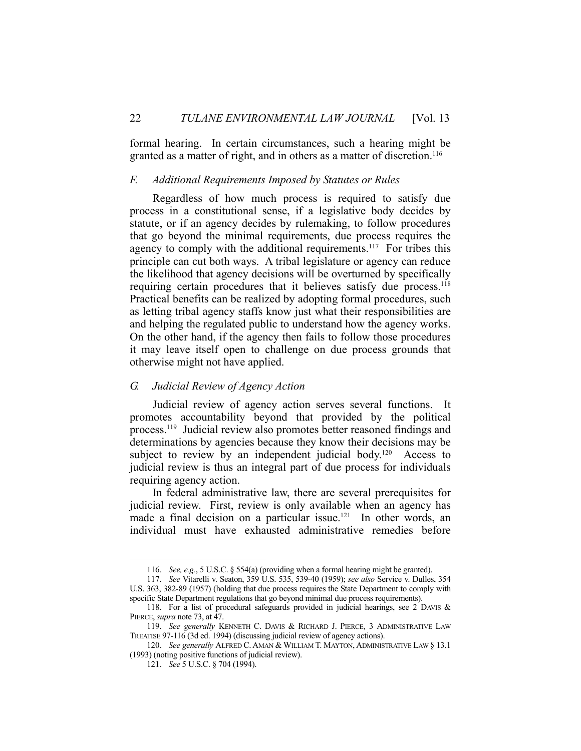formal hearing. In certain circumstances, such a hearing might be granted as a matter of right, and in others as a matter of discretion.[116]

### *F. Additional Requirements Imposed by Statutes or Rules*

Regardless of how much process is required to satisfy due process in a constitutional sense, if a legislative body decides by statute, or if an agency decides by rulemaking, to follow procedures that go beyond the minimal requirements, due process requires the agency to comply with the additional requirements.[117] For tribes this principle can cut both ways. A tribal legislature or agency can reduce the likelihood that agency decisions will be overturned by specifically requiring certain procedures that it believes satisfy due process.[118] Practical benefits can be realized by adopting formal procedures, such as letting tribal agency staffs know just what their responsibilities are and helping the regulated public to understand how the agency works. On the other hand, if the agency then fails to follow those procedures it may leave itself open to challenge on due process grounds that otherwise might not have applied.

### *G. Judicial Review of Agency Action*

Judicial review of agency action serves several functions. It promotes accountability beyond that provided by the political process.[119] Judicial review also promotes better reasoned findings and determinations by agencies because they know their decisions may be subject to review by an independent judicial body.[120] Access to judicial review is thus an integral part of due process for individuals requiring agency action.

In federal administrative law, there are several prerequisites for judicial review. First, review is only available when an agency has made a final decision on a particular issue.[121] In other words, an individual must have exhausted administrative remedies before

---

116. *See, e.g.*, 5 U.S.C. § 554(a) (providing when a formal hearing might be granted).

117. *See* Vitarelli v. Seaton, 359 U.S. 535, 539-40 (1959); *see also* Service v. Dulles, 354 U.S. 363, 382-89 (1957) (holding that due process requires the State Department to comply with specific State Department regulations that go beyond minimal due process requirements).

118. For a list of procedural safeguards provided in judicial hearings, see 2 DAVIS & PIERCE, *supra* note 73, at 47.

119. *See generally* KENNETH C. DAVIS & RICHARD J. PIERCE, 3 ADMINISTRATIVE LAW TREATISE 97-116 (3d ed. 1994) (discussing judicial review of agency actions).

120. *See generally* ALFRED C. AMAN & WILLIAM T. MAYTON, ADMINISTRATIVE LAW § 13.1 (1993) (noting positive functions of judicial review).

121. *See* 5 U.S.C. § 704 (1994).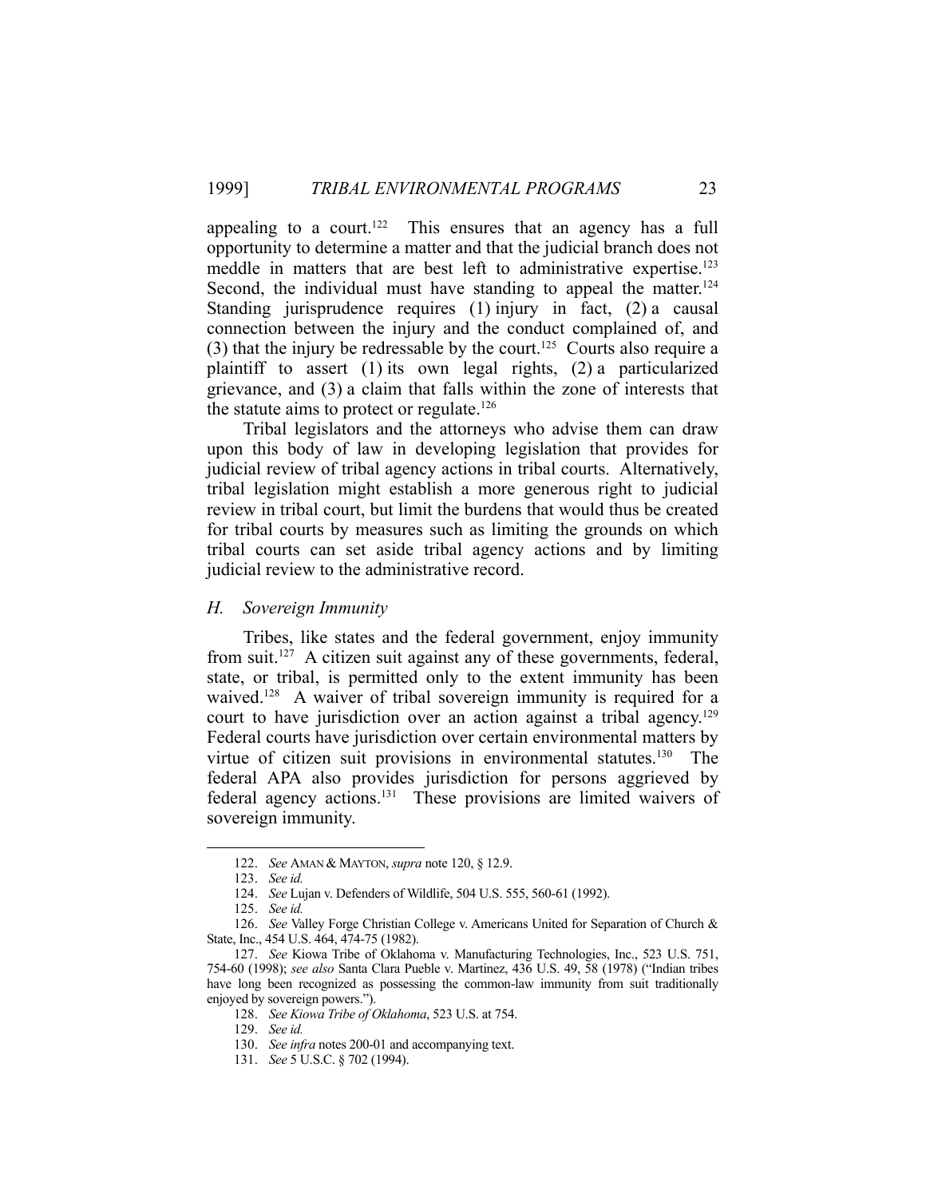appealing to a court.[122] This ensures that an agency has a full opportunity to determine a matter and that the judicial branch does not meddle in matters that are best left to administrative expertise.[123] Second, the individual must have standing to appeal the matter.[124] Standing jurisprudence requires (1) injury in fact, (2) a causal connection between the injury and the conduct complained of, and (3) that the injury be redressable by the court.[125] Courts also require a plaintiff to assert (1) its own legal rights, (2) a particularized grievance, and (3) a claim that falls within the zone of interests that the statute aims to protect or regulate.[126]

Tribal legislators and the attorneys who advise them can draw upon this body of law in developing legislation that provides for judicial review of tribal agency actions in tribal courts. Alternatively, tribal legislation might establish a more generous right to judicial review in tribal court, but limit the burdens that would thus be created for tribal courts by measures such as limiting the grounds on which tribal courts can set aside tribal agency actions and by limiting judicial review to the administrative record.

### *H. Sovereign Immunity*

Tribes, like states and the federal government, enjoy immunity from suit.[127] A citizen suit against any of these governments, federal, state, or tribal, is permitted only to the extent immunity has been waived.[128] A waiver of tribal sovereign immunity is required for a court to have jurisdiction over an action against a tribal agency.[129] Federal courts have jurisdiction over certain environmental matters by virtue of citizen suit provisions in environmental statutes.[130] The federal APA also provides jurisdiction for persons aggrieved by federal agency actions.[131] These provisions are limited waivers of sovereign immunity.

---

122. *See* AMAN & MAYTON, *supra* note 120, § 12.9.

123. *See id.*

124. *See* Lujan v. Defenders of Wildlife, 504 U.S. 555, 560-61 (1992).

125. *See id.*

126. *See* Valley Forge Christian College v. Americans United for Separation of Church & State, Inc., 454 U.S. 464, 474-75 (1982).

127. *See* Kiowa Tribe of Oklahoma v. Manufacturing Technologies, Inc., 523 U.S. 751, 754-60 (1998); *see also* Santa Clara Pueble v. Martinez, 436 U.S. 49, 58 (1978) ("Indian tribes have long been recognized as possessing the common-law immunity from suit traditionally enjoyed by sovereign powers.").

128. *See Kiowa Tribe of Oklahoma*, 523 U.S. at 754.

129. *See id.*

130. *See infra* notes 200-01 and accompanying text.

131. *See* 5 U.S.C. § 702 (1994).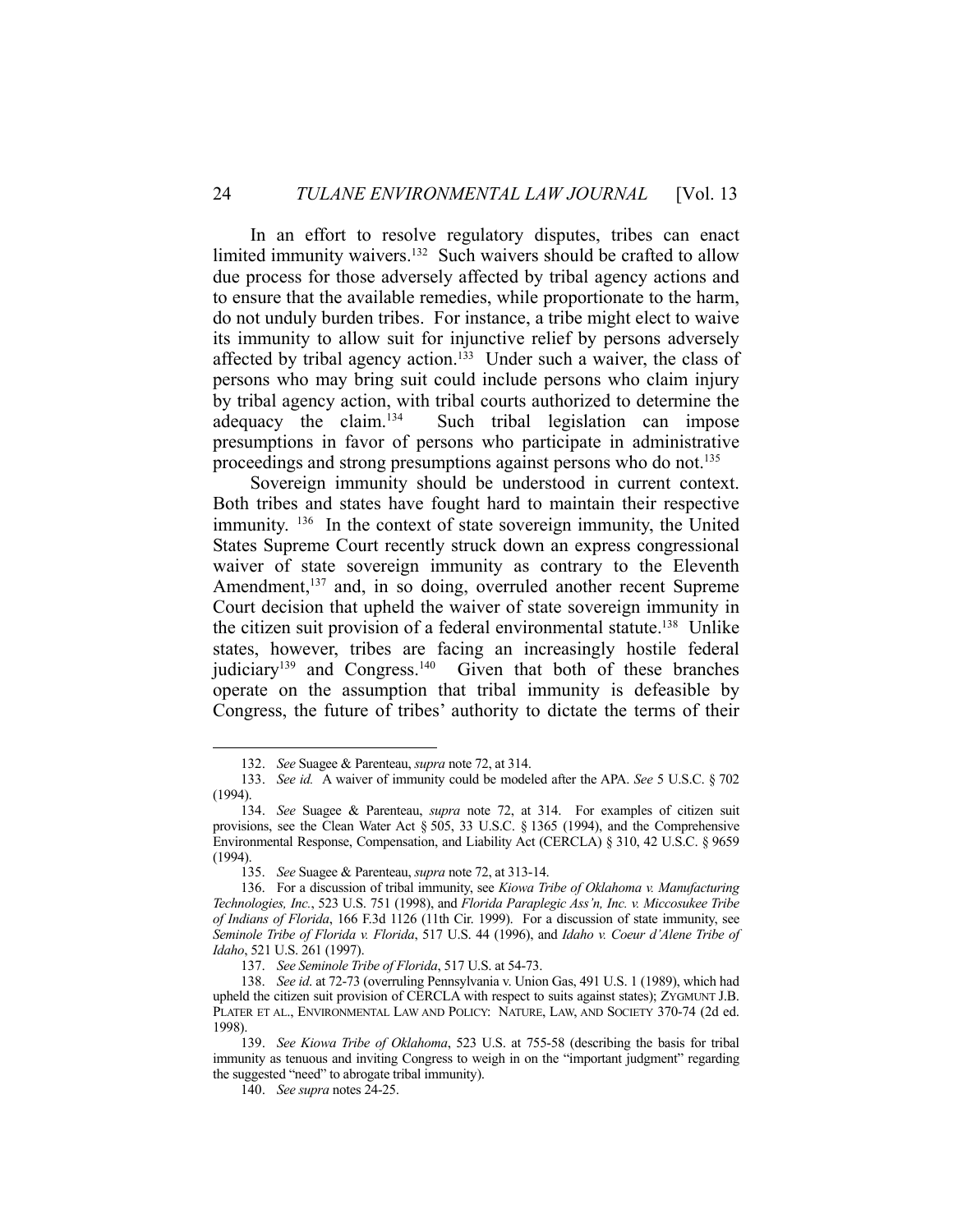In an effort to resolve regulatory disputes, tribes can enact limited immunity waivers.[132] Such waivers should be crafted to allow due process for those adversely affected by tribal agency actions and to ensure that the available remedies, while proportionate to the harm, do not unduly burden tribes. For instance, a tribe might elect to waive its immunity to allow suit for injunctive relief by persons adversely affected by tribal agency action.[133] Under such a waiver, the class of persons who may bring suit could include persons who claim injury by tribal agency action, with tribal courts authorized to determine the adequacy the claim.[134] Such tribal legislation can impose presumptions in favor of persons who participate in administrative proceedings and strong presumptions against persons who do not.[135]

Sovereign immunity should be understood in current context. Both tribes and states have fought hard to maintain their respective immunity. [136] In the context of state sovereign immunity, the United States Supreme Court recently struck down an express congressional waiver of state sovereign immunity as contrary to the Eleventh Amendment,[137] and, in so doing, overruled another recent Supreme Court decision that upheld the waiver of state sovereign immunity in the citizen suit provision of a federal environmental statute.[138] Unlike states, however, tribes are facing an increasingly hostile federal judiciary[139] and Congress.[140] Given that both of these branches operate on the assumption that tribal immunity is defeasible by Congress, the future of tribes' authority to dictate the terms of their

---

132. *See* Suagee & Parenteau, *supra* note 72, at 314.

133. *See id.* A waiver of immunity could be modeled after the APA. *See* 5 U.S.C. § 702 (1994).

134. *See* Suagee & Parenteau, *supra* note 72, at 314. For examples of citizen suit provisions, see the Clean Water Act § 505, 33 U.S.C. § 1365 (1994), and the Comprehensive Environmental Response, Compensation, and Liability Act (CERCLA) § 310, 42 U.S.C. § 9659 (1994).

135. *See* Suagee & Parenteau, *supra* note 72, at 313-14.

136. For a discussion of tribal immunity, see *Kiowa Tribe of Oklahoma v. Manufacturing Technologies, Inc.*, 523 U.S. 751 (1998), and *Florida Paraplegic Ass'n, Inc. v. Miccosukee Tribe of Indians of Florida*, 166 F.3d 1126 (11th Cir. 1999). For a discussion of state immunity, see *Seminole Tribe of Florida v. Florida*, 517 U.S. 44 (1996), and *Idaho v. Coeur d'Alene Tribe of Idaho*, 521 U.S. 261 (1997).

137. *See Seminole Tribe of Florida*, 517 U.S. at 54-73.

138. *See id.* at 72-73 (overruling Pennsylvania v. Union Gas, 491 U.S. 1 (1989), which had upheld the citizen suit provision of CERCLA with respect to suits against states); ZYGMUNT J.B. PLATER ET AL., ENVIRONMENTAL LAW AND POLICY: NATURE, LAW, AND SOCIETY 370-74 (2d ed. 1998).

139. *See Kiowa Tribe of Oklahoma*, 523 U.S. at 755-58 (describing the basis for tribal immunity as tenuous and inviting Congress to weigh in on the "important judgment" regarding the suggested "need" to abrogate tribal immunity).

140. *See supra* notes 24-25.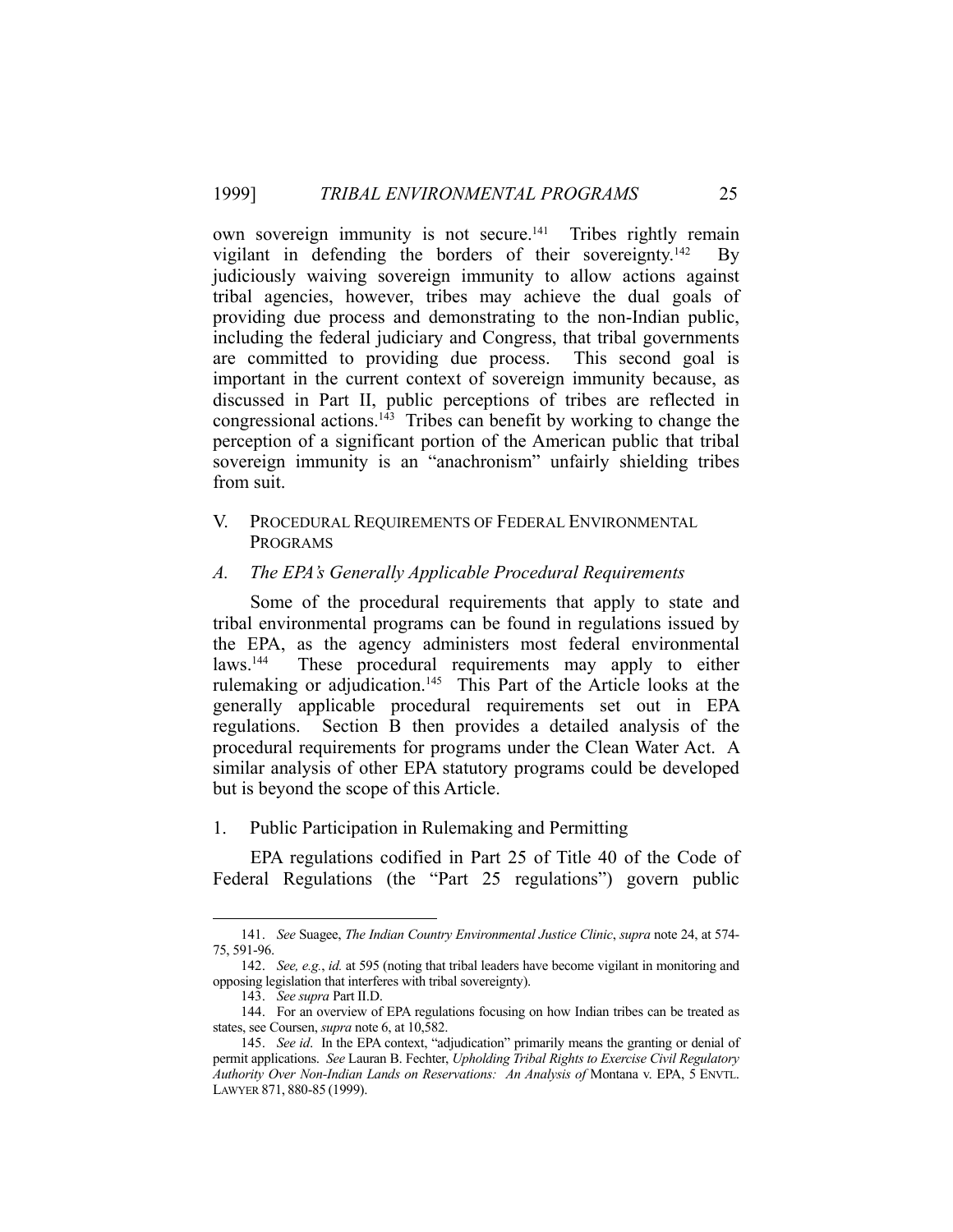own sovereign immunity is not secure.[141] Tribes rightly remain vigilant in defending the borders of their sovereignty.[142] By judiciously waiving sovereign immunity to allow actions against tribal agencies, however, tribes may achieve the dual goals of providing due process and demonstrating to the non-Indian public, including the federal judiciary and Congress, that tribal governments are committed to providing due process. This second goal is important in the current context of sovereign immunity because, as discussed in Part II, public perceptions of tribes are reflected in congressional actions.[143] Tribes can benefit by working to change the perception of a significant portion of the American public that tribal sovereign immunity is an "anachronism" unfairly shielding tribes from suit.

## V. PROCEDURAL REQUIREMENTS OF FEDERAL ENVIRONMENTAL PROGRAMS

### *A. The EPA's Generally Applicable Procedural Requirements*

Some of the procedural requirements that apply to state and tribal environmental programs can be found in regulations issued by the EPA, as the agency administers most federal environmental laws.[144] These procedural requirements may apply to either rulemaking or adjudication.[145] This Part of the Article looks at the generally applicable procedural requirements set out in EPA regulations. Section B then provides a detailed analysis of the procedural requirements for programs under the Clean Water Act. A similar analysis of other EPA statutory programs could be developed but is beyond the scope of this Article.

#### 1. Public Participation in Rulemaking and Permitting

EPA regulations codified in Part 25 of Title 40 of the Code of Federal Regulations (the "Part 25 regulations") govern public

---

141. *See* Suagee, *The Indian Country Environmental Justice Clinic*, *supra* note 24, at 574-75, 591-96.

142. *See, e.g.*, *id.* at 595 (noting that tribal leaders have become vigilant in monitoring and opposing legislation that interferes with tribal sovereignty).

143. *See supra* Part II.D.

144. For an overview of EPA regulations focusing on how Indian tribes can be treated as states, see Coursen, *supra* note 6, at 10,582.

145. *See id*. In the EPA context, "adjudication" primarily means the granting or denial of permit applications. *See* Lauran B. Fechter, *Upholding Tribal Rights to Exercise Civil Regulatory Authority Over Non-Indian Lands on Reservations: An Analysis of* Montana v. EPA, 5 ENVTL. LAWYER 871, 880-85 (1999).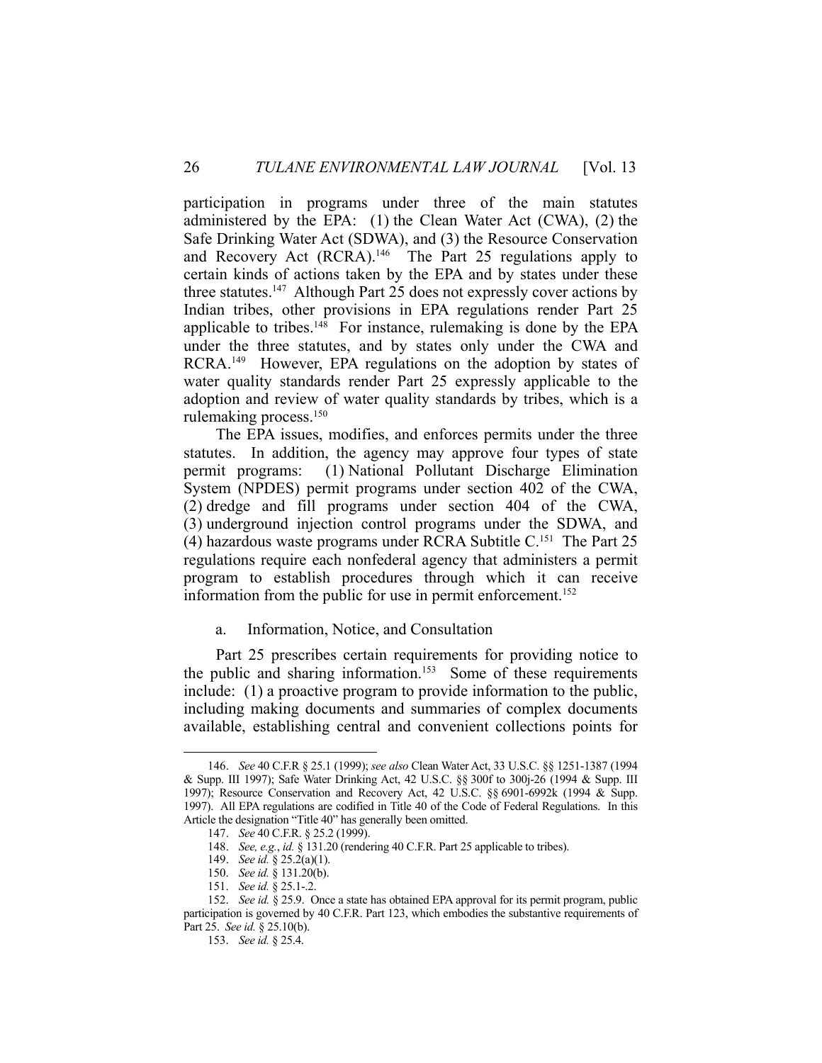participation in programs under three of the main statutes administered by the EPA: (1) the Clean Water Act (CWA), (2) the Safe Drinking Water Act (SDWA), and (3) the Resource Conservation and Recovery Act (RCRA).[146] The Part 25 regulations apply to certain kinds of actions taken by the EPA and by states under these three statutes.[147] Although Part 25 does not expressly cover actions by Indian tribes, other provisions in EPA regulations render Part 25 applicable to tribes.[148] For instance, rulemaking is done by the EPA under the three statutes, and by states only under the CWA and RCRA.[149] However, EPA regulations on the adoption by states of water quality standards render Part 25 expressly applicable to the adoption and review of water quality standards by tribes, which is a rulemaking process.[150]

The EPA issues, modifies, and enforces permits under the three statutes. In addition, the agency may approve four types of state permit programs: (1) National Pollutant Discharge Elimination System (NPDES) permit programs under section 402 of the CWA, (2) dredge and fill programs under section 404 of the CWA, (3) underground injection control programs under the SDWA, and (4) hazardous waste programs under RCRA Subtitle C.[151] The Part 25 regulations require each nonfederal agency that administers a permit program to establish procedures through which it can receive information from the public for use in permit enforcement.[152]

a. Information, Notice, and Consultation

Part 25 prescribes certain requirements for providing notice to the public and sharing information.[153] Some of these requirements include: (1) a proactive program to provide information to the public, including making documents and summaries of complex documents available, establishing central and convenient collections points for

---

146. *See* 40 C.F.R § 25.1 (1999); *see also* Clean Water Act, 33 U.S.C. §§ 1251-1387 (1994 & Supp. III 1997); Safe Water Drinking Act, 42 U.S.C. §§ 300f to 300j-26 (1994 & Supp. III 1997); Resource Conservation and Recovery Act, 42 U.S.C. §§ 6901-6992k (1994 & Supp. 1997). All EPA regulations are codified in Title 40 of the Code of Federal Regulations. In this Article the designation "Title 40" has generally been omitted.

147. *See* 40 C.F.R. § 25.2 (1999).

148. *See, e.g.*, *id.* § 131.20 (rendering 40 C.F.R. Part 25 applicable to tribes).

149. *See id.* § 25.2(a)(1).

150. *See id.* § 131.20(b).

151. *See id.* § 25.1-.2.

152. *See id.* § 25.9. Once a state has obtained EPA approval for its permit program, public participation is governed by 40 C.F.R. Part 123, which embodies the substantive requirements of Part 25. *See id.* § 25.10(b).

153. *See id.* § 25.4.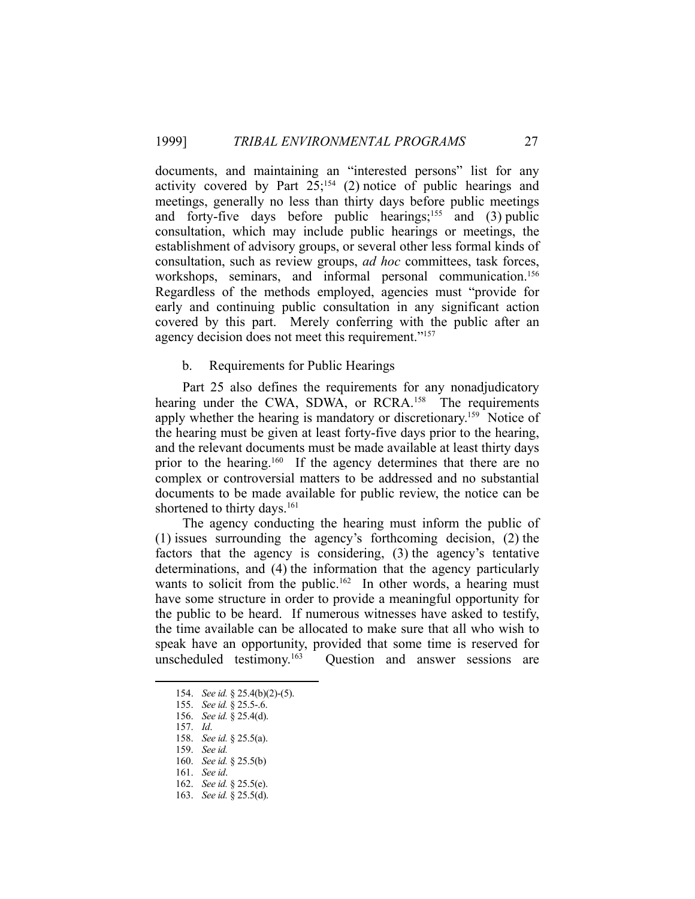documents, and maintaining an "interested persons" list for any activity covered by Part 25;[154] (2) notice of public hearings and meetings, generally no less than thirty days before public meetings and forty-five days before public hearings;[155] and (3) public consultation, which may include public hearings or meetings, the establishment of advisory groups, or several other less formal kinds of consultation, such as review groups, *ad hoc* committees, task forces, workshops, seminars, and informal personal communication.[156] Regardless of the methods employed, agencies must "provide for early and continuing public consultation in any significant action covered by this part. Merely conferring with the public after an agency decision does not meet this requirement."[157]

b. Requirements for Public Hearings

Part 25 also defines the requirements for any nonadjudicatory hearing under the CWA, SDWA, or RCRA.[158] The requirements apply whether the hearing is mandatory or discretionary.[159] Notice of the hearing must be given at least forty-five days prior to the hearing, and the relevant documents must be made available at least thirty days prior to the hearing.[160] If the agency determines that there are no complex or controversial matters to be addressed and no substantial documents to be made available for public review, the notice can be shortened to thirty days.[161]

The agency conducting the hearing must inform the public of (1) issues surrounding the agency's forthcoming decision, (2) the factors that the agency is considering, (3) the agency's tentative determinations, and (4) the information that the agency particularly wants to solicit from the public.[162] In other words, a hearing must have some structure in order to provide a meaningful opportunity for the public to be heard. If numerous witnesses have asked to testify, the time available can be allocated to make sure that all who wish to speak have an opportunity, provided that some time is reserved for unscheduled testimony.[163] Question and answer sessions are

---

154. *See id.* § 25.4(b)(2)-(5).
155. *See id.* § 25.5-.6.
156. *See id.* § 25.4(d).
157. *Id*.
158. *See id.* § 25.5(a).
159. *See id.*
160. *See id.* § 25.5(b)
161. *See id*.
162. *See id.* § 25.5(e).
163. *See id.* § 25.5(d).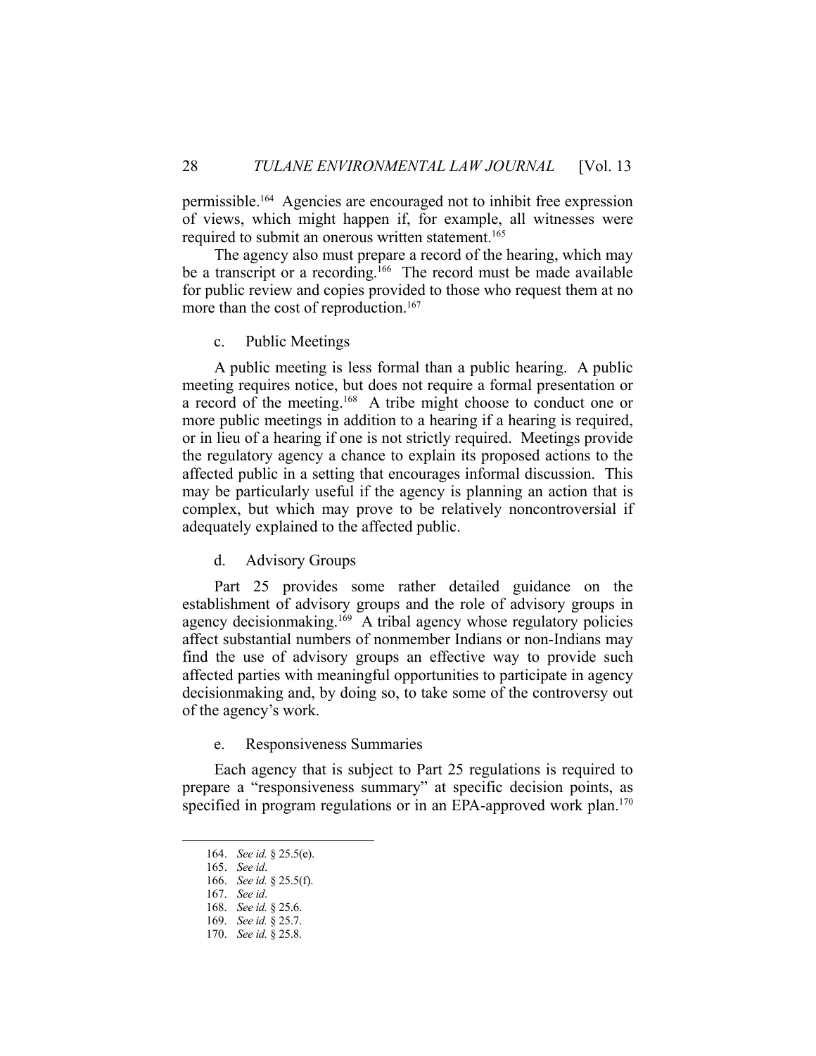permissible.[164] Agencies are encouraged not to inhibit free expression of views, which might happen if, for example, all witnesses were required to submit an onerous written statement.[165]

The agency also must prepare a record of the hearing, which may be a transcript or a recording.[166] The record must be made available for public review and copies provided to those who request them at no more than the cost of reproduction.[167]

c. Public Meetings

A public meeting is less formal than a public hearing. A public meeting requires notice, but does not require a formal presentation or a record of the meeting.[168] A tribe might choose to conduct one or more public meetings in addition to a hearing if a hearing is required, or in lieu of a hearing if one is not strictly required. Meetings provide the regulatory agency a chance to explain its proposed actions to the affected public in a setting that encourages informal discussion. This may be particularly useful if the agency is planning an action that is complex, but which may prove to be relatively noncontroversial if adequately explained to the affected public.

d. Advisory Groups

Part 25 provides some rather detailed guidance on the establishment of advisory groups and the role of advisory groups in agency decisionmaking.[169] A tribal agency whose regulatory policies affect substantial numbers of nonmember Indians or non-Indians may find the use of advisory groups an effective way to provide such affected parties with meaningful opportunities to participate in agency decisionmaking and, by doing so, to take some of the controversy out of the agency's work.

e. Responsiveness Summaries

Each agency that is subject to Part 25 regulations is required to prepare a "responsiveness summary" at specific decision points, as specified in program regulations or in an EPA-approved work plan.[170]

---

164. *See id.* § 25.5(e).
165. *See id*.
166. *See id.* § 25.5(f).
167. *See id*.
168. *See id.* § 25.6.
169. *See id.* § 25.7.
170. *See id.* § 25.8.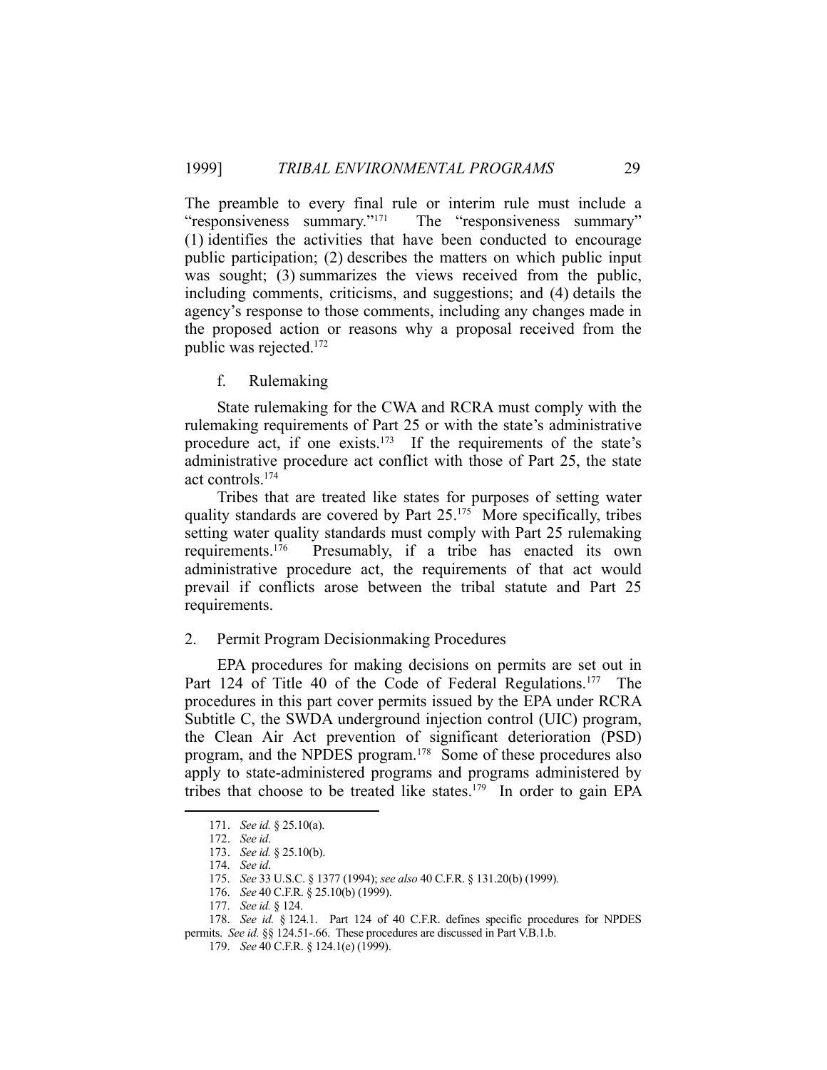The preamble to every final rule or interim rule must include a "responsiveness summary."[171] The "responsiveness summary" (1) identifies the activities that have been conducted to encourage public participation; (2) describes the matters on which public input was sought; (3) summarizes the views received from the public, including comments, criticisms, and suggestions; and (4) details the agency's response to those comments, including any changes made in the proposed action or reasons why a proposal received from the public was rejected.[172]

#### f. Rulemaking

State rulemaking for the CWA and RCRA must comply with the rulemaking requirements of Part 25 or with the state's administrative procedure act, if one exists.[173] If the requirements of the state's administrative procedure act conflict with those of Part 25, the state act controls.[174]

Tribes that are treated like states for purposes of setting water quality standards are covered by Part 25.[175] More specifically, tribes setting water quality standards must comply with Part 25 rulemaking requirements.[176] Presumably, if a tribe has enacted its own administrative procedure act, the requirements of that act would prevail if conflicts arose between the tribal statute and Part 25 requirements.

### 2. Permit Program Decisionmaking Procedures

EPA procedures for making decisions on permits are set out in Part 124 of Title 40 of the Code of Federal Regulations.[177] The procedures in this part cover permits issued by the EPA under RCRA Subtitle C, the SWDA underground injection control (UIC) program, the Clean Air Act prevention of significant deterioration (PSD) program, and the NPDES program.[178] Some of these procedures also apply to state-administered programs and programs administered by tribes that choose to be treated like states.[179] In order to gain EPA

---

171. *See id.* § 25.10(a).

172. *See id*.

173. *See id.* § 25.10(b).

174. *See id*.

175. *See* 33 U.S.C. § 1377 (1994); *see also* 40 C.F.R. § 131.20(b) (1999).

176. *See* 40 C.F.R. § 25.10(b) (1999).

177. *See id.* § 124.

178. *See id.* § 124.1. Part 124 of 40 C.F.R. defines specific procedures for NPDES permits. *See id.* §§ 124.51-.66. These procedures are discussed in Part V.B.1.b.

179. *See* 40 C.F.R. § 124.1(e) (1999).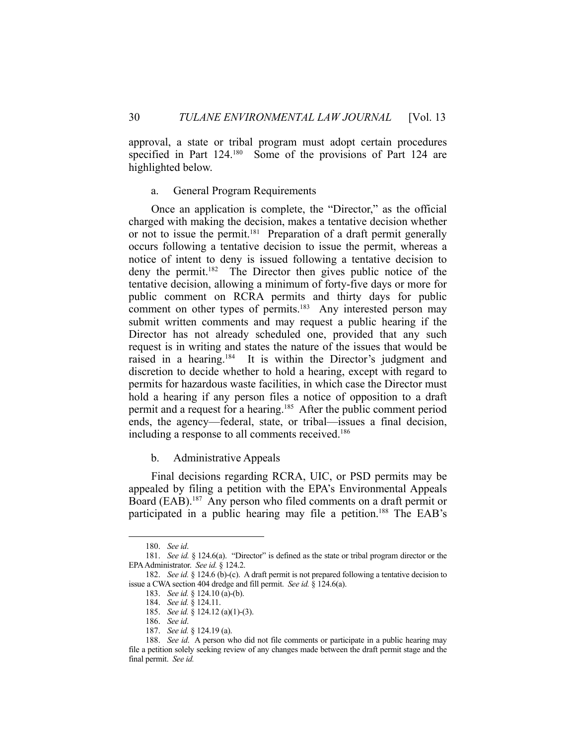approval, a state or tribal program must adopt certain procedures specified in Part 124.[180] Some of the provisions of Part 124 are highlighted below.

### a. General Program Requirements

Once an application is complete, the "Director," as the official charged with making the decision, makes a tentative decision whether or not to issue the permit.[181] Preparation of a draft permit generally occurs following a tentative decision to issue the permit, whereas a notice of intent to deny is issued following a tentative decision to deny the permit.[182] The Director then gives public notice of the tentative decision, allowing a minimum of forty-five days or more for public comment on RCRA permits and thirty days for public comment on other types of permits.[183] Any interested person may submit written comments and may request a public hearing if the Director has not already scheduled one, provided that any such request is in writing and states the nature of the issues that would be raised in a hearing.[184] It is within the Director's judgment and discretion to decide whether to hold a hearing, except with regard to permits for hazardous waste facilities, in which case the Director must hold a hearing if any person files a notice of opposition to a draft permit and a request for a hearing.[185] After the public comment period ends, the agency—federal, state, or tribal—issues a final decision, including a response to all comments received.[186]

### b. Administrative Appeals

Final decisions regarding RCRA, UIC, or PSD permits may be appealed by filing a petition with the EPA's Environmental Appeals Board (EAB).[187] Any person who filed comments on a draft permit or participated in a public hearing may file a petition.[188] The EAB's

---

180. *See id*.

181. *See id.* § 124.6(a). "Director" is defined as the state or tribal program director or the EPA Administrator. *See id.* § 124.2.

182. *See id.* § 124.6 (b)-(c). A draft permit is not prepared following a tentative decision to issue a CWA section 404 dredge and fill permit. *See id.* § 124.6(a).

183. *See id.* § 124.10 (a)-(b).

184. *See id.* § 124.11.

185. *See id.* § 124.12 (a)(1)-(3).

186. *See id*.

187. *See id.* § 124.19 (a).

188. *See id*. A person who did not file comments or participate in a public hearing may file a petition solely seeking review of any changes made between the draft permit stage and the final permit. *See id.*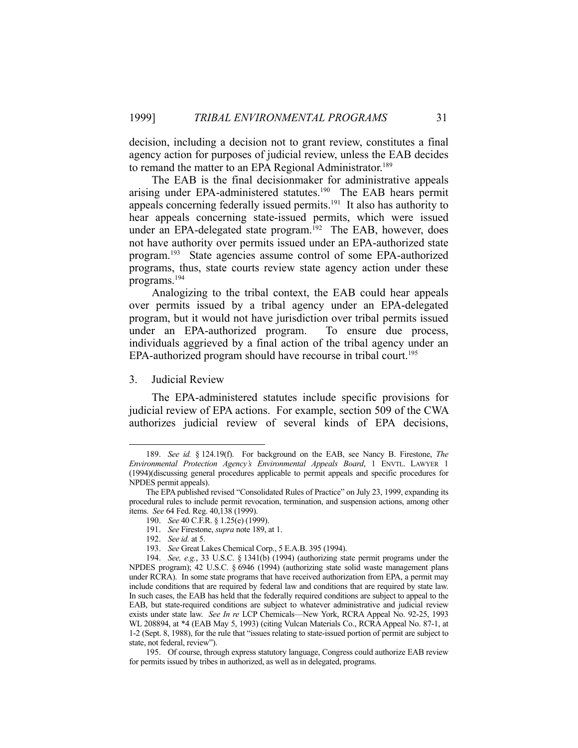decision, including a decision not to grant review, constitutes a final agency action for purposes of judicial review, unless the EAB decides to remand the matter to an EPA Regional Administrator.[189]

The EAB is the final decisionmaker for administrative appeals arising under EPA-administered statutes.[190] The EAB hears permit appeals concerning federally issued permits.[191] It also has authority to hear appeals concerning state-issued permits, which were issued under an EPA-delegated state program.[192] The EAB, however, does not have authority over permits issued under an EPA-authorized state program.[193] State agencies assume control of some EPA-authorized programs, thus, state courts review state agency action under these programs.[194]

Analogizing to the tribal context, the EAB could hear appeals over permits issued by a tribal agency under an EPA-delegated program, but it would not have jurisdiction over tribal permits issued under an EPA-authorized program. To ensure due process, individuals aggrieved by a final action of the tribal agency under an EPA-authorized program should have recourse in tribal court.[195]

### 3. Judicial Review

The EPA-administered statutes include specific provisions for judicial review of EPA actions. For example, section 509 of the CWA authorizes judicial review of several kinds of EPA decisions,

---

189. *See id.* § 124.19(f). For background on the EAB, see Nancy B. Firestone, *The Environmental Protection Agency's Environmental Appeals Board*, 1 ENVTL. LAWYER 1 (1994)(discussing general procedures applicable to permit appeals and specific procedures for NPDES permit appeals).

The EPA published revised "Consolidated Rules of Practice" on July 23, 1999, expanding its procedural rules to include permit revocation, termination, and suspension actions, among other items. *See* 64 Fed. Reg. 40,138 (1999).

190. *See* 40 C.F.R. § 1.25(e) (1999).

191. *See* Firestone, *supra* note 189, at 1.

192. *See id.* at 5.

193. *See* Great Lakes Chemical Corp., 5 E.A.B. 395 (1994).

194. *See, e.g.*, 33 U.S.C. § 1341(b) (1994) (authorizing state permit programs under the NPDES program); 42 U.S.C. § 6946 (1994) (authorizing state solid waste management plans under RCRA). In some state programs that have received authorization from EPA, a permit may include conditions that are required by federal law and conditions that are required by state law. In such cases, the EAB has held that the federally required conditions are subject to appeal to the EAB, but state-required conditions are subject to whatever administrative and judicial review exists under state law. *See In re* LCP Chemicals—New York, RCRA Appeal No. 92-25, 1993 WL 208894, at *4 (EAB May 5, 1993) (citing Vulcan Materials Co., RCRA Appeal No. 87-1, at 1-2 (Sept. 8, 1988), for the rule that "issues relating to state-issued portion of permit are subject to state, not federal, review").

195. Of course, through express statutory language, Congress could authorize EAB review for permits issued by tribes in authorized, as well as in delegated, programs.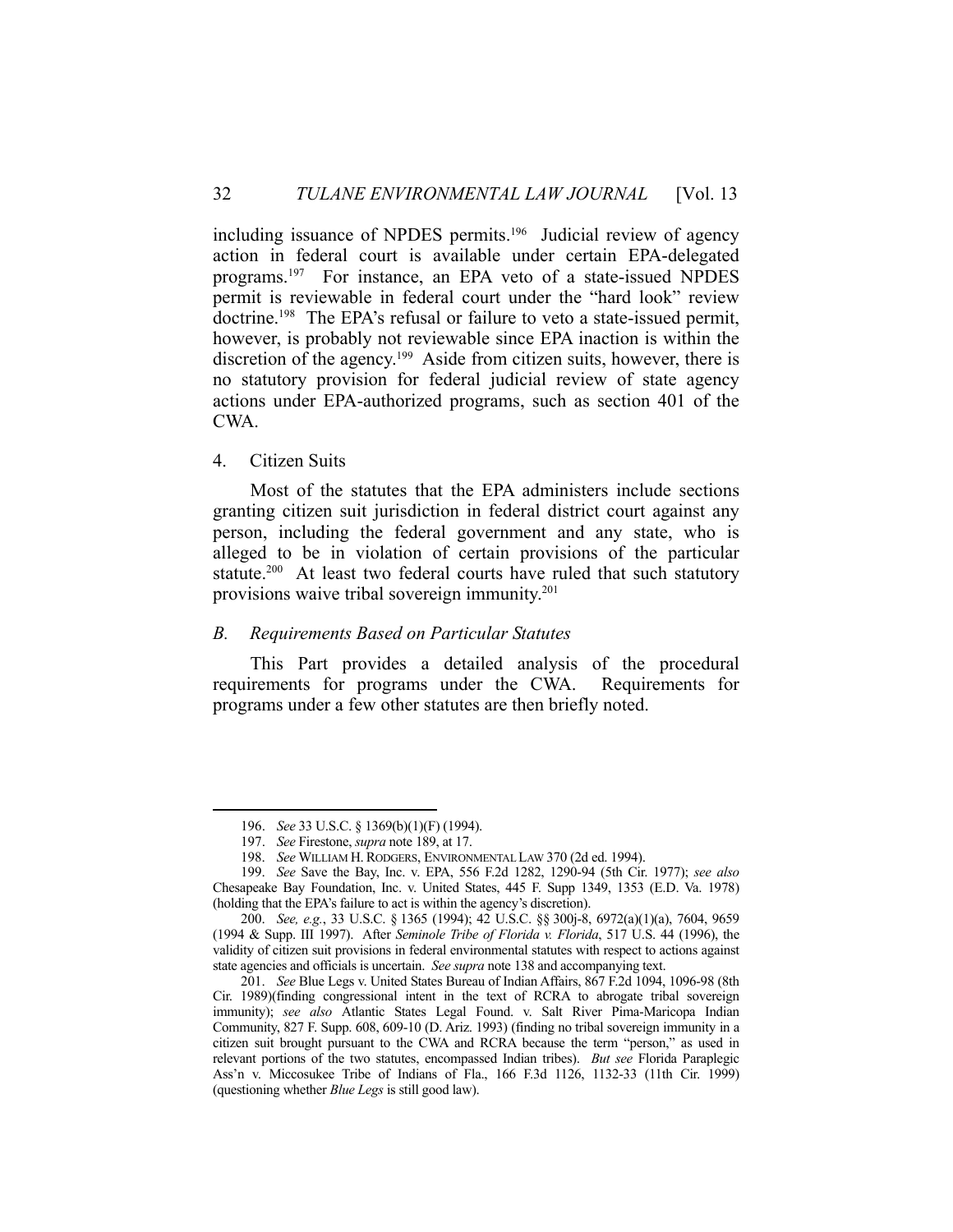including issuance of NPDES permits.[196] Judicial review of agency action in federal court is available under certain EPA-delegated programs.[197] For instance, an EPA veto of a state-issued NPDES permit is reviewable in federal court under the "hard look" review doctrine.[198] The EPA's refusal or failure to veto a state-issued permit, however, is probably not reviewable since EPA inaction is within the discretion of the agency.[199] Aside from citizen suits, however, there is no statutory provision for federal judicial review of state agency actions under EPA-authorized programs, such as section 401 of the CWA.

#### 4. Citizen Suits

Most of the statutes that the EPA administers include sections granting citizen suit jurisdiction in federal district court against any person, including the federal government and any state, who is alleged to be in violation of certain provisions of the particular statute.[200] At least two federal courts have ruled that such statutory provisions waive tribal sovereign immunity.[201]

### *B. Requirements Based on Particular Statutes*

This Part provides a detailed analysis of the procedural requirements for programs under the CWA. Requirements for programs under a few other statutes are then briefly noted.

---

196. *See* 33 U.S.C. § 1369(b)(1)(F) (1994).

197. *See* Firestone, *supra* note 189, at 17.

198. *See* WILLIAM H. RODGERS, ENVIRONMENTAL LAW 370 (2d ed. 1994).

199. *See* Save the Bay, Inc. v. EPA, 556 F.2d 1282, 1290-94 (5th Cir. 1977); *see also* Chesapeake Bay Foundation, Inc. v. United States, 445 F. Supp 1349, 1353 (E.D. Va. 1978) (holding that the EPA's failure to act is within the agency's discretion).

200. *See, e.g.*, 33 U.S.C. § 1365 (1994); 42 U.S.C. §§ 300j-8, 6972(a)(1)(a), 7604, 9659 (1994 & Supp. III 1997). After *Seminole Tribe of Florida v. Florida*, 517 U.S. 44 (1996), the validity of citizen suit provisions in federal environmental statutes with respect to actions against state agencies and officials is uncertain. *See supra* note 138 and accompanying text.

201. *See* Blue Legs v. United States Bureau of Indian Affairs, 867 F.2d 1094, 1096-98 (8th Cir. 1989)(finding congressional intent in the text of RCRA to abrogate tribal sovereign immunity); *see also* Atlantic States Legal Found. v. Salt River Pima-Maricopa Indian Community, 827 F. Supp. 608, 609-10 (D. Ariz. 1993) (finding no tribal sovereign immunity in a citizen suit brought pursuant to the CWA and RCRA because the term "person," as used in relevant portions of the two statutes, encompassed Indian tribes). *But see* Florida Paraplegic Ass'n v. Miccosukee Tribe of Indians of Fla., 166 F.3d 1126, 1132-33 (11th Cir. 1999) (questioning whether *Blue Legs* is still good law).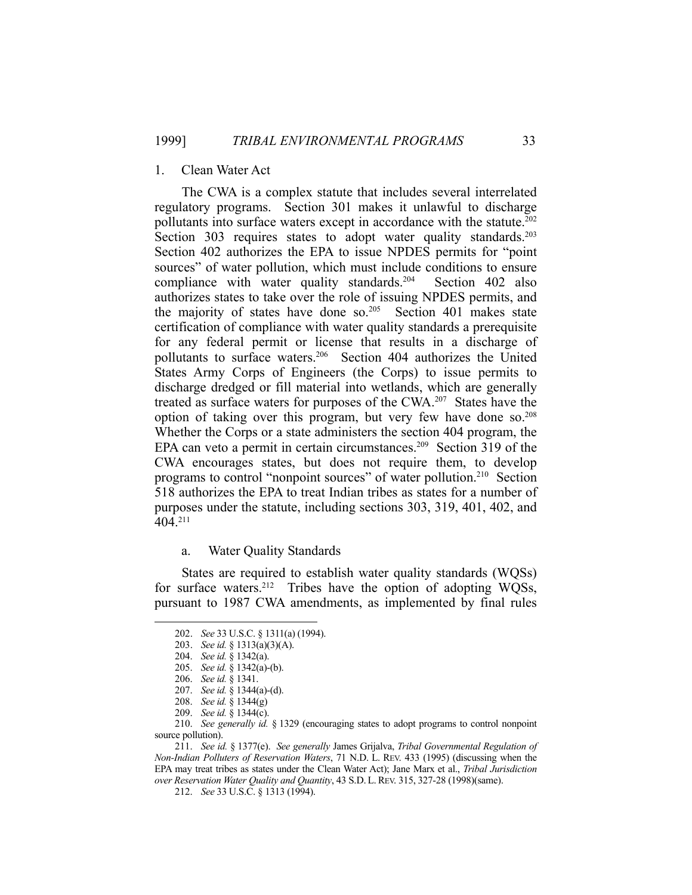1. Clean Water Act

The CWA is a complex statute that includes several interrelated regulatory programs. Section 301 makes it unlawful to discharge pollutants into surface waters except in accordance with the statute.[202] Section 303 requires states to adopt water quality standards.[203] Section 402 authorizes the EPA to issue NPDES permits for "point sources" of water pollution, which must include conditions to ensure compliance with water quality standards.[204] Section 402 also authorizes states to take over the role of issuing NPDES permits, and the majority of states have done so.[205] Section 401 makes state certification of compliance with water quality standards a prerequisite for any federal permit or license that results in a discharge of pollutants to surface waters.[206] Section 404 authorizes the United States Army Corps of Engineers (the Corps) to issue permits to discharge dredged or fill material into wetlands, which are generally treated as surface waters for purposes of the CWA.[207] States have the option of taking over this program, but very few have done so.[208] Whether the Corps or a state administers the section 404 program, the EPA can veto a permit in certain circumstances.[209] Section 319 of the CWA encourages states, but does not require them, to develop programs to control "nonpoint sources" of water pollution.[210] Section 518 authorizes the EPA to treat Indian tribes as states for a number of purposes under the statute, including sections 303, 319, 401, 402, and 404.[211]

a. Water Quality Standards

States are required to establish water quality standards (WQSs) for surface waters.[212] Tribes have the option of adopting WQSs, pursuant to 1987 CWA amendments, as implemented by final rules

---

202. *See* 33 U.S.C. § 1311(a) (1994).

203. *See id.* § 1313(a)(3)(A).

204. *See id.* § 1342(a).

205. *See id.* § 1342(a)-(b).

206. *See id.* § 1341.

207. *See id.* § 1344(a)-(d).

208. *See id.* § 1344(g)

209. *See id.* § 1344(c).

210. *See generally id.* § 1329 (encouraging states to adopt programs to control nonpoint source pollution).

211. *See id.* § 1377(e). *See generally* James Grijalva, *Tribal Governmental Regulation of Non-Indian Polluters of Reservation Waters*, 71 N.D. L. REV. 433 (1995) (discussing when the EPA may treat tribes as states under the Clean Water Act); Jane Marx et al., *Tribal Jurisdiction over Reservation Water Quality and Quantity*, 43 S.D. L. REV. 315, 327-28 (1998)(same).

212. *See* 33 U.S.C. § 1313 (1994).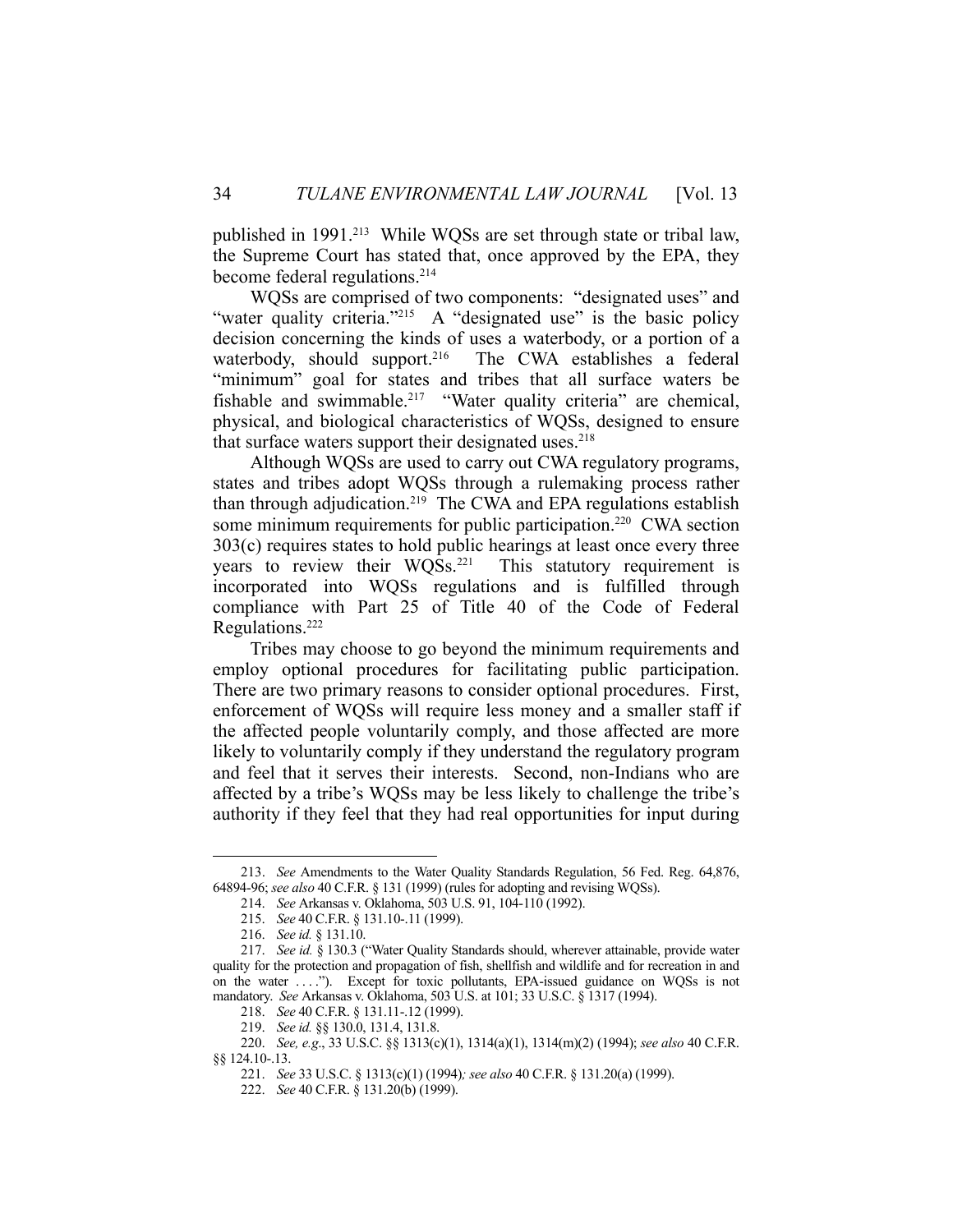published in 1991.[213] While WQSs are set through state or tribal law, the Supreme Court has stated that, once approved by the EPA, they become federal regulations.[214]

WQSs are comprised of two components: "designated uses" and "water quality criteria."[215] A "designated use" is the basic policy decision concerning the kinds of uses a waterbody, or a portion of a waterbody, should support.[216] The CWA establishes a federal "minimum" goal for states and tribes that all surface waters be fishable and swimmable.[217] "Water quality criteria" are chemical, physical, and biological characteristics of WQSs, designed to ensure that surface waters support their designated uses.[218]

Although WQSs are used to carry out CWA regulatory programs, states and tribes adopt WQSs through a rulemaking process rather than through adjudication.[219] The CWA and EPA regulations establish some minimum requirements for public participation.[220] CWA section 303(c) requires states to hold public hearings at least once every three years to review their WQSs.[221] This statutory requirement is incorporated into WQSs regulations and is fulfilled through compliance with Part 25 of Title 40 of the Code of Federal Regulations.[222]

Tribes may choose to go beyond the minimum requirements and employ optional procedures for facilitating public participation. There are two primary reasons to consider optional procedures. First, enforcement of WQSs will require less money and a smaller staff if the affected people voluntarily comply, and those affected are more likely to voluntarily comply if they understand the regulatory program and feel that it serves their interests. Second, non-Indians who are affected by a tribe's WQSs may be less likely to challenge the tribe's authority if they feel that they had real opportunities for input during

---

213. *See* Amendments to the Water Quality Standards Regulation, 56 Fed. Reg. 64,876, 64894-96; *see also* 40 C.F.R. § 131 (1999) (rules for adopting and revising WQSs).

214. *See* Arkansas v. Oklahoma, 503 U.S. 91, 104-110 (1992).

215. *See* 40 C.F.R. § 131.10-.11 (1999).

216. *See id.* § 131.10.

217. *See id.* § 130.3 ("Water Quality Standards should, wherever attainable, provide water quality for the protection and propagation of fish, shellfish and wildlife and for recreation in and on the water . . . ."). Except for toxic pollutants, EPA-issued guidance on WQSs is not mandatory. *See* Arkansas v. Oklahoma, 503 U.S. at 101; 33 U.S.C. § 1317 (1994).

218. *See* 40 C.F.R. § 131.11-.12 (1999).

219. *See id.* §§ 130.0, 131.4, 131.8.

220. *See, e.g.*, 33 U.S.C. §§ 1313(c)(1), 1314(a)(1), 1314(m)(2) (1994); *see also* 40 C.F.R. §§ 124.10-.13.

221. *See* 33 U.S.C. § 1313(c)(1) (1994); *see also* 40 C.F.R. § 131.20(a) (1999).

222. *See* 40 C.F.R. § 131.20(b) (1999).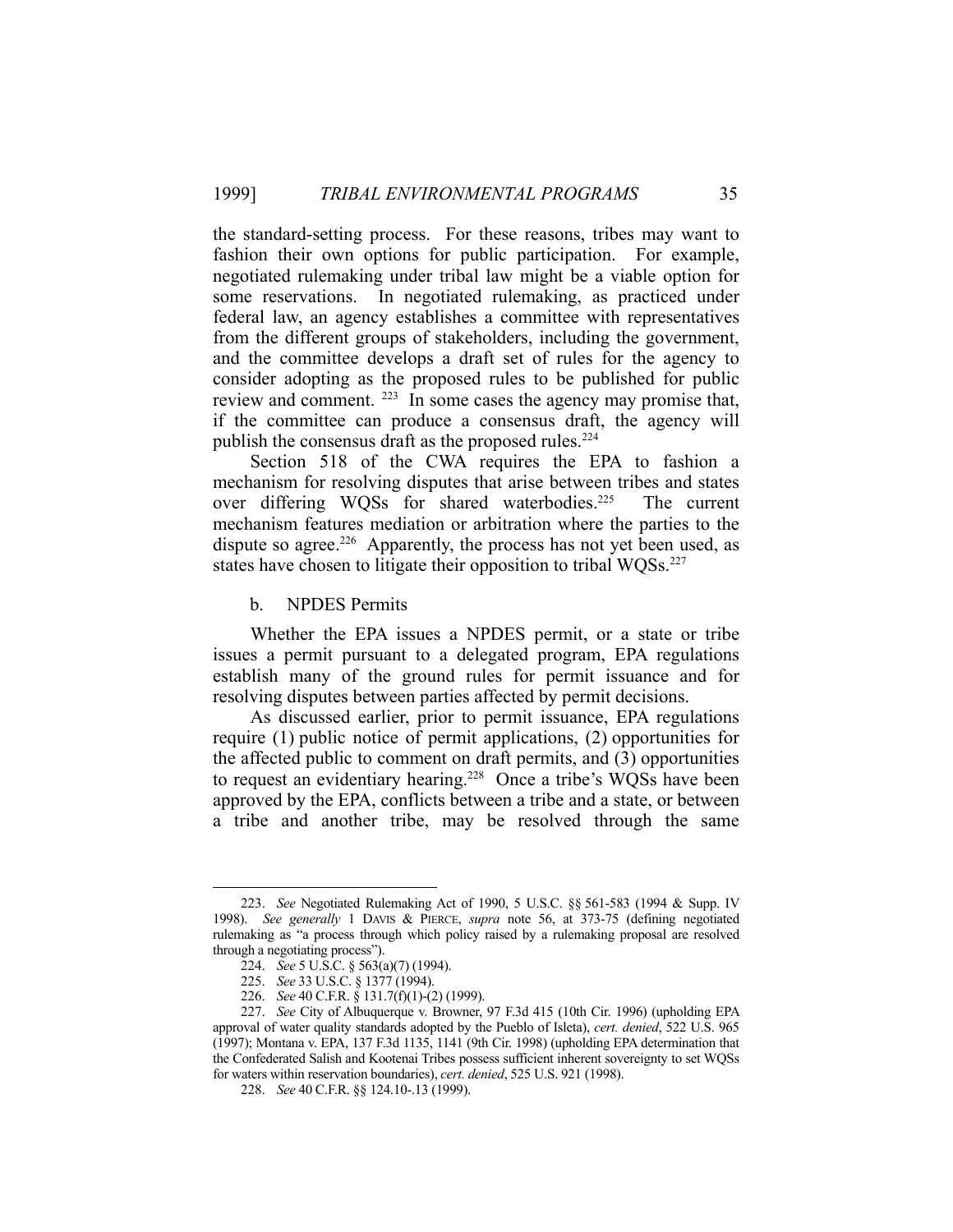the standard-setting process. For these reasons, tribes may want to fashion their own options for public participation. For example, negotiated rulemaking under tribal law might be a viable option for some reservations. In negotiated rulemaking, as practiced under federal law, an agency establishes a committee with representatives from the different groups of stakeholders, including the government, and the committee develops a draft set of rules for the agency to consider adopting as the proposed rules to be published for public review and comment. [223] In some cases the agency may promise that, if the committee can produce a consensus draft, the agency will publish the consensus draft as the proposed rules.[224]

Section 518 of the CWA requires the EPA to fashion a mechanism for resolving disputes that arise between tribes and states over differing WQSs for shared waterbodies.[225] The current mechanism features mediation or arbitration where the parties to the dispute so agree.[226] Apparently, the process has not yet been used, as states have chosen to litigate their opposition to tribal WQSs.[227]

b. NPDES Permits

Whether the EPA issues a NPDES permit, or a state or tribe issues a permit pursuant to a delegated program, EPA regulations establish many of the ground rules for permit issuance and for resolving disputes between parties affected by permit decisions.

As discussed earlier, prior to permit issuance, EPA regulations require (1) public notice of permit applications, (2) opportunities for the affected public to comment on draft permits, and (3) opportunities to request an evidentiary hearing.[228] Once a tribe's WQSs have been approved by the EPA, conflicts between a tribe and a state, or between a tribe and another tribe, may be resolved through the same

---

223. *See* Negotiated Rulemaking Act of 1990, 5 U.S.C. §§ 561-583 (1994 & Supp. IV 1998). *See generally* 1 DAVIS & PIERCE, *supra* note 56, at 373-75 (defining negotiated rulemaking as "a process through which policy raised by a rulemaking proposal are resolved through a negotiating process").

224. *See* 5 U.S.C. § 563(a)(7) (1994).

225. *See* 33 U.S.C. § 1377 (1994).

226. *See* 40 C.F.R. § 131.7(f)(1)-(2) (1999).

227. *See* City of Albuquerque v. Browner, 97 F.3d 415 (10th Cir. 1996) (upholding EPA approval of water quality standards adopted by the Pueblo of Isleta), *cert. denied*, 522 U.S. 965 (1997); Montana v. EPA, 137 F.3d 1135, 1141 (9th Cir. 1998) (upholding EPA determination that the Confederated Salish and Kootenai Tribes possess sufficient inherent sovereignty to set WQSs for waters within reservation boundaries), *cert. denied*, 525 U.S. 921 (1998).

228. *See* 40 C.F.R. §§ 124.10-.13 (1999).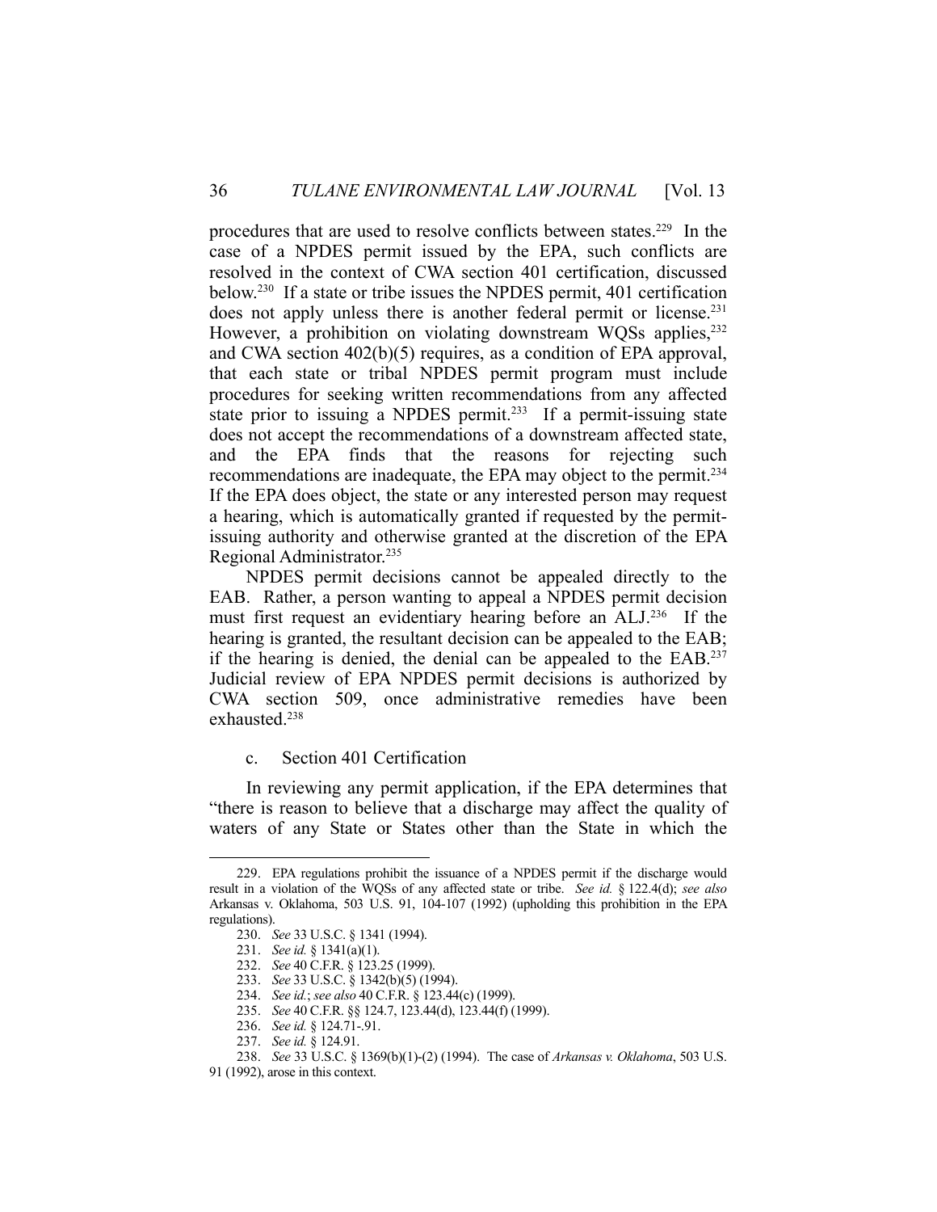procedures that are used to resolve conflicts between states.[229] In the case of a NPDES permit issued by the EPA, such conflicts are resolved in the context of CWA section 401 certification, discussed below.[230] If a state or tribe issues the NPDES permit, 401 certification does not apply unless there is another federal permit or license.[231] However, a prohibition on violating downstream WQSs applies,[232] and CWA section 402(b)(5) requires, as a condition of EPA approval, that each state or tribal NPDES permit program must include procedures for seeking written recommendations from any affected state prior to issuing a NPDES permit.[233] If a permit-issuing state does not accept the recommendations of a downstream affected state, and the EPA finds that the reasons for rejecting such recommendations are inadequate, the EPA may object to the permit.[234] If the EPA does object, the state or any interested person may request a hearing, which is automatically granted if requested by the permit-issuing authority and otherwise granted at the discretion of the EPA Regional Administrator.[235]

NPDES permit decisions cannot be appealed directly to the EAB. Rather, a person wanting to appeal a NPDES permit decision must first request an evidentiary hearing before an ALJ.[236] If the hearing is granted, the resultant decision can be appealed to the EAB; if the hearing is denied, the denial can be appealed to the EAB.[237] Judicial review of EPA NPDES permit decisions is authorized by CWA section 509, once administrative remedies have been exhausted.[238]

c. Section 401 Certification

In reviewing any permit application, if the EPA determines that "there is reason to believe that a discharge may affect the quality of waters of any State or States other than the State in which the

---

229. EPA regulations prohibit the issuance of a NPDES permit if the discharge would result in a violation of the WQSs of any affected state or tribe. *See id.* § 122.4(d); *see also* Arkansas v. Oklahoma, 503 U.S. 91, 104-107 (1992) (upholding this prohibition in the EPA regulations).

230. *See* 33 U.S.C. § 1341 (1994).

231. *See id.* § 1341(a)(1).

232. *See* 40 C.F.R. § 123.25 (1999).

233. *See* 33 U.S.C. § 1342(b)(5) (1994).

234. *See id.*; *see also* 40 C.F.R. § 123.44(c) (1999).

235. *See* 40 C.F.R. §§ 124.7, 123.44(d), 123.44(f) (1999).

236. *See id.* § 124.71-.91.

237. *See id.* § 124.91.

238. *See* 33 U.S.C. § 1369(b)(1)-(2) (1994). The case of *Arkansas v. Oklahoma*, 503 U.S. 91 (1992), arose in this context.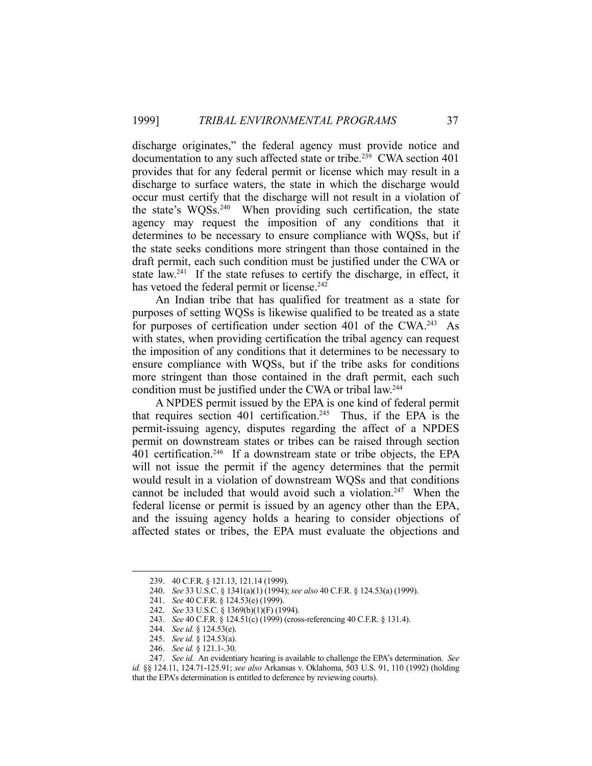discharge originates," the federal agency must provide notice and documentation to any such affected state or tribe.[239] CWA section 401 provides that for any federal permit or license which may result in a discharge to surface waters, the state in which the discharge would occur must certify that the discharge will not result in a violation of the state's WQSs.[240] When providing such certification, the state agency may request the imposition of any conditions that it determines to be necessary to ensure compliance with WQSs, but if the state seeks conditions more stringent than those contained in the draft permit, each such condition must be justified under the CWA or state law.[241] If the state refuses to certify the discharge, in effect, it has vetoed the federal permit or license.[242]

An Indian tribe that has qualified for treatment as a state for purposes of setting WQSs is likewise qualified to be treated as a state for purposes of certification under section 401 of the CWA.[243] As with states, when providing certification the tribal agency can request the imposition of any conditions that it determines to be necessary to ensure compliance with WQSs, but if the tribe asks for conditions more stringent than those contained in the draft permit, each such condition must be justified under the CWA or tribal law.[244]

A NPDES permit issued by the EPA is one kind of federal permit that requires section 401 certification.[245] Thus, if the EPA is the permit-issuing agency, disputes regarding the affect of a NPDES permit on downstream states or tribes can be raised through section 401 certification.[246] If a downstream state or tribe objects, the EPA will not issue the permit if the agency determines that the permit would result in a violation of downstream WQSs and that conditions cannot be included that would avoid such a violation.[247] When the federal license or permit is issued by an agency other than the EPA, and the issuing agency holds a hearing to consider objections of affected states or tribes, the EPA must evaluate the objections and

---

239. 40 C.F.R. § 121.13, 121.14 (1999).

240. *See* 33 U.S.C. § 1341(a)(1) (1994); *see also* 40 C.F.R. § 124.53(a) (1999).

241. *See* 40 C.F.R. § 124.53(e) (1999).

242. *See* 33 U.S.C. § 1369(b)(1)(F) (1994).

243. *See* 40 C.F.R. § 124.51(c) (1999) (cross-referencing 40 C.F.R. § 131.4).

244. *See id.* § 124.53(e).

245. *See id.* § 124.53(a).

246. *See id.* § 121.1-.30.

247. *See id.* An evidentiary hearing is available to challenge the EPA's determination. *See id.* §§ 124.11, 124.71-125.91; *see also* Arkansas v. Oklahoma, 503 U.S. 91, 110 (1992) (holding that the EPA's determination is entitled to deference by reviewing courts).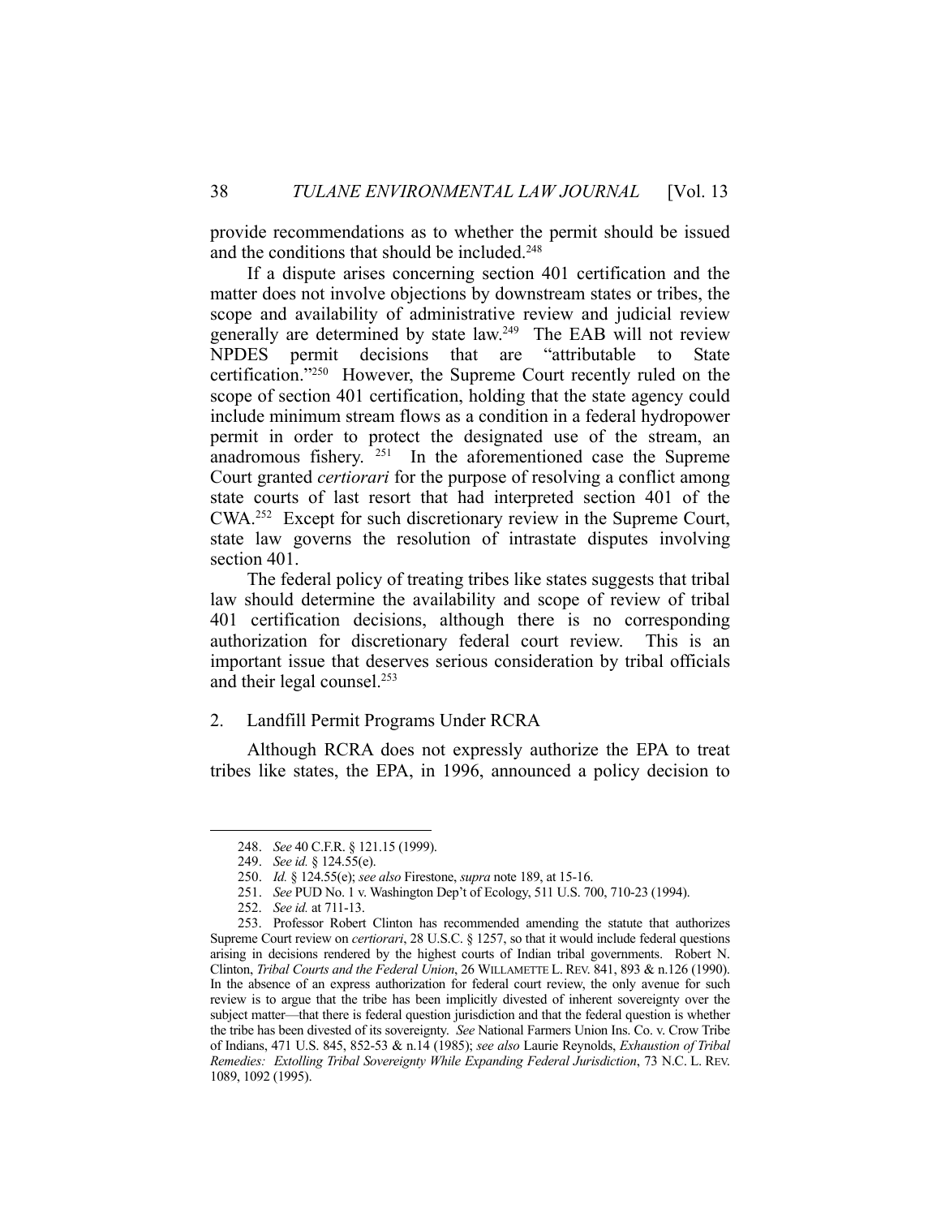provide recommendations as to whether the permit should be issued and the conditions that should be included.[248]

If a dispute arises concerning section 401 certification and the matter does not involve objections by downstream states or tribes, the scope and availability of administrative review and judicial review generally are determined by state law.[249] The EAB will not review NPDES permit decisions that are "attributable to State certification."[250] However, the Supreme Court recently ruled on the scope of section 401 certification, holding that the state agency could include minimum stream flows as a condition in a federal hydropower permit in order to protect the designated use of the stream, an anadromous fishery.[251] In the aforementioned case the Supreme Court granted *certiorari* for the purpose of resolving a conflict among state courts of last resort that had interpreted section 401 of the CWA.[252] Except for such discretionary review in the Supreme Court, state law governs the resolution of intrastate disputes involving section 401.

The federal policy of treating tribes like states suggests that tribal law should determine the availability and scope of review of tribal 401 certification decisions, although there is no corresponding authorization for discretionary federal court review. This is an important issue that deserves serious consideration by tribal officials and their legal counsel.[253]

2. Landfill Permit Programs Under RCRA

Although RCRA does not expressly authorize the EPA to treat tribes like states, the EPA, in 1996, announced a policy decision to

---

248. *See* 40 C.F.R. § 121.15 (1999).

249. *See id.* § 124.55(e).

250. *Id.* § 124.55(e); *see also* Firestone, *supra* note 189, at 15-16.

251. *See* PUD No. 1 v. Washington Dep't of Ecology, 511 U.S. 700, 710-23 (1994).

252. *See id.* at 711-13.

253. Professor Robert Clinton has recommended amending the statute that authorizes Supreme Court review on *certiorari*, 28 U.S.C. § 1257, so that it would include federal questions arising in decisions rendered by the highest courts of Indian tribal governments. Robert N. Clinton, *Tribal Courts and the Federal Union*, 26 WILLAMETTE L. REV. 841, 893 & n.126 (1990). In the absence of an express authorization for federal court review, the only avenue for such review is to argue that the tribe has been implicitly divested of inherent sovereignty over the subject matter—that there is federal question jurisdiction and that the federal question is whether the tribe has been divested of its sovereignty. *See* National Farmers Union Ins. Co. v. Crow Tribe of Indians, 471 U.S. 845, 852-53 & n.14 (1985); *see also* Laurie Reynolds, *Exhaustion of Tribal Remedies: Extolling Tribal Sovereignty While Expanding Federal Jurisdiction*, 73 N.C. L. REV. 1089, 1092 (1995).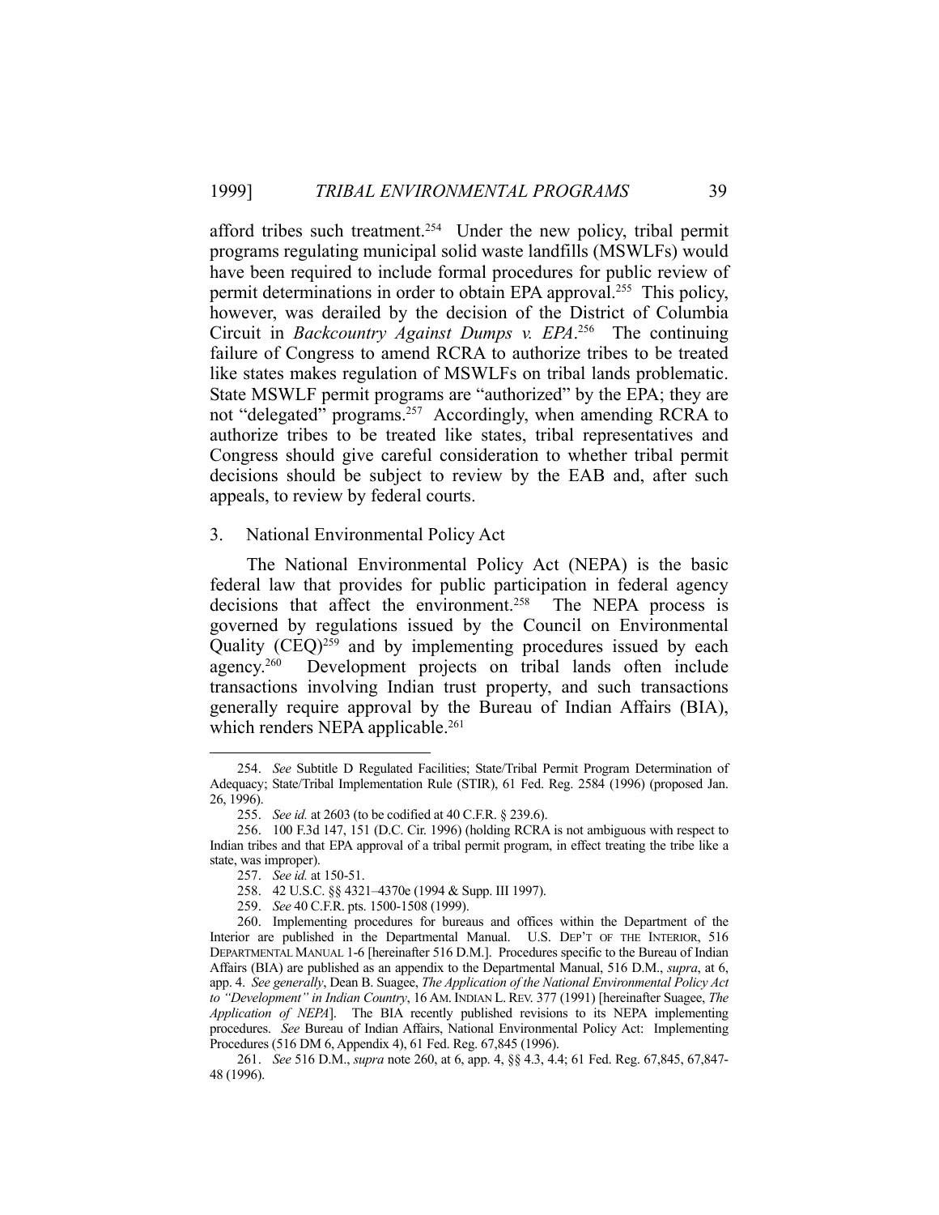afford tribes such treatment.[254] Under the new policy, tribal permit programs regulating municipal solid waste landfills (MSWLFs) would have been required to include formal procedures for public review of permit determinations in order to obtain EPA approval.[255] This policy, however, was derailed by the decision of the District of Columbia Circuit in *Backcountry Against Dumps v. EPA*.[256] The continuing failure of Congress to amend RCRA to authorize tribes to be treated like states makes regulation of MSWLFs on tribal lands problematic. State MSWLF permit programs are "authorized" by the EPA; they are not "delegated" programs.[257] Accordingly, when amending RCRA to authorize tribes to be treated like states, tribal representatives and Congress should give careful consideration to whether tribal permit decisions should be subject to review by the EAB and, after such appeals, to review by federal courts.

### 3. National Environmental Policy Act

The National Environmental Policy Act (NEPA) is the basic federal law that provides for public participation in federal agency decisions that affect the environment.[258] The NEPA process is governed by regulations issued by the Council on Environmental Quality (CEQ)[259] and by implementing procedures issued by each agency.[260] Development projects on tribal lands often include transactions involving Indian trust property, and such transactions generally require approval by the Bureau of Indian Affairs (BIA), which renders NEPA applicable.[261]

---

254. *See* Subtitle D Regulated Facilities; State/Tribal Permit Program Determination of Adequacy; State/Tribal Implementation Rule (STIR), 61 Fed. Reg. 2584 (1996) (proposed Jan. 26, 1996).

255. *See id.* at 2603 (to be codified at 40 C.F.R. § 239.6).

256. 100 F.3d 147, 151 (D.C. Cir. 1996) (holding RCRA is not ambiguous with respect to Indian tribes and that EPA approval of a tribal permit program, in effect treating the tribe like a state, was improper).

257. *See id.* at 150-51.

258. 42 U.S.C. §§ 4321–4370e (1994 & Supp. III 1997).

259. *See* 40 C.F.R. pts. 1500-1508 (1999).

260. Implementing procedures for bureaus and offices within the Department of the Interior are published in the Departmental Manual. U.S. DEP'T OF THE INTERIOR, 516 DEPARTMENTAL MANUAL 1-6 [hereinafter 516 D.M.]. Procedures specific to the Bureau of Indian Affairs (BIA) are published as an appendix to the Departmental Manual, 516 D.M., *supra*, at 6, app. 4. *See generally*, Dean B. Suagee, *The Application of the National Environmental Policy Act to "Development" in Indian Country*, 16 AM. INDIAN L. REV. 377 (1991) [hereinafter Suagee, *The Application of NEPA*]. The BIA recently published revisions to its NEPA implementing procedures. *See* Bureau of Indian Affairs, National Environmental Policy Act: Implementing Procedures (516 DM 6, Appendix 4), 61 Fed. Reg. 67,845 (1996).

261. *See* 516 D.M., *supra* note 260, at 6, app. 4, §§ 4.3, 4.4; 61 Fed. Reg. 67,845, 67,847-48 (1996).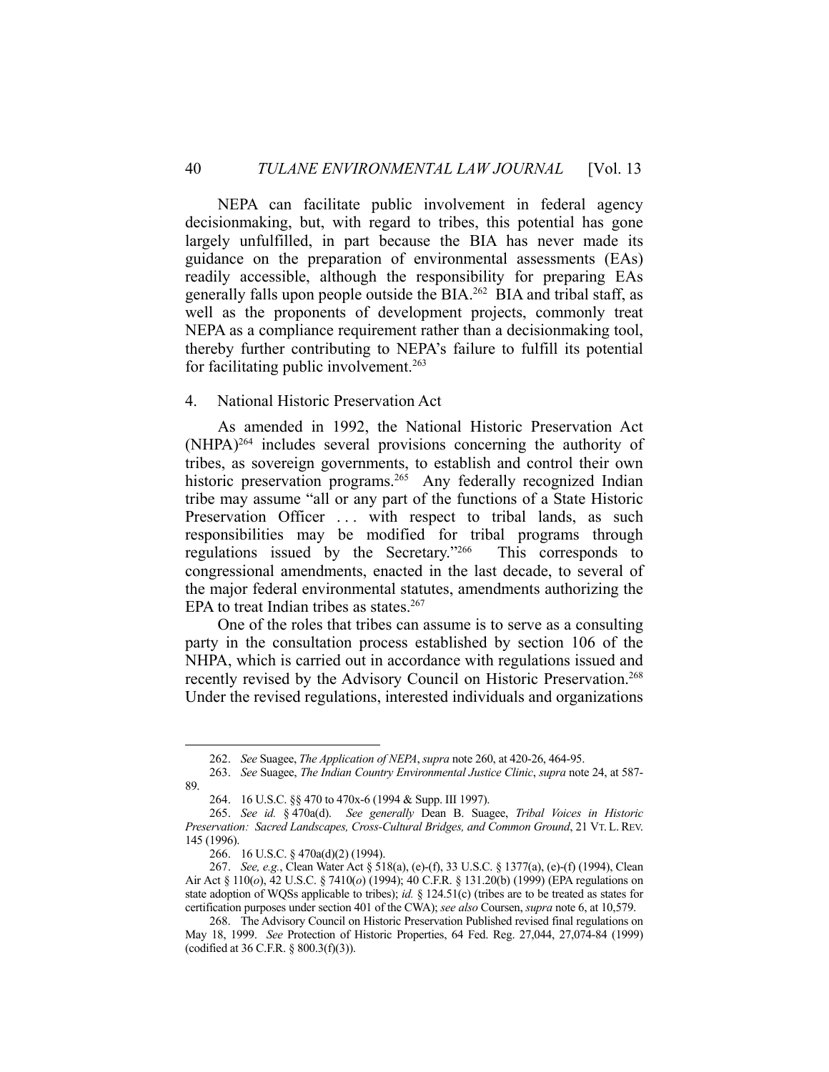NEPA can facilitate public involvement in federal agency decisionmaking, but, with regard to tribes, this potential has gone largely unfulfilled, in part because the BIA has never made its guidance on the preparation of environmental assessments (EAs) readily accessible, although the responsibility for preparing EAs generally falls upon people outside the BIA.[262] BIA and tribal staff, as well as the proponents of development projects, commonly treat NEPA as a compliance requirement rather than a decisionmaking tool, thereby further contributing to NEPA's failure to fulfill its potential for facilitating public involvement.[263]

### 4. National Historic Preservation Act

As amended in 1992, the National Historic Preservation Act (NHPA)[264] includes several provisions concerning the authority of tribes, as sovereign governments, to establish and control their own historic preservation programs.[265] Any federally recognized Indian tribe may assume "all or any part of the functions of a State Historic Preservation Officer . . . with respect to tribal lands, as such responsibilities may be modified for tribal programs through regulations issued by the Secretary."[266] This corresponds to congressional amendments, enacted in the last decade, to several of the major federal environmental statutes, amendments authorizing the EPA to treat Indian tribes as states.[267]

One of the roles that tribes can assume is to serve as a consulting party in the consultation process established by section 106 of the NHPA, which is carried out in accordance with regulations issued and recently revised by the Advisory Council on Historic Preservation.[268] Under the revised regulations, interested individuals and organizations

---

262. *See* Suagee, *The Application of NEPA*, *supra* note 260, at 420-26, 464-95.

263. *See* Suagee, *The Indian Country Environmental Justice Clinic*, *supra* note 24, at 587-89.

264. 16 U.S.C. §§ 470 to 470x-6 (1994 & Supp. III 1997).

265. *See id.* § 470a(d). *See generally* Dean B. Suagee, *Tribal Voices in Historic Preservation: Sacred Landscapes, Cross-Cultural Bridges, and Common Ground*, 21 VT. L. REV. 145 (1996).

266. 16 U.S.C. § 470a(d)(2) (1994).

267. *See, e.g.*, Clean Water Act § 518(a), (e)-(f), 33 U.S.C. § 1377(a), (e)-(f) (1994), Clean Air Act § 110(*o*), 42 U.S.C. § 7410(*o*) (1994); 40 C.F.R. § 131.20(b) (1999) (EPA regulations on state adoption of WQSs applicable to tribes); *id.* § 124.51(c) (tribes are to be treated as states for certification purposes under section 401 of the CWA); *see also* Coursen, *supra* note 6, at 10,579.

268. The Advisory Council on Historic Preservation Published revised final regulations on May 18, 1999. *See* Protection of Historic Properties, 64 Fed. Reg. 27,044, 27,074-84 (1999) (codified at 36 C.F.R. § 800.3(f)(3)).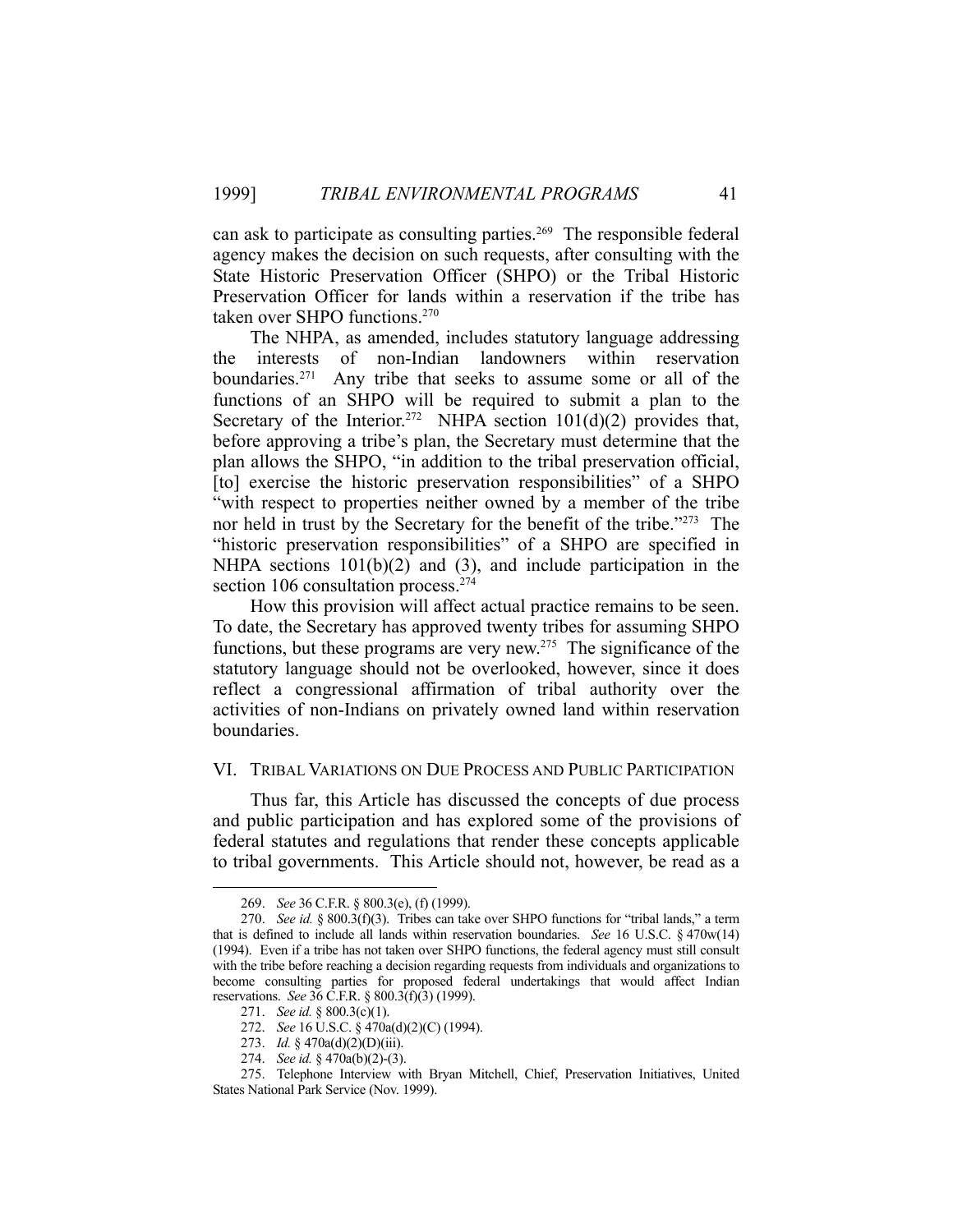can ask to participate as consulting parties.[269] The responsible federal agency makes the decision on such requests, after consulting with the State Historic Preservation Officer (SHPO) or the Tribal Historic Preservation Officer for lands within a reservation if the tribe has taken over SHPO functions.[270]

The NHPA, as amended, includes statutory language addressing the interests of non-Indian landowners within reservation boundaries.[271] Any tribe that seeks to assume some or all of the functions of an SHPO will be required to submit a plan to the Secretary of the Interior.[272] NHPA section 101(d)(2) provides that, before approving a tribe's plan, the Secretary must determine that the plan allows the SHPO, "in addition to the tribal preservation official, [to] exercise the historic preservation responsibilities" of a SHPO "with respect to properties neither owned by a member of the tribe nor held in trust by the Secretary for the benefit of the tribe."[273] The "historic preservation responsibilities" of a SHPO are specified in NHPA sections 101(b)(2) and (3), and include participation in the section 106 consultation process.[274]

How this provision will affect actual practice remains to be seen. To date, the Secretary has approved twenty tribes for assuming SHPO functions, but these programs are very new.[275] The significance of the statutory language should not be overlooked, however, since it does reflect a congressional affirmation of tribal authority over the activities of non-Indians on privately owned land within reservation boundaries.

## VI. Tribal Variations on Due Process and Public Participation

Thus far, this Article has discussed the concepts of due process and public participation and has explored some of the provisions of federal statutes and regulations that render these concepts applicable to tribal governments. This Article should not, however, be read as a

---

269. *See* 36 C.F.R. § 800.3(e), (f) (1999).

270. *See id.* § 800.3(f)(3). Tribes can take over SHPO functions for "tribal lands," a term that is defined to include all lands within reservation boundaries. *See* 16 U.S.C. § 470w(14) (1994). Even if a tribe has not taken over SHPO functions, the federal agency must still consult with the tribe before reaching a decision regarding requests from individuals and organizations to become consulting parties for proposed federal undertakings that would affect Indian reservations. *See* 36 C.F.R. § 800.3(f)(3) (1999).

271. *See id.* § 800.3(c)(1).

272. *See* 16 U.S.C. § 470a(d)(2)(C) (1994).

273. *Id.* § 470a(d)(2)(D)(iii).

274. *See id.* § 470a(b)(2)-(3).

275. Telephone Interview with Bryan Mitchell, Chief, Preservation Initiatives, United States National Park Service (Nov. 1999).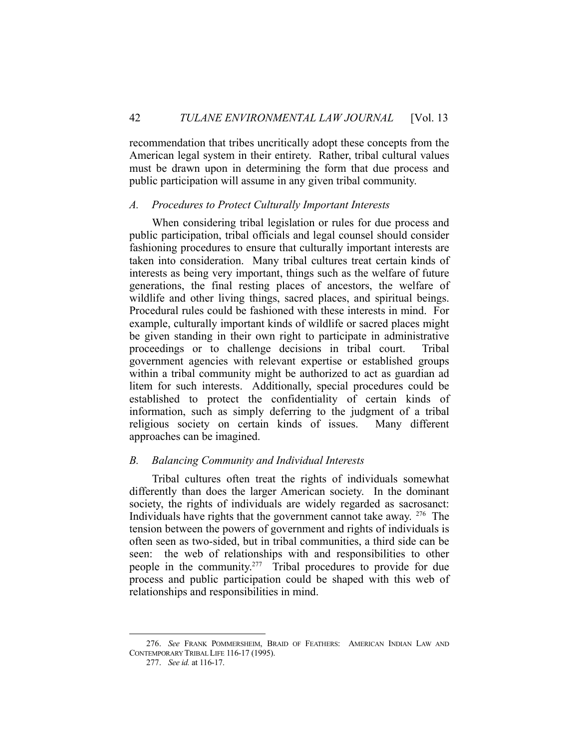recommendation that tribes uncritically adopt these concepts from the American legal system in their entirety. Rather, tribal cultural values must be drawn upon in determining the form that due process and public participation will assume in any given tribal community.

### *A. Procedures to Protect Culturally Important Interests*

When considering tribal legislation or rules for due process and public participation, tribal officials and legal counsel should consider fashioning procedures to ensure that culturally important interests are taken into consideration. Many tribal cultures treat certain kinds of interests as being very important, things such as the welfare of future generations, the final resting places of ancestors, the welfare of wildlife and other living things, sacred places, and spiritual beings. Procedural rules could be fashioned with these interests in mind. For example, culturally important kinds of wildlife or sacred places might be given standing in their own right to participate in administrative proceedings or to challenge decisions in tribal court. Tribal government agencies with relevant expertise or established groups within a tribal community might be authorized to act as guardian ad litem for such interests. Additionally, special procedures could be established to protect the confidentiality of certain kinds of information, such as simply deferring to the judgment of a tribal religious society on certain kinds of issues. Many different approaches can be imagined.

### *B. Balancing Community and Individual Interests*

Tribal cultures often treat the rights of individuals somewhat differently than does the larger American society. In the dominant society, the rights of individuals are widely regarded as sacrosanct: Individuals have rights that the government cannot take away. [276] The tension between the powers of government and rights of individuals is often seen as two-sided, but in tribal communities, a third side can be seen: the web of relationships with and responsibilities to other people in the community.[277] Tribal procedures to provide for due process and public participation could be shaped with this web of relationships and responsibilities in mind.

---

276. *See* FRANK POMMERSHEIM, BRAID OF FEATHERS: AMERICAN INDIAN LAW AND CONTEMPORARY TRIBAL LIFE 116-17 (1995).

277. *See id.* at 116-17.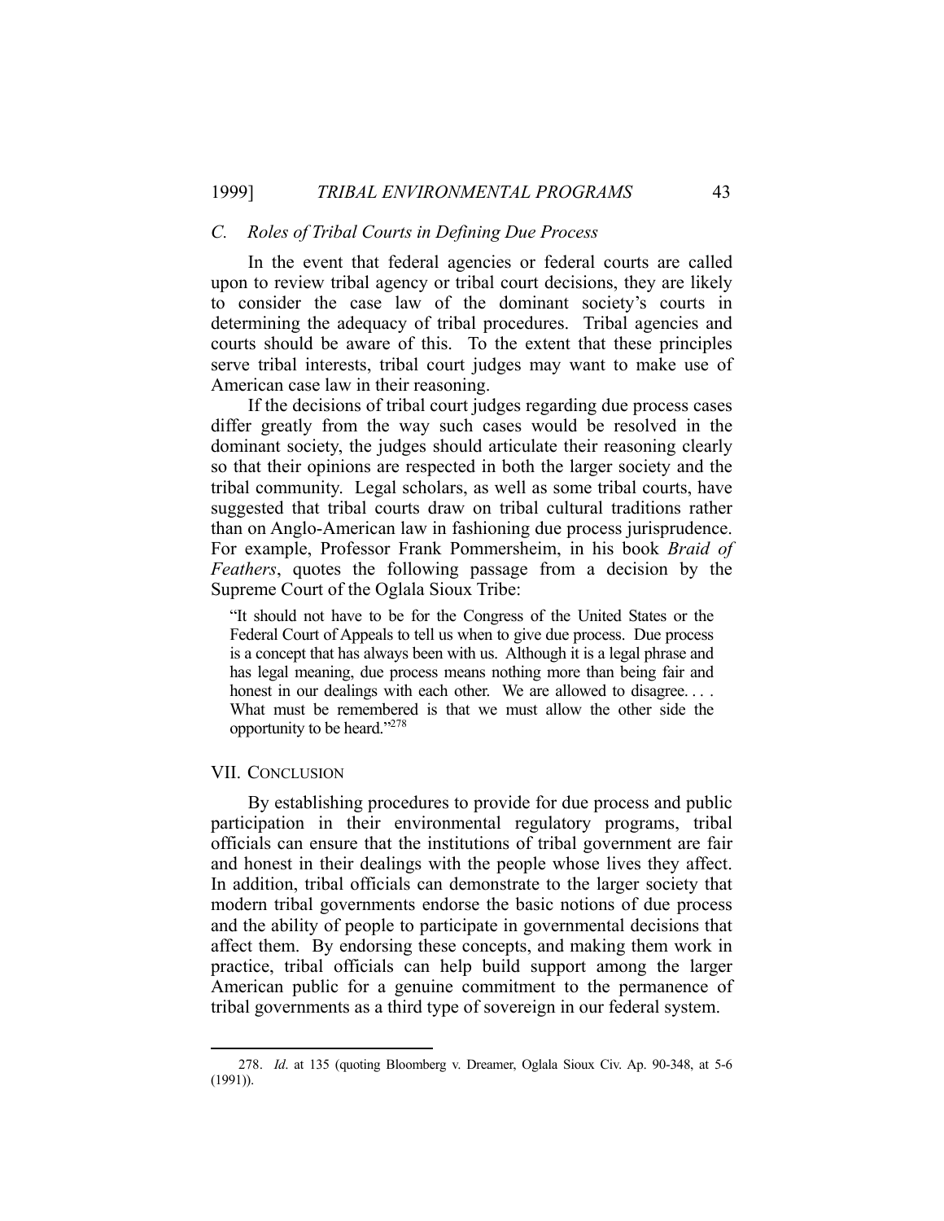### C. Roles of Tribal Courts in Defining Due Process

In the event that federal agencies or federal courts are called upon to review tribal agency or tribal court decisions, they are likely to consider the case law of the dominant society's courts in determining the adequacy of tribal procedures. Tribal agencies and courts should be aware of this. To the extent that these principles serve tribal interests, tribal court judges may want to make use of American case law in their reasoning.

If the decisions of tribal court judges regarding due process cases differ greatly from the way such cases would be resolved in the dominant society, the judges should articulate their reasoning clearly so that their opinions are respected in both the larger society and the tribal community. Legal scholars, as well as some tribal courts, have suggested that tribal courts draw on tribal cultural traditions rather than on Anglo-American law in fashioning due process jurisprudence. For example, Professor Frank Pommersheim, in his book *Braid of Feathers*, quotes the following passage from a decision by the Supreme Court of the Oglala Sioux Tribe:

> "It should not have to be for the Congress of the United States or the Federal Court of Appeals to tell us when to give due process. Due process is a concept that has always been with us. Although it is a legal phrase and has legal meaning, due process means nothing more than being fair and honest in our dealings with each other. We are allowed to disagree. . . . What must be remembered is that we must allow the other side the opportunity to be heard."[278]

## VII. Conclusion

By establishing procedures to provide for due process and public participation in their environmental regulatory programs, tribal officials can ensure that the institutions of tribal government are fair and honest in their dealings with the people whose lives they affect. In addition, tribal officials can demonstrate to the larger society that modern tribal governments endorse the basic notions of due process and the ability of people to participate in governmental decisions that affect them. By endorsing these concepts, and making them work in practice, tribal officials can help build support among the larger American public for a genuine commitment to the permanence of tribal governments as a third type of sovereign in our federal system.

---

278. *Id*. at 135 (quoting Bloomberg v. Dreamer, Oglala Sioux Civ. Ap. 90-348, at 5-6 (1991)).